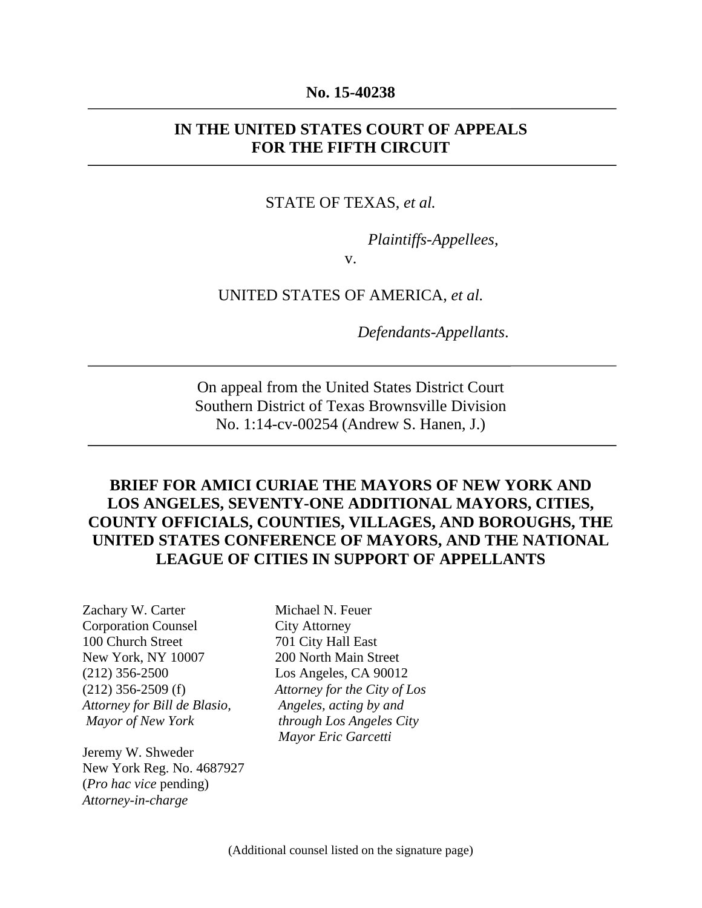**No. 15-40238**

---

**IN THE UNITED STATES COURT OF APPEALS**
**FOR THE FIFTH CIRCUIT**

---

STATE OF TEXAS, *et al.*

*Plaintiffs-Appellees*,

v.

UNITED STATES OF AMERICA, *et al.*

*Defendants-Appellants*.

---

On appeal from the United States District Court
Southern District of Texas Brownsville Division
No. 1:14-cv-00254 (Andrew S. Hanen, J.)

---

**BRIEF FOR AMICI CURIAE THE MAYORS OF NEW YORK AND LOS ANGELES, SEVENTY-ONE ADDITIONAL MAYORS, CITIES, COUNTY OFFICIALS, COUNTIES, VILLAGES, AND BOROUGHS, THE UNITED STATES CONFERENCE OF MAYORS, AND THE NATIONAL LEAGUE OF CITIES IN SUPPORT OF APPELLANTS**

Zachary W. Carter
Corporation Counsel
100 Church Street
New York, NY 10007
(212) 356-2500
(212) 356-2509 (f)
*Attorney for Bill de Blasio, Mayor of New York*

Jeremy W. Shweder
New York Reg. No. 4687927
(*Pro hac vice* pending)
*Attorney-in-charge*

Michael N. Feuer
City Attorney
701 City Hall East
200 North Main Street
Los Angeles, CA 90012
*Attorney for the City of Los Angeles, acting by and through Los Angeles City Mayor Eric Garcetti*

(Additional counsel listed on the signature page)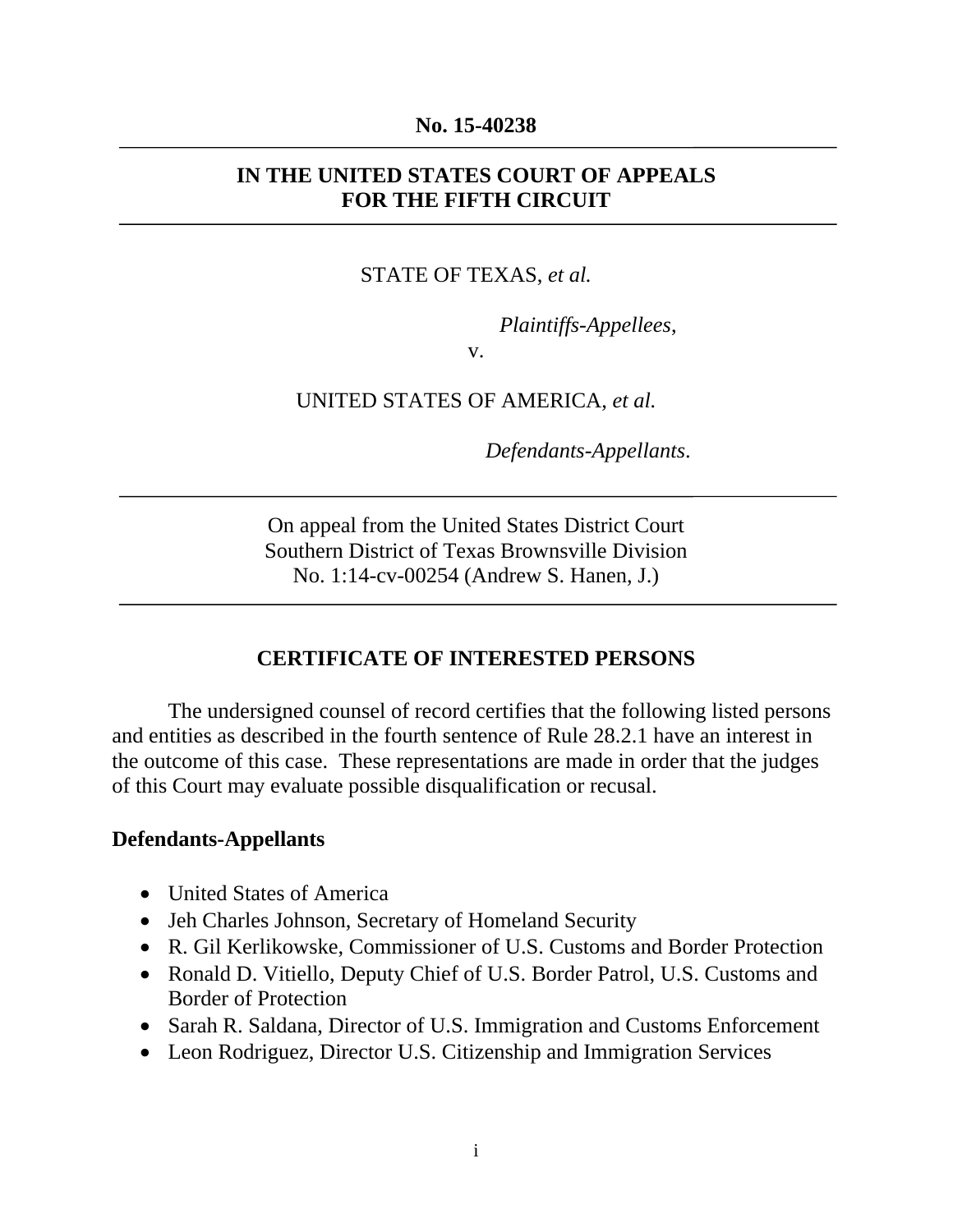**No. 15-40238**

---

**IN THE UNITED STATES COURT OF APPEALS FOR THE FIFTH CIRCUIT**

---

STATE OF TEXAS, *et al.*

*Plaintiffs-Appellees*,

v.

UNITED STATES OF AMERICA, *et al.*

*Defendants-Appellants*.

---

On appeal from the United States District Court
Southern District of Texas Brownsville Division
No. 1:14-cv-00254 (Andrew S. Hanen, J.)

---

## CERTIFICATE OF INTERESTED PERSONS

The undersigned counsel of record certifies that the following listed persons and entities as described in the fourth sentence of Rule 28.2.1 have an interest in the outcome of this case. These representations are made in order that the judges of this Court may evaluate possible disqualification or recusal.

### Defendants-Appellants

- United States of America
- Jeh Charles Johnson, Secretary of Homeland Security
- R. Gil Kerlikowske, Commissioner of U.S. Customs and Border Protection
- Ronald D. Vitiello, Deputy Chief of U.S. Border Patrol, U.S. Customs and Border of Protection
- Sarah R. Saldana, Director of U.S. Immigration and Customs Enforcement
- Leon Rodriguez, Director U.S. Citizenship and Immigration Services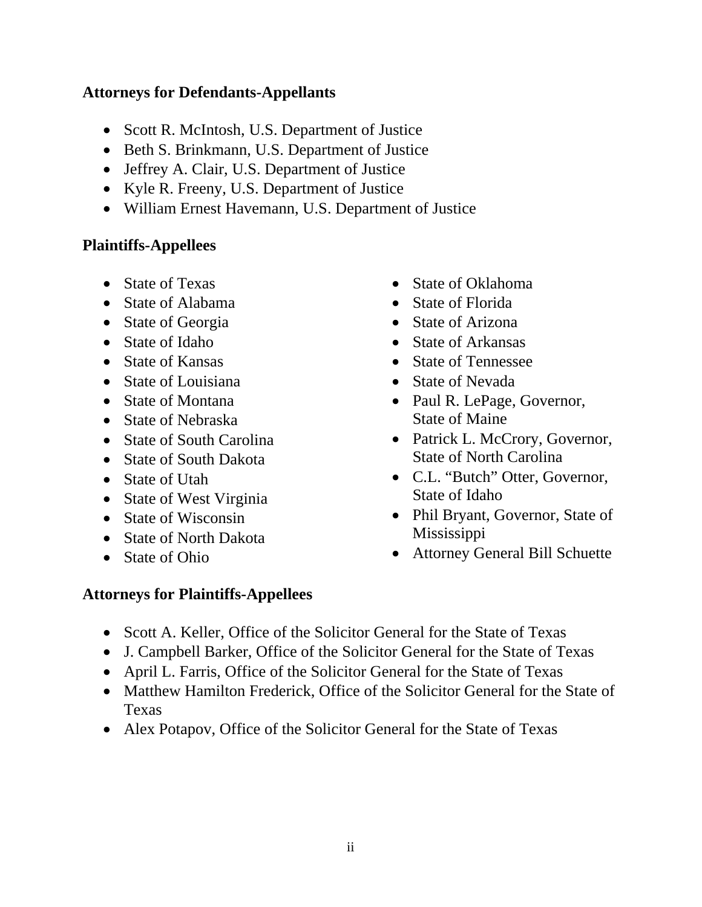**Attorneys for Defendants-Appellants**

- Scott R. McIntosh, U.S. Department of Justice
- Beth S. Brinkmann, U.S. Department of Justice
- Jeffrey A. Clair, U.S. Department of Justice
- Kyle R. Freeny, U.S. Department of Justice
- William Ernest Havemann, U.S. Department of Justice

**Plaintiffs-Appellees**

- State of Texas
- State of Alabama
- State of Georgia
- State of Idaho
- State of Kansas
- State of Louisiana
- State of Montana
- State of Nebraska
- State of South Carolina
- State of South Dakota
- State of Utah
- State of West Virginia
- State of Wisconsin
- State of North Dakota
- State of Ohio
- State of Oklahoma
- State of Florida
- State of Arizona
- State of Arkansas
- State of Tennessee
- State of Nevada
- Paul R. LePage, Governor, State of Maine
- Patrick L. McCrory, Governor, State of North Carolina
- C.L. "Butch" Otter, Governor, State of Idaho
- Phil Bryant, Governor, State of Mississippi
- Attorney General Bill Schuette

**Attorneys for Plaintiffs-Appellees**

- Scott A. Keller, Office of the Solicitor General for the State of Texas
- J. Campbell Barker, Office of the Solicitor General for the State of Texas
- April L. Farris, Office of the Solicitor General for the State of Texas
- Matthew Hamilton Frederick, Office of the Solicitor General for the State of Texas
- Alex Potapov, Office of the Solicitor General for the State of Texas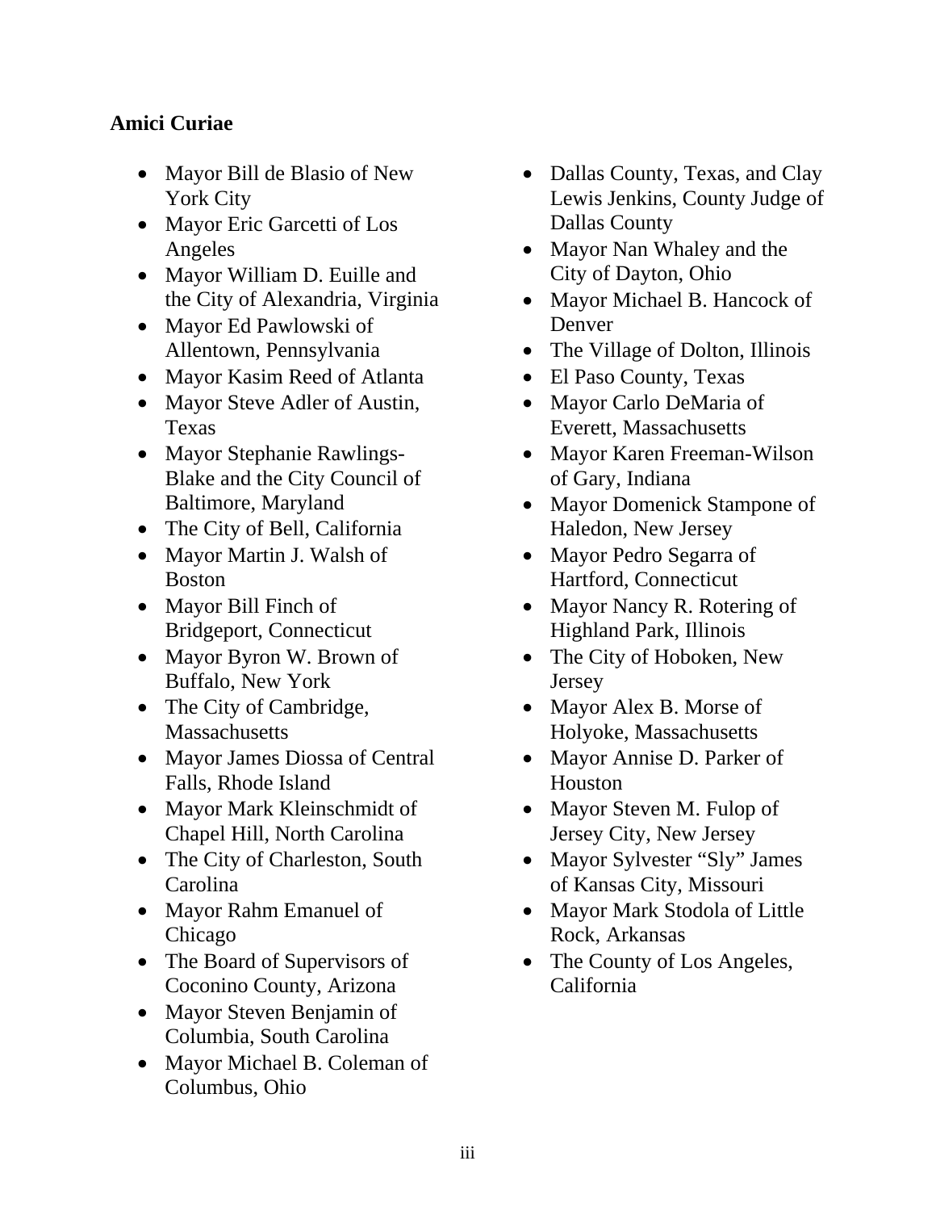**Amici Curiae**

- Mayor Bill de Blasio of New York City
- Mayor Eric Garcetti of Los Angeles
- Mayor William D. Euille and the City of Alexandria, Virginia
- Mayor Ed Pawlowski of Allentown, Pennsylvania
- Mayor Kasim Reed of Atlanta
- Mayor Steve Adler of Austin, Texas
- Mayor Stephanie Rawlings-Blake and the City Council of Baltimore, Maryland
- The City of Bell, California
- Mayor Martin J. Walsh of Boston
- Mayor Bill Finch of Bridgeport, Connecticut
- Mayor Byron W. Brown of Buffalo, New York
- The City of Cambridge, Massachusetts
- Mayor James Diossa of Central Falls, Rhode Island
- Mayor Mark Kleinschmidt of Chapel Hill, North Carolina
- The City of Charleston, South Carolina
- Mayor Rahm Emanuel of Chicago
- The Board of Supervisors of Coconino County, Arizona
- Mayor Steven Benjamin of Columbia, South Carolina
- Mayor Michael B. Coleman of Columbus, Ohio
- Dallas County, Texas, and Clay Lewis Jenkins, County Judge of Dallas County
- Mayor Nan Whaley and the City of Dayton, Ohio
- Mayor Michael B. Hancock of Denver
- The Village of Dolton, Illinois
- El Paso County, Texas
- Mayor Carlo DeMaria of Everett, Massachusetts
- Mayor Karen Freeman-Wilson of Gary, Indiana
- Mayor Domenick Stampone of Haledon, New Jersey
- Mayor Pedro Segarra of Hartford, Connecticut
- Mayor Nancy R. Rotering of Highland Park, Illinois
- The City of Hoboken, New Jersey
- Mayor Alex B. Morse of Holyoke, Massachusetts
- Mayor Annise D. Parker of Houston
- Mayor Steven M. Fulop of Jersey City, New Jersey
- Mayor Sylvester "Sly" James of Kansas City, Missouri
- Mayor Mark Stodola of Little Rock, Arkansas
- The County of Los Angeles, California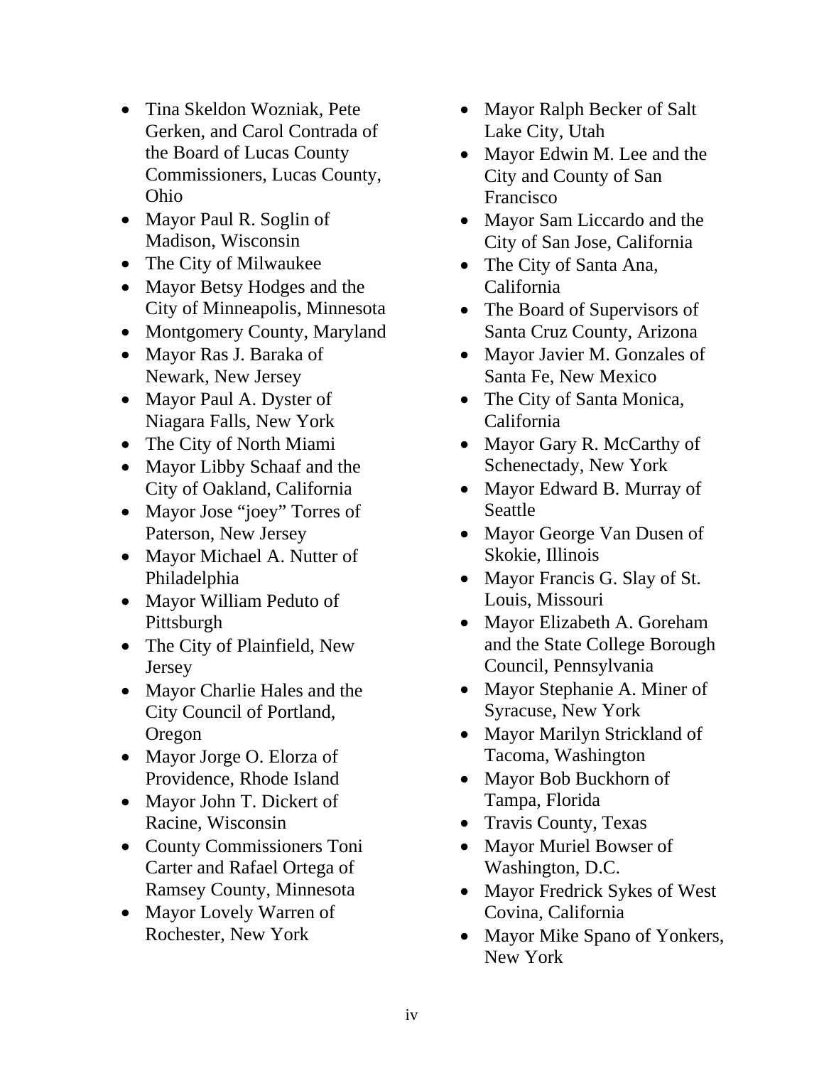- Tina Skeldon Wozniak, Pete Gerken, and Carol Contrada of the Board of Lucas County Commissioners, Lucas County, Ohio
- Mayor Paul R. Soglin of Madison, Wisconsin
- The City of Milwaukee
- Mayor Betsy Hodges and the City of Minneapolis, Minnesota
- Montgomery County, Maryland
- Mayor Ras J. Baraka of Newark, New Jersey
- Mayor Paul A. Dyster of Niagara Falls, New York
- The City of North Miami
- Mayor Libby Schaaf and the City of Oakland, California
- Mayor Jose "joey" Torres of Paterson, New Jersey
- Mayor Michael A. Nutter of Philadelphia
- Mayor William Peduto of Pittsburgh
- The City of Plainfield, New Jersey
- Mayor Charlie Hales and the City Council of Portland, Oregon
- Mayor Jorge O. Elorza of Providence, Rhode Island
- Mayor John T. Dickert of Racine, Wisconsin
- County Commissioners Toni Carter and Rafael Ortega of Ramsey County, Minnesota
- Mayor Lovely Warren of Rochester, New York
- Mayor Ralph Becker of Salt Lake City, Utah
- Mayor Edwin M. Lee and the City and County of San Francisco
- Mayor Sam Liccardo and the City of San Jose, California
- The City of Santa Ana, California
- The Board of Supervisors of Santa Cruz County, Arizona
- Mayor Javier M. Gonzales of Santa Fe, New Mexico
- The City of Santa Monica, California
- Mayor Gary R. McCarthy of Schenectady, New York
- Mayor Edward B. Murray of Seattle
- Mayor George Van Dusen of Skokie, Illinois
- Mayor Francis G. Slay of St. Louis, Missouri
- Mayor Elizabeth A. Goreham and the State College Borough Council, Pennsylvania
- Mayor Stephanie A. Miner of Syracuse, New York
- Mayor Marilyn Strickland of Tacoma, Washington
- Mayor Bob Buckhorn of Tampa, Florida
- Travis County, Texas
- Mayor Muriel Bowser of Washington, D.C.
- Mayor Fredrick Sykes of West Covina, California
- Mayor Mike Spano of Yonkers, New York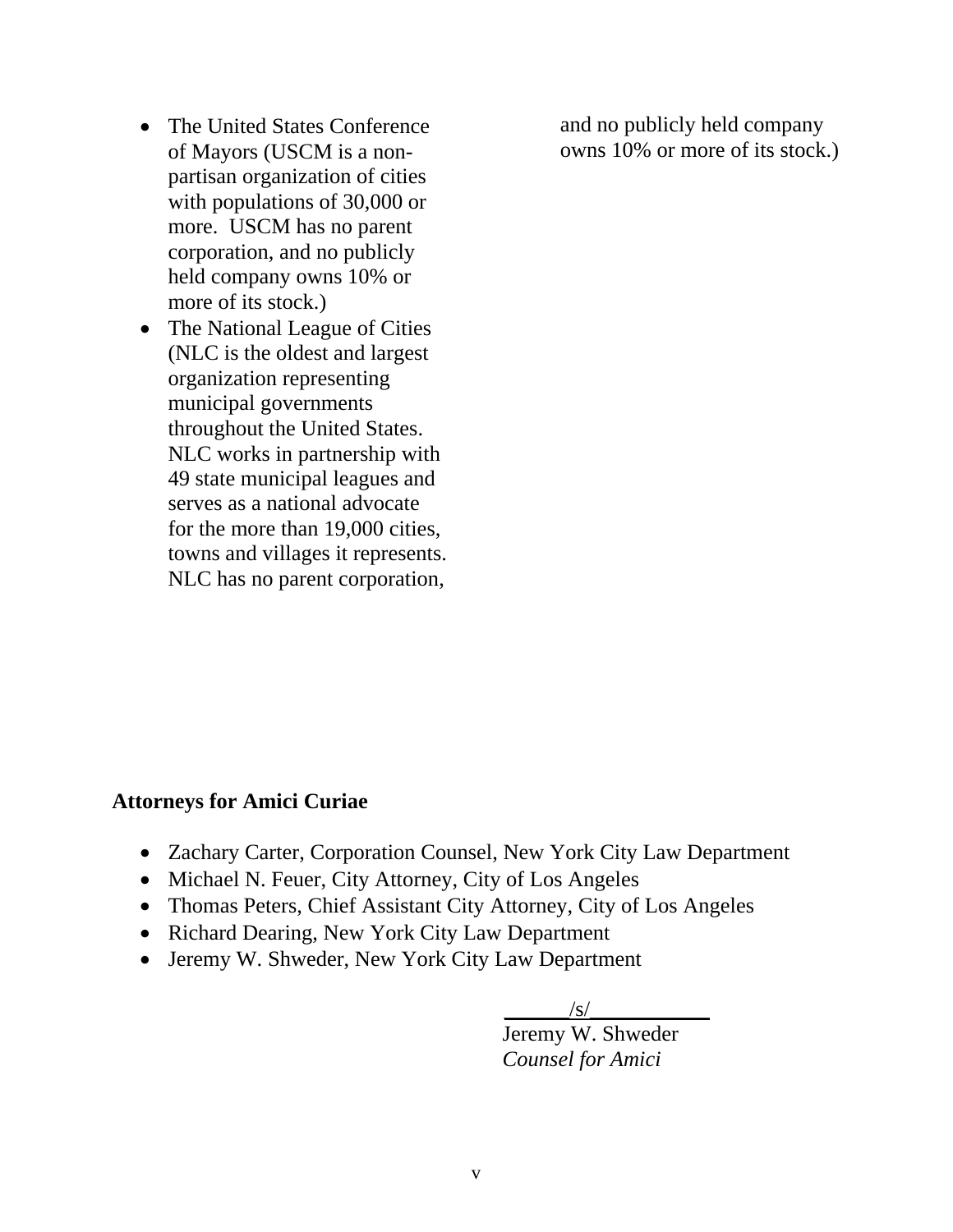- The United States Conference of Mayors (USCM is a non-partisan organization of cities with populations of 30,000 or more. USCM has no parent corporation, and no publicly held company owns 10% or more of its stock.)
- The National League of Cities (NLC is the oldest and largest organization representing municipal governments throughout the United States. NLC works in partnership with 49 state municipal leagues and serves as a national advocate for the more than 19,000 cities, towns and villages it represents. NLC has no parent corporation, and no publicly held company owns 10% or more of its stock.)

**Attorneys for Amici Curiae**

- Zachary Carter, Corporation Counsel, New York City Law Department
- Michael N. Feuer, City Attorney, City of Los Angeles
- Thomas Peters, Chief Assistant City Attorney, City of Los Angeles
- Richard Dearing, New York City Law Department
- Jeremy W. Shweder, New York City Law Department

/s/
Jeremy W. Shweder
*Counsel for Amici*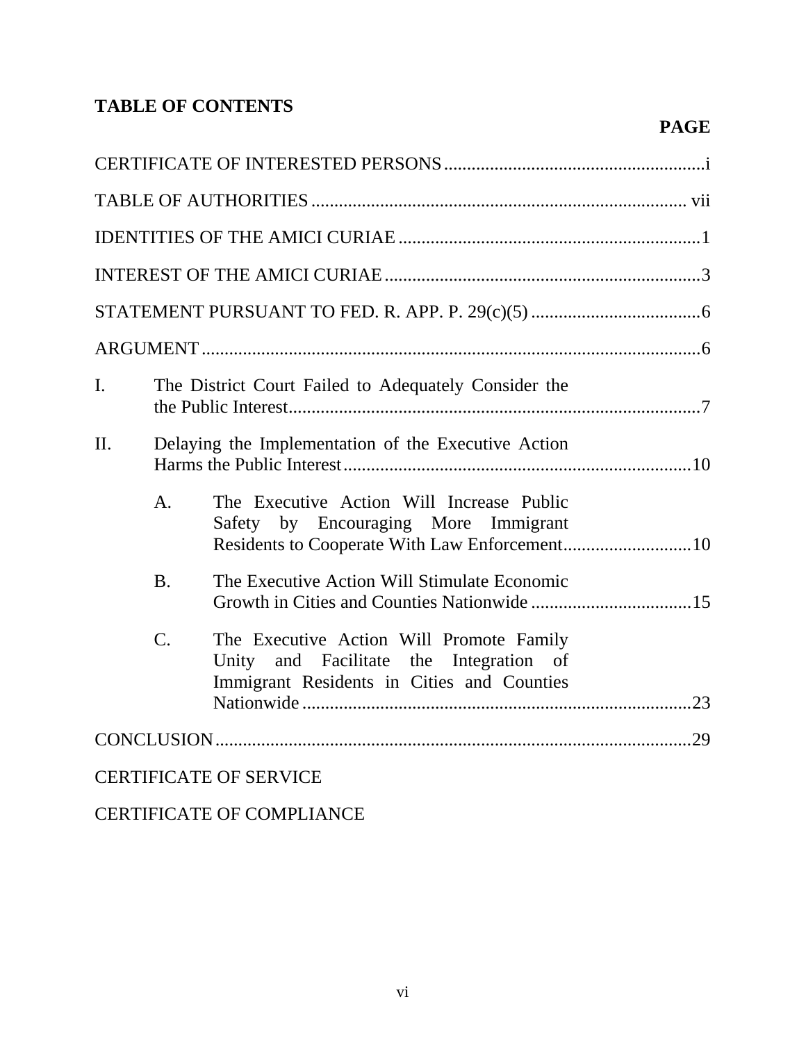## TABLE OF CONTENTS

| | PAGE |
|---|---|
| CERTIFICATE OF INTERESTED PERSONS | i |
| TABLE OF AUTHORITIES | vii |
| IDENTITIES OF THE AMICI CURIAE | 1 |
| INTEREST OF THE AMICI CURIAE | 3 |
| STATEMENT PURSUANT TO FED. R. APP. P. 29(c)(5) | 6 |
| ARGUMENT | 6 |
| I. The District Court Failed to Adequately Consider the the Public Interest | 7 |
| II. Delaying the Implementation of the Executive Action Harms the Public Interest | 10 |
| A. The Executive Action Will Increase Public Safety by Encouraging More Immigrant Residents to Cooperate With Law Enforcement | 10 |
| B. The Executive Action Will Stimulate Economic Growth in Cities and Counties Nationwide | 15 |
| C. The Executive Action Will Promote Family Unity and Facilitate the Integration of Immigrant Residents in Cities and Counties Nationwide | 23 |
| CONCLUSION | 29 |
| CERTIFICATE OF SERVICE | |
| CERTIFICATE OF COMPLIANCE | |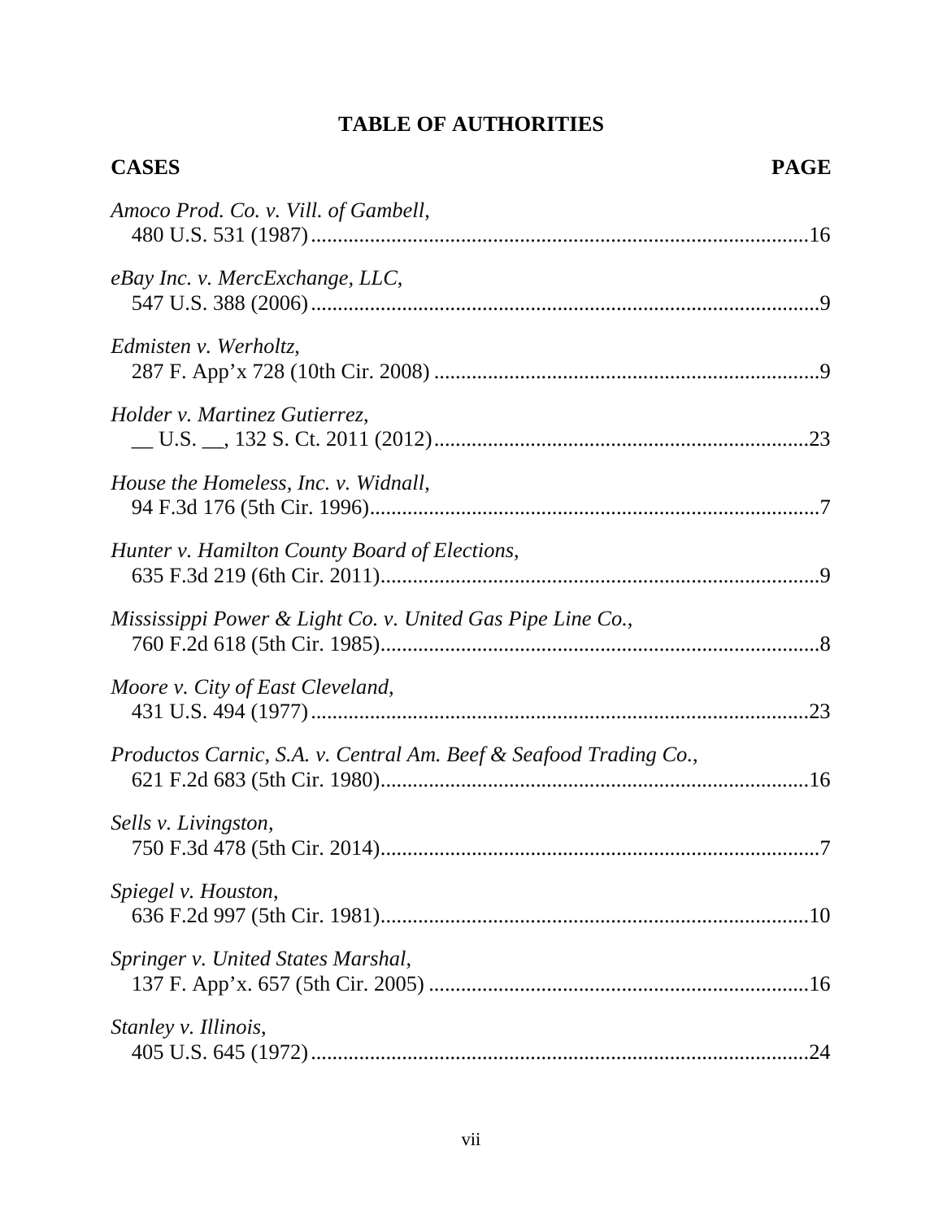# TABLE OF AUTHORITIES

**CASES** **PAGE**

*Amoco Prod. Co. v. Vill. of Gambell*,
480 U.S. 531 (1987)..........................................................................................16

*eBay Inc. v. MercExchange, LLC*,
547 U.S. 388 (2006)............................................................................................9

*Edmisten v. Werholtz*,
287 F. App'x 728 (10th Cir. 2008) ......................................................................9

*Holder v. Martinez Gutierrez*,
\_\_ U.S. \_\_, 132 S. Ct. 2011 (2012).....................................................................23

*House the Homeless, Inc. v. Widnall*,
94 F.3d 176 (5th Cir. 1996)..................................................................................7

*Hunter v. Hamilton County Board of Elections*,
635 F.3d 219 (6th Cir. 2011)................................................................................9

*Mississippi Power & Light Co. v. United Gas Pipe Line Co.*,
760 F.2d 618 (5th Cir. 1985)................................................................................8

*Moore v. City of East Cleveland*,
431 U.S. 494 (1977)...........................................................................................23

*Productos Carnic, S.A. v. Central Am. Beef & Seafood Trading Co.*,
621 F.2d 683 (5th Cir. 1980)...............................................................................16

*Sells v. Livingston*,
750 F.3d 478 (5th Cir. 2014)................................................................................7

*Spiegel v. Houston*,
636 F.2d 997 (5th Cir. 1981)...............................................................................10

*Springer v. United States Marshal*,
137 F. App'x. 657 (5th Cir. 2005) .....................................................................16

*Stanley v. Illinois*,
405 U.S. 645 (1972)...........................................................................................24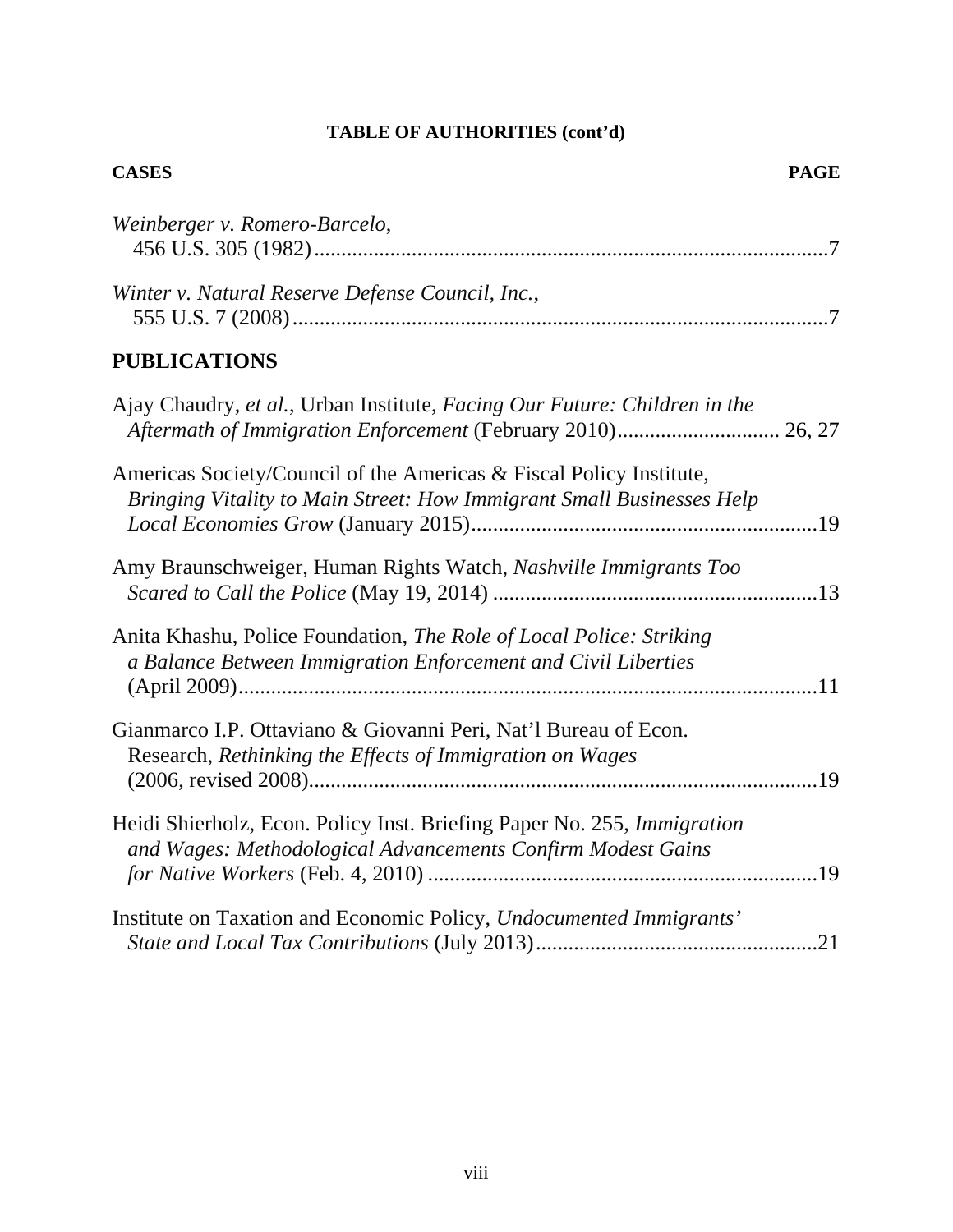**TABLE OF AUTHORITIES (cont'd)**

**CASES** **PAGE**

*Weinberger v. Romero-Barcelo*,
456 U.S. 305 (1982)..............................................................................................7

*Winter v. Natural Reserve Defense Council, Inc.*,
555 U.S. 7 (2008)..................................................................................................7

## PUBLICATIONS

Ajay Chaudry, *et al.*, Urban Institute, *Facing Our Future: Children in the Aftermath of Immigration Enforcement* (February 2010)............................. 26, 27

Americas Society/Council of the Americas & Fiscal Policy Institute, *Bringing Vitality to Main Street: How Immigrant Small Businesses Help Local Economies Grow* (January 2015)...............................................................19

Amy Braunschweiger, Human Rights Watch, *Nashville Immigrants Too Scared to Call the Police* (May 19, 2014) ...........................................................13

Anita Khashu, Police Foundation, *The Role of Local Police: Striking a Balance Between Immigration Enforcement and Civil Liberties* (April 2009)..........................................................................................................11

Gianmarco I.P. Ottaviano & Giovanni Peri, Nat'l Bureau of Econ. Research, *Rethinking the Effects of Immigration on Wages* (2006, revised 2008).............................................................................................19

Heidi Shierholz, Econ. Policy Inst. Briefing Paper No. 255, *Immigration and Wages: Methodological Advancements Confirm Modest Gains for Native Workers* (Feb. 4, 2010) .......................................................................19

Institute on Taxation and Economic Policy, *Undocumented Immigrants' State and Local Tax Contributions* (July 2013)...................................................21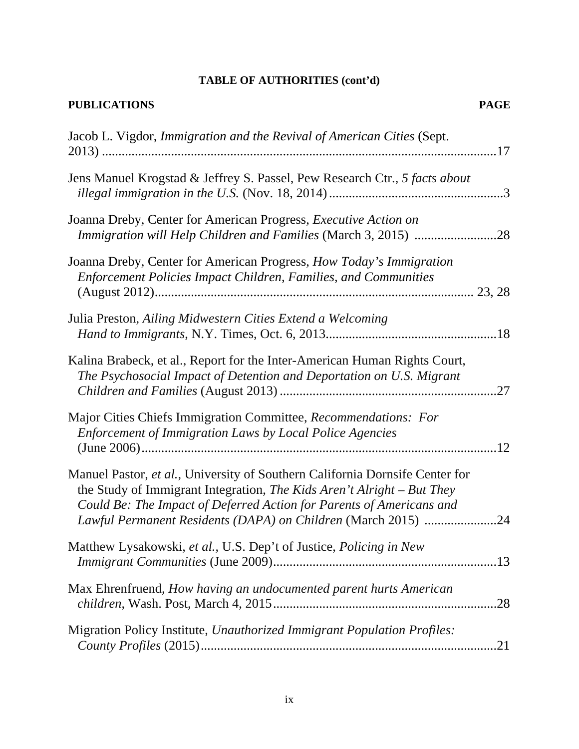**TABLE OF AUTHORITIES (cont'd)**

**PUBLICATIONS** **PAGE**

Jacob L. Vigdor, *Immigration and the Revival of American Cities* (Sept. 2013) ........................................................................................................17

Jens Manuel Krogstad & Jeffrey S. Passel, Pew Research Ctr., *5 facts about illegal immigration in the U.S.* (Nov. 18, 2014).....................................................3

Joanna Dreby, Center for American Progress, *Executive Action on Immigration will Help Children and Families* (March 3, 2015) .........................28

Joanna Dreby, Center for American Progress, *How Today's Immigration Enforcement Policies Impact Children, Families, and Communities* (August 2012)............................................................................................. 23, 28

Julia Preston, *Ailing Midwestern Cities Extend a Welcoming Hand to Immigrants*, N.Y. Times, Oct. 6, 2013....................................................18

Kalina Brabeck, et al., Report for the Inter-American Human Rights Court, *The Psychosocial Impact of Detention and Deportation on U.S. Migrant Children and Families* (August 2013) .................................................................27

Major Cities Chiefs Immigration Committee, *Recommendations: For Enforcement of Immigration Laws by Local Police Agencies* (June 2006)...........................................................................................................12

Manuel Pastor, *et al.*, University of Southern California Dornsife Center for the Study of Immigrant Integration, *The Kids Aren't Alright – But They Could Be: The Impact of Deferred Action for Parents of Americans and Lawful Permanent Residents (DAPA) on Children* (March 2015) ......................24

Matthew Lysakowski, *et al.*, U.S. Dep't of Justice, *Policing in New Immigrant Communities* (June 2009)...................................................................13

Max Ehrenfruend, *How having an undocumented parent hurts American children*, Wash. Post, March 4, 2015...................................................................28

Migration Policy Institute, *Unauthorized Immigrant Population Profiles: County Profiles* (2015).........................................................................................21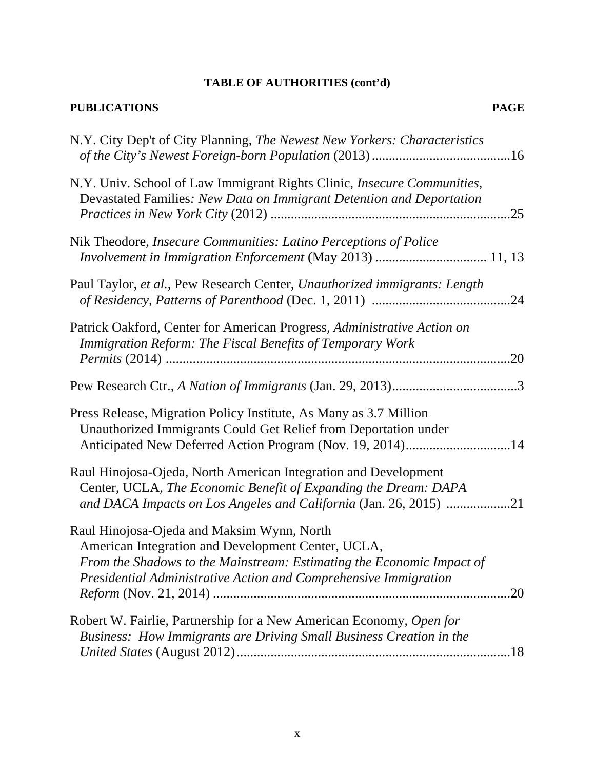**TABLE OF AUTHORITIES (cont'd)**

**PUBLICATIONS** **PAGE**

N.Y. City Dep't of City Planning, *The Newest New Yorkers: Characteristics of the City's Newest Foreign-born Population* (2013) .........................................16

N.Y. Univ. School of Law Immigrant Rights Clinic, *Insecure Communities,* Devastated Families*: New Data on Immigrant Detention and Deportation Practices in New York City* (2012) .......................................................................25

Nik Theodore, *Insecure Communities: Latino Perceptions of Police Involvement in Immigration Enforcement* (May 2013) ................................ 11, 13

Paul Taylor, *et al.*, Pew Research Center, *Unauthorized immigrants: Length of Residency, Patterns of Parenthood* (Dec. 1, 2011) .........................................24

Patrick Oakford, Center for American Progress, *Administrative Action on Immigration Reform: The Fiscal Benefits of Temporary Work Permits* (2014) ......................................................................................................20

Pew Research Ctr., *A Nation of Immigrants* (Jan. 29, 2013).....................................3

Press Release, Migration Policy Institute, As Many as 3.7 Million Unauthorized Immigrants Could Get Relief from Deportation under Anticipated New Deferred Action Program (Nov. 19, 2014)...............................14

Raul Hinojosa-Ojeda, North American Integration and Development Center, UCLA, *The Economic Benefit of Expanding the Dream: DAPA and DACA Impacts on Los Angeles and California* (Jan. 26, 2015) ..................21

Raul Hinojosa-Ojeda and Maksim Wynn, North American Integration and Development Center, UCLA, *From the Shadows to the Mainstream: Estimating the Economic Impact of Presidential Administrative Action and Comprehensive Immigration Reform* (Nov. 21, 2014) .......................................................................................20

Robert W. Fairlie, Partnership for a New American Economy, *Open for Business: How Immigrants are Driving Small Business Creation in the United States* (August 2012)................................................................................18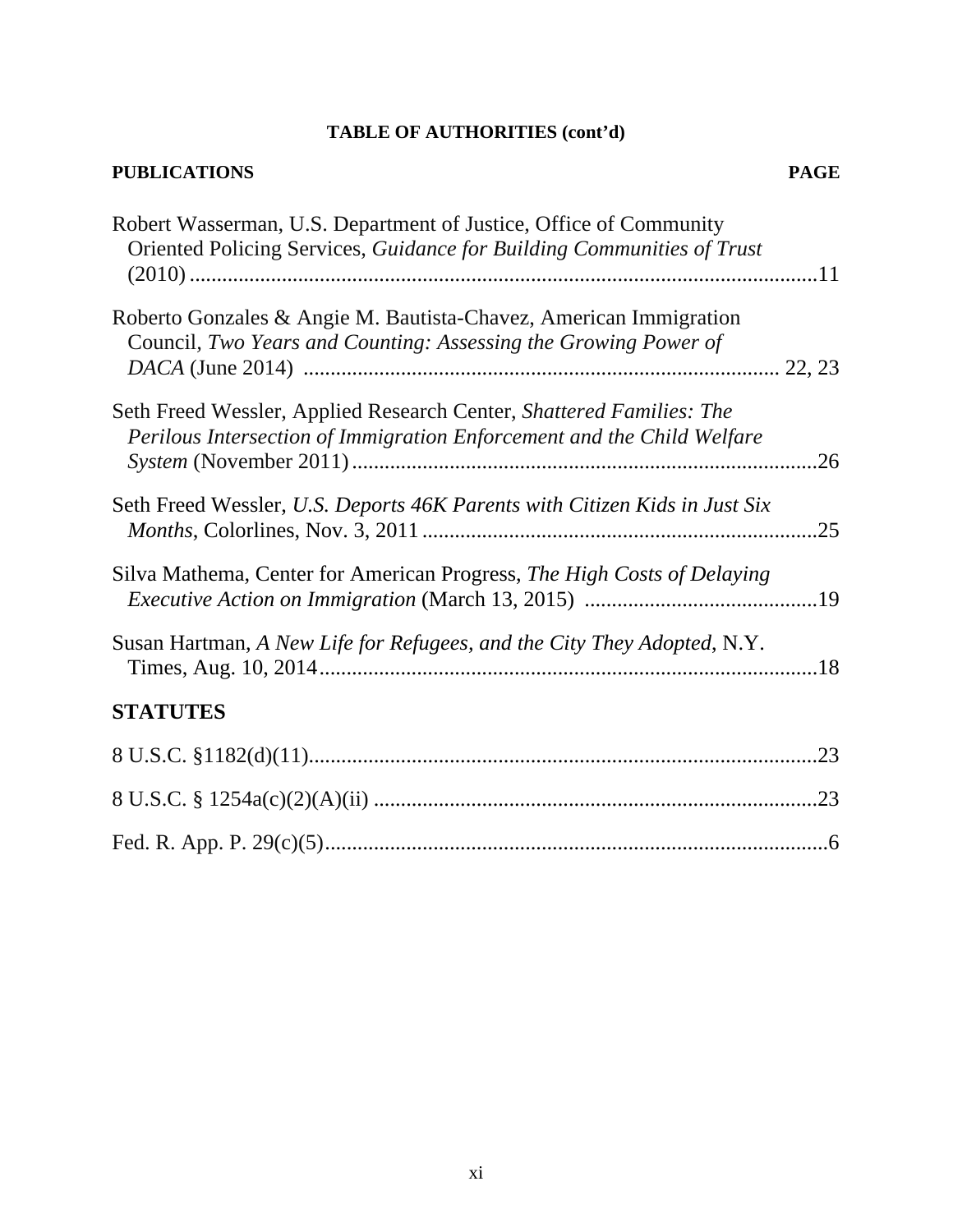**TABLE OF AUTHORITIES (cont'd)**

**PUBLICATIONS** **PAGE**

Robert Wasserman, U.S. Department of Justice, Office of Community Oriented Policing Services, *Guidance for Building Communities of Trust* (2010) ....................................................................................................11

Roberto Gonzales & Angie M. Bautista-Chavez, American Immigration Council, *Two Years and Counting: Assessing the Growing Power of DACA* (June 2014) ..................................................................................... 22, 23

Seth Freed Wessler, Applied Research Center, *Shattered Families: The Perilous Intersection of Immigration Enforcement and the Child Welfare System* (November 2011) .....................................................................................26

Seth Freed Wessler, *U.S. Deports 46K Parents with Citizen Kids in Just Six Months*, Colorlines, Nov. 3, 2011 ........................................................................25

Silva Mathema, Center for American Progress, *The High Costs of Delaying Executive Action on Immigration* (March 13, 2015) ...........................................19

Susan Hartman, *A New Life for Refugees, and the City They Adopted*, N.Y. Times, Aug. 10, 2014............................................................................................18

## STATUTES

8 U.S.C. §1182(d)(11)..............................................................................................23

8 U.S.C. § 1254a(c)(2)(A)(ii) ..................................................................................23

Fed. R. App. P. 29(c)(5)..............................................................................................6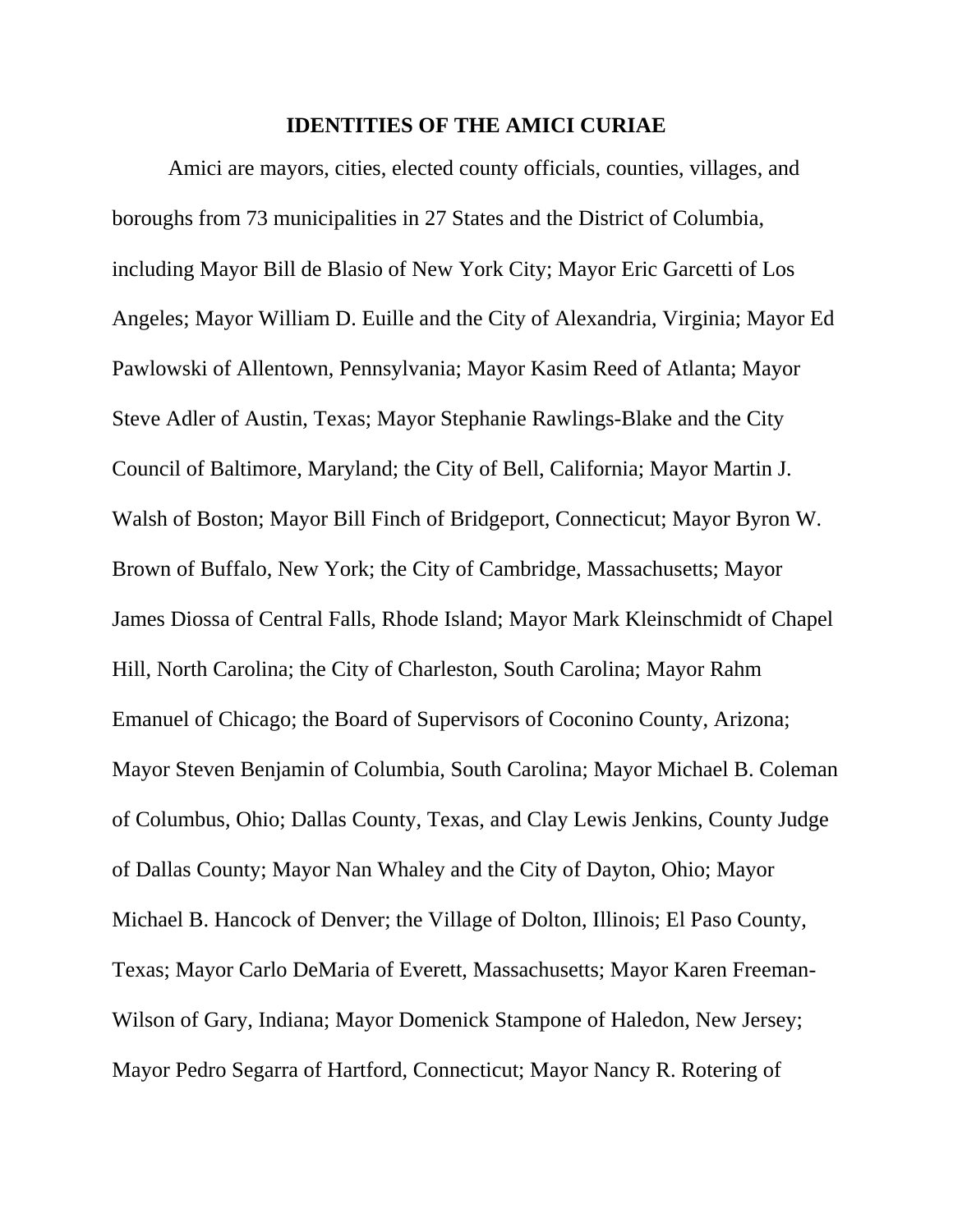## IDENTITIES OF THE AMICI CURIAE

Amici are mayors, cities, elected county officials, counties, villages, and boroughs from 73 municipalities in 27 States and the District of Columbia, including Mayor Bill de Blasio of New York City; Mayor Eric Garcetti of Los Angeles; Mayor William D. Euille and the City of Alexandria, Virginia; Mayor Ed Pawlowski of Allentown, Pennsylvania; Mayor Kasim Reed of Atlanta; Mayor Steve Adler of Austin, Texas; Mayor Stephanie Rawlings-Blake and the City Council of Baltimore, Maryland; the City of Bell, California; Mayor Martin J. Walsh of Boston; Mayor Bill Finch of Bridgeport, Connecticut; Mayor Byron W. Brown of Buffalo, New York; the City of Cambridge, Massachusetts; Mayor James Diossa of Central Falls, Rhode Island; Mayor Mark Kleinschmidt of Chapel Hill, North Carolina; the City of Charleston, South Carolina; Mayor Rahm Emanuel of Chicago; the Board of Supervisors of Coconino County, Arizona; Mayor Steven Benjamin of Columbia, South Carolina; Mayor Michael B. Coleman of Columbus, Ohio; Dallas County, Texas, and Clay Lewis Jenkins, County Judge of Dallas County; Mayor Nan Whaley and the City of Dayton, Ohio; Mayor Michael B. Hancock of Denver; the Village of Dolton, Illinois; El Paso County, Texas; Mayor Carlo DeMaria of Everett, Massachusetts; Mayor Karen Freeman-Wilson of Gary, Indiana; Mayor Domenick Stampone of Haledon, New Jersey; Mayor Pedro Segarra of Hartford, Connecticut; Mayor Nancy R. Rotering of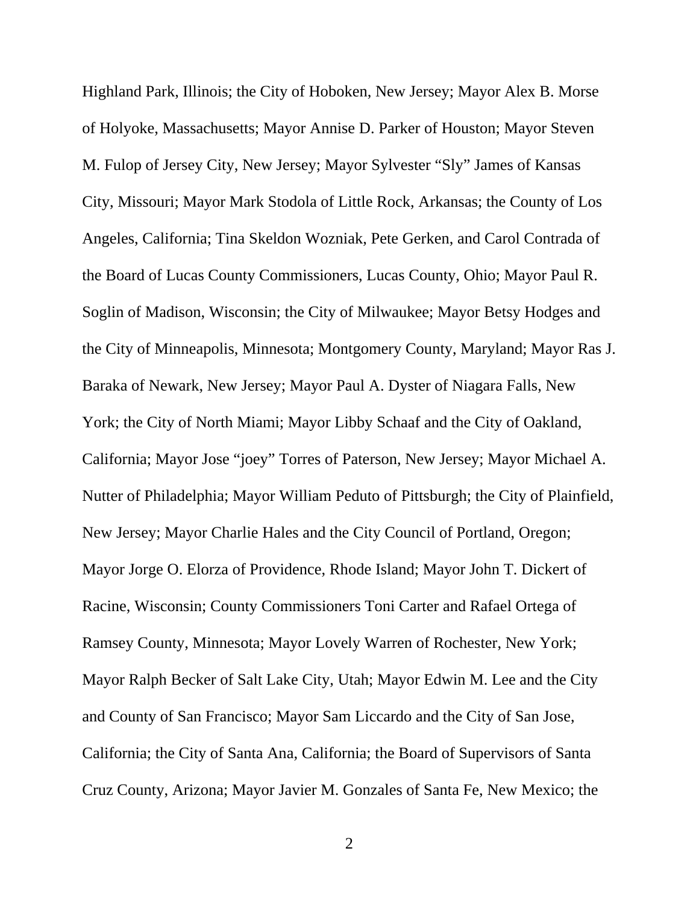Highland Park, Illinois; the City of Hoboken, New Jersey; Mayor Alex B. Morse of Holyoke, Massachusetts; Mayor Annise D. Parker of Houston; Mayor Steven M. Fulop of Jersey City, New Jersey; Mayor Sylvester "Sly" James of Kansas City, Missouri; Mayor Mark Stodola of Little Rock, Arkansas; the County of Los Angeles, California; Tina Skeldon Wozniak, Pete Gerken, and Carol Contrada of the Board of Lucas County Commissioners, Lucas County, Ohio; Mayor Paul R. Soglin of Madison, Wisconsin; the City of Milwaukee; Mayor Betsy Hodges and the City of Minneapolis, Minnesota; Montgomery County, Maryland; Mayor Ras J. Baraka of Newark, New Jersey; Mayor Paul A. Dyster of Niagara Falls, New York; the City of North Miami; Mayor Libby Schaaf and the City of Oakland, California; Mayor Jose "joey" Torres of Paterson, New Jersey; Mayor Michael A. Nutter of Philadelphia; Mayor William Peduto of Pittsburgh; the City of Plainfield, New Jersey; Mayor Charlie Hales and the City Council of Portland, Oregon; Mayor Jorge O. Elorza of Providence, Rhode Island; Mayor John T. Dickert of Racine, Wisconsin; County Commissioners Toni Carter and Rafael Ortega of Ramsey County, Minnesota; Mayor Lovely Warren of Rochester, New York; Mayor Ralph Becker of Salt Lake City, Utah; Mayor Edwin M. Lee and the City and County of San Francisco; Mayor Sam Liccardo and the City of San Jose, California; the City of Santa Ana, California; the Board of Supervisors of Santa Cruz County, Arizona; Mayor Javier M. Gonzales of Santa Fe, New Mexico; the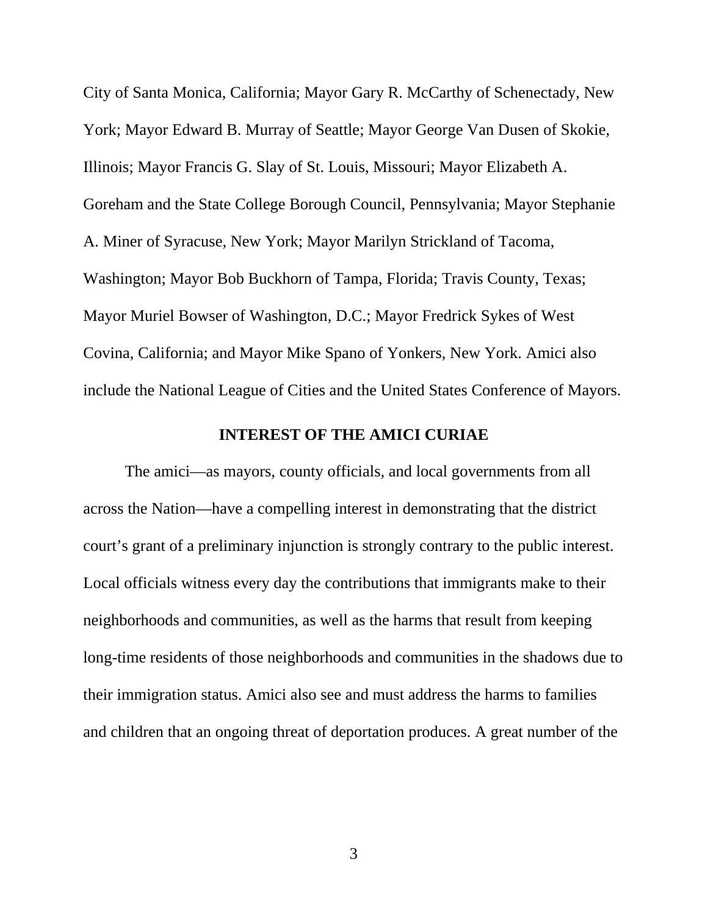City of Santa Monica, California; Mayor Gary R. McCarthy of Schenectady, New York; Mayor Edward B. Murray of Seattle; Mayor George Van Dusen of Skokie, Illinois; Mayor Francis G. Slay of St. Louis, Missouri; Mayor Elizabeth A. Goreham and the State College Borough Council, Pennsylvania; Mayor Stephanie A. Miner of Syracuse, New York; Mayor Marilyn Strickland of Tacoma, Washington; Mayor Bob Buckhorn of Tampa, Florida; Travis County, Texas; Mayor Muriel Bowser of Washington, D.C.; Mayor Fredrick Sykes of West Covina, California; and Mayor Mike Spano of Yonkers, New York. Amici also include the National League of Cities and the United States Conference of Mayors.

## INTEREST OF THE AMICI CURIAE

The amici—as mayors, county officials, and local governments from all across the Nation—have a compelling interest in demonstrating that the district court's grant of a preliminary injunction is strongly contrary to the public interest. Local officials witness every day the contributions that immigrants make to their neighborhoods and communities, as well as the harms that result from keeping long-time residents of those neighborhoods and communities in the shadows due to their immigration status. Amici also see and must address the harms to families and children that an ongoing threat of deportation produces. A great number of the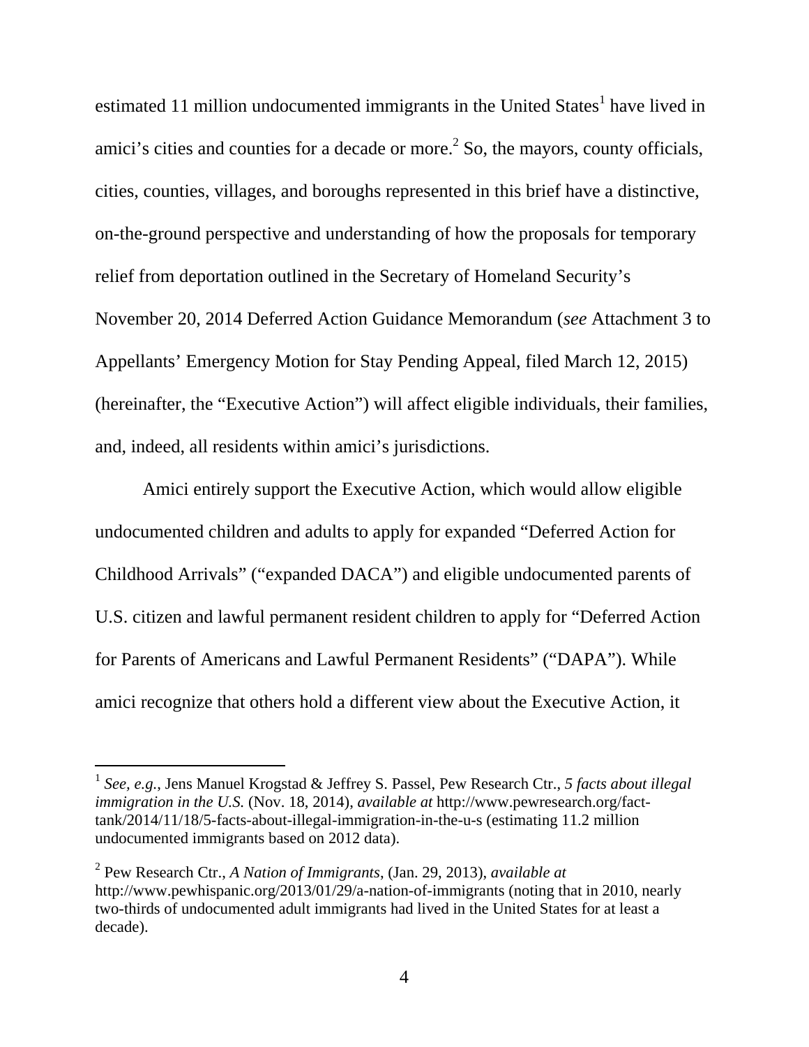estimated 11 million undocumented immigrants in the United States[1] have lived in amici's cities and counties for a decade or more.[2] So, the mayors, county officials, cities, counties, villages, and boroughs represented in this brief have a distinctive, on-the-ground perspective and understanding of how the proposals for temporary relief from deportation outlined in the Secretary of Homeland Security's November 20, 2014 Deferred Action Guidance Memorandum (*see* Attachment 3 to Appellants' Emergency Motion for Stay Pending Appeal, filed March 12, 2015) (hereinafter, the "Executive Action") will affect eligible individuals, their families, and, indeed, all residents within amici's jurisdictions.

Amici entirely support the Executive Action, which would allow eligible undocumented children and adults to apply for expanded "Deferred Action for Childhood Arrivals" ("expanded DACA") and eligible undocumented parents of U.S. citizen and lawful permanent resident children to apply for "Deferred Action for Parents of Americans and Lawful Permanent Residents" ("DAPA"). While amici recognize that others hold a different view about the Executive Action, it

---

[1] *See, e.g.*, Jens Manuel Krogstad & Jeffrey S. Passel, Pew Research Ctr., *5 facts about illegal immigration in the U.S.* (Nov. 18, 2014), *available at* http://www.pewresearch.org/fact-tank/2014/11/18/5-facts-about-illegal-immigration-in-the-u-s (estimating 11.2 million undocumented immigrants based on 2012 data).

[2] Pew Research Ctr., *A Nation of Immigrants*, (Jan. 29, 2013), *available at* http://www.pewhispanic.org/2013/01/29/a-nation-of-immigrants (noting that in 2010, nearly two-thirds of undocumented adult immigrants had lived in the United States for at least a decade).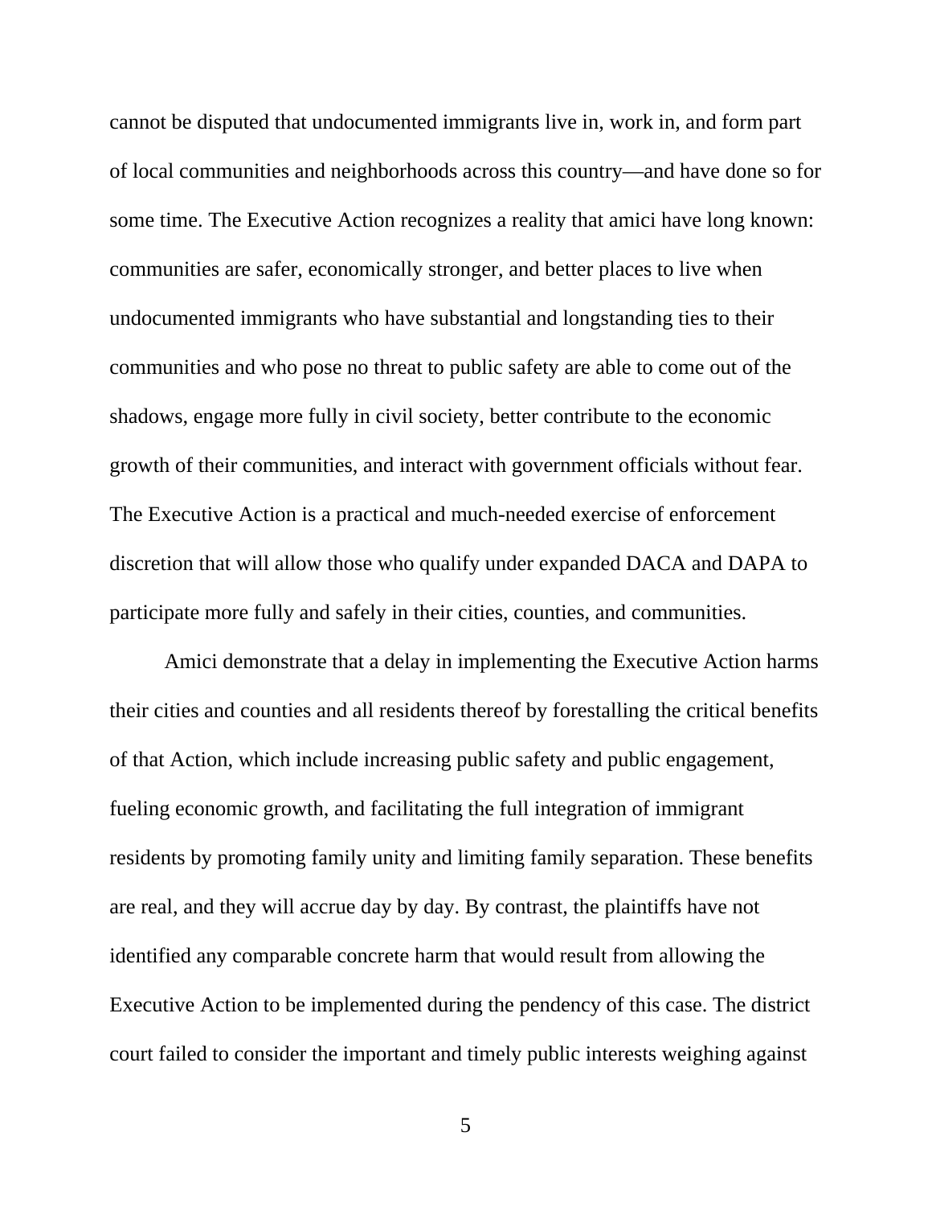cannot be disputed that undocumented immigrants live in, work in, and form part of local communities and neighborhoods across this country—and have done so for some time. The Executive Action recognizes a reality that amici have long known: communities are safer, economically stronger, and better places to live when undocumented immigrants who have substantial and longstanding ties to their communities and who pose no threat to public safety are able to come out of the shadows, engage more fully in civil society, better contribute to the economic growth of their communities, and interact with government officials without fear. The Executive Action is a practical and much-needed exercise of enforcement discretion that will allow those who qualify under expanded DACA and DAPA to participate more fully and safely in their cities, counties, and communities.

Amici demonstrate that a delay in implementing the Executive Action harms their cities and counties and all residents thereof by forestalling the critical benefits of that Action, which include increasing public safety and public engagement, fueling economic growth, and facilitating the full integration of immigrant residents by promoting family unity and limiting family separation. These benefits are real, and they will accrue day by day. By contrast, the plaintiffs have not identified any comparable concrete harm that would result from allowing the Executive Action to be implemented during the pendency of this case. The district court failed to consider the important and timely public interests weighing against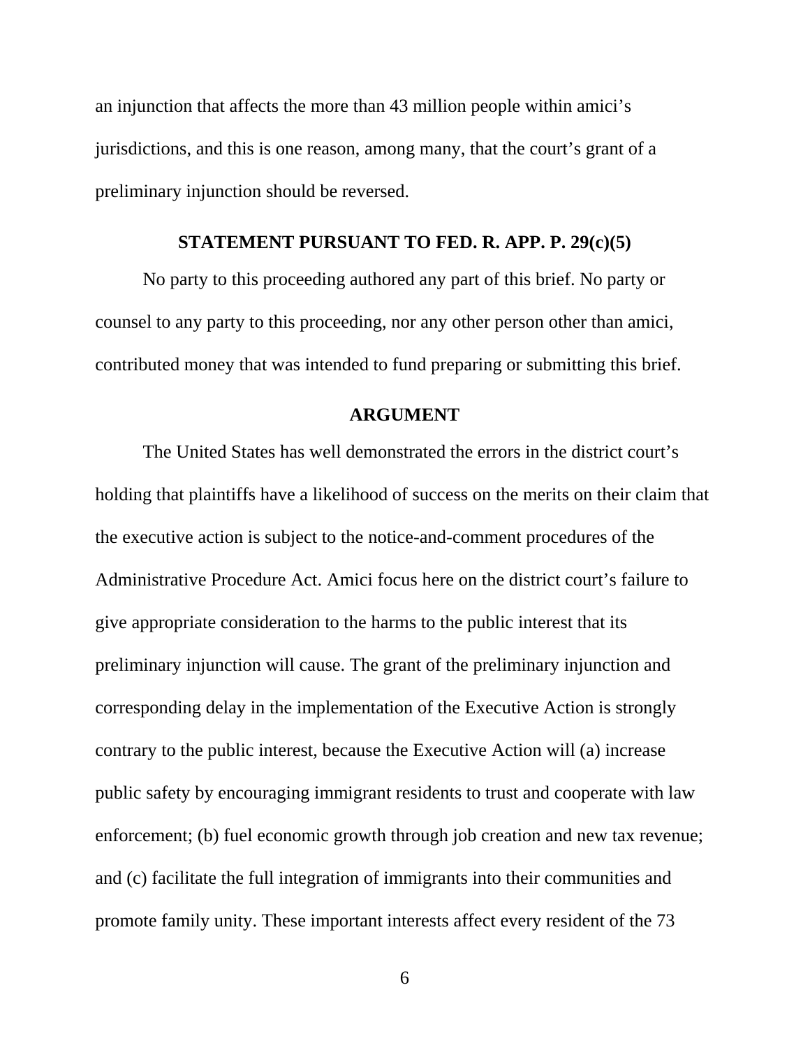an injunction that affects the more than 43 million people within amici's jurisdictions, and this is one reason, among many, that the court's grant of a preliminary injunction should be reversed.

## STATEMENT PURSUANT TO FED. R. APP. P. 29(c)(5)

No party to this proceeding authored any part of this brief. No party or counsel to any party to this proceeding, nor any other person other than amici, contributed money that was intended to fund preparing or submitting this brief.

## ARGUMENT

The United States has well demonstrated the errors in the district court's holding that plaintiffs have a likelihood of success on the merits on their claim that the executive action is subject to the notice-and-comment procedures of the Administrative Procedure Act. Amici focus here on the district court's failure to give appropriate consideration to the harms to the public interest that its preliminary injunction will cause. The grant of the preliminary injunction and corresponding delay in the implementation of the Executive Action is strongly contrary to the public interest, because the Executive Action will (a) increase public safety by encouraging immigrant residents to trust and cooperate with law enforcement; (b) fuel economic growth through job creation and new tax revenue; and (c) facilitate the full integration of immigrants into their communities and promote family unity. These important interests affect every resident of the 73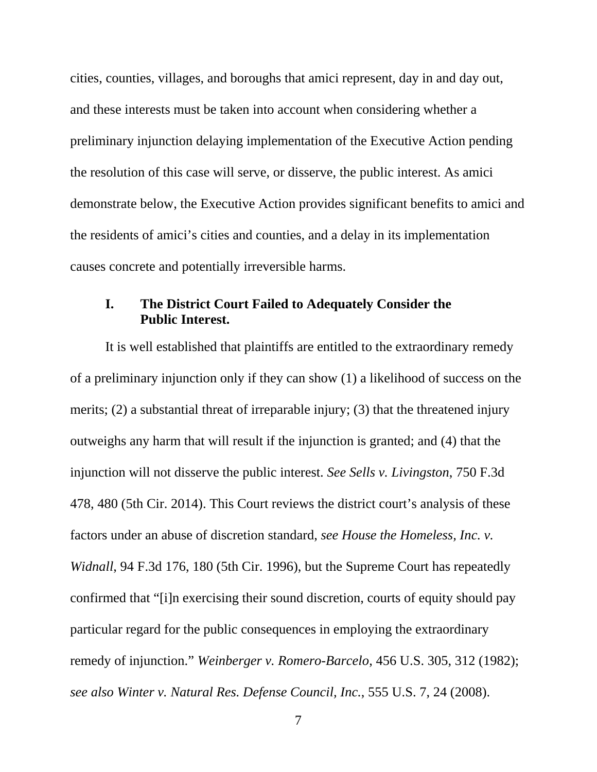cities, counties, villages, and boroughs that amici represent, day in and day out, and these interests must be taken into account when considering whether a preliminary injunction delaying implementation of the Executive Action pending the resolution of this case will serve, or disserve, the public interest. As amici demonstrate below, the Executive Action provides significant benefits to amici and the residents of amici's cities and counties, and a delay in its implementation causes concrete and potentially irreversible harms.

## I. The District Court Failed to Adequately Consider the Public Interest.

It is well established that plaintiffs are entitled to the extraordinary remedy of a preliminary injunction only if they can show (1) a likelihood of success on the merits; (2) a substantial threat of irreparable injury; (3) that the threatened injury outweighs any harm that will result if the injunction is granted; and (4) that the injunction will not disserve the public interest. *See Sells v. Livingston*, 750 F.3d 478, 480 (5th Cir. 2014). This Court reviews the district court's analysis of these factors under an abuse of discretion standard, *see House the Homeless, Inc. v. Widnall*, 94 F.3d 176, 180 (5th Cir. 1996), but the Supreme Court has repeatedly confirmed that "[i]n exercising their sound discretion, courts of equity should pay particular regard for the public consequences in employing the extraordinary remedy of injunction." *Weinberger v. Romero-Barcelo*, 456 U.S. 305, 312 (1982); *see also Winter v. Natural Res. Defense Council, Inc.*, 555 U.S. 7, 24 (2008).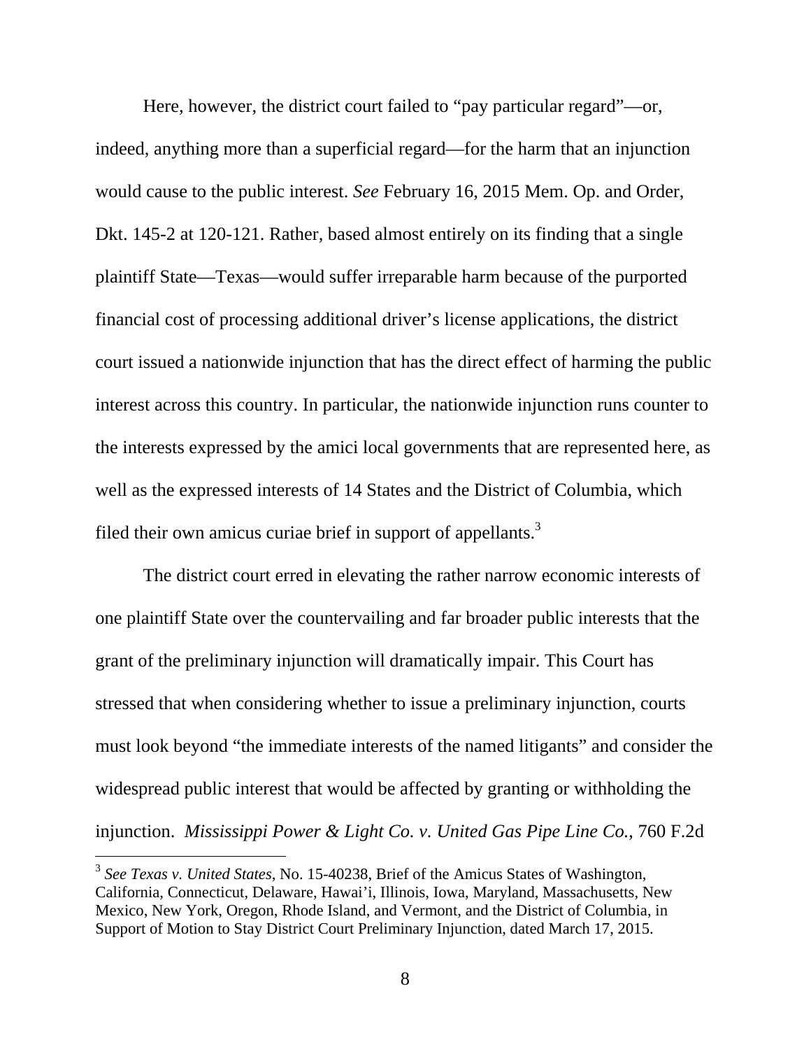Here, however, the district court failed to "pay particular regard"—or, indeed, anything more than a superficial regard—for the harm that an injunction would cause to the public interest. *See* February 16, 2015 Mem. Op. and Order, Dkt. 145-2 at 120-121. Rather, based almost entirely on its finding that a single plaintiff State—Texas—would suffer irreparable harm because of the purported financial cost of processing additional driver's license applications, the district court issued a nationwide injunction that has the direct effect of harming the public interest across this country. In particular, the nationwide injunction runs counter to the interests expressed by the amici local governments that are represented here, as well as the expressed interests of 14 States and the District of Columbia, which filed their own amicus curiae brief in support of appellants.[3]

The district court erred in elevating the rather narrow economic interests of one plaintiff State over the countervailing and far broader public interests that the grant of the preliminary injunction will dramatically impair. This Court has stressed that when considering whether to issue a preliminary injunction, courts must look beyond "the immediate interests of the named litigants" and consider the widespread public interest that would be affected by granting or withholding the injunction. *Mississippi Power & Light Co. v. United Gas Pipe Line Co.*, 760 F.2d

[3] *See Texas v. United States*, No. 15-40238, Brief of the Amicus States of Washington, California, Connecticut, Delaware, Hawai'i, Illinois, Iowa, Maryland, Massachusetts, New Mexico, New York, Oregon, Rhode Island, and Vermont, and the District of Columbia, in Support of Motion to Stay District Court Preliminary Injunction, dated March 17, 2015.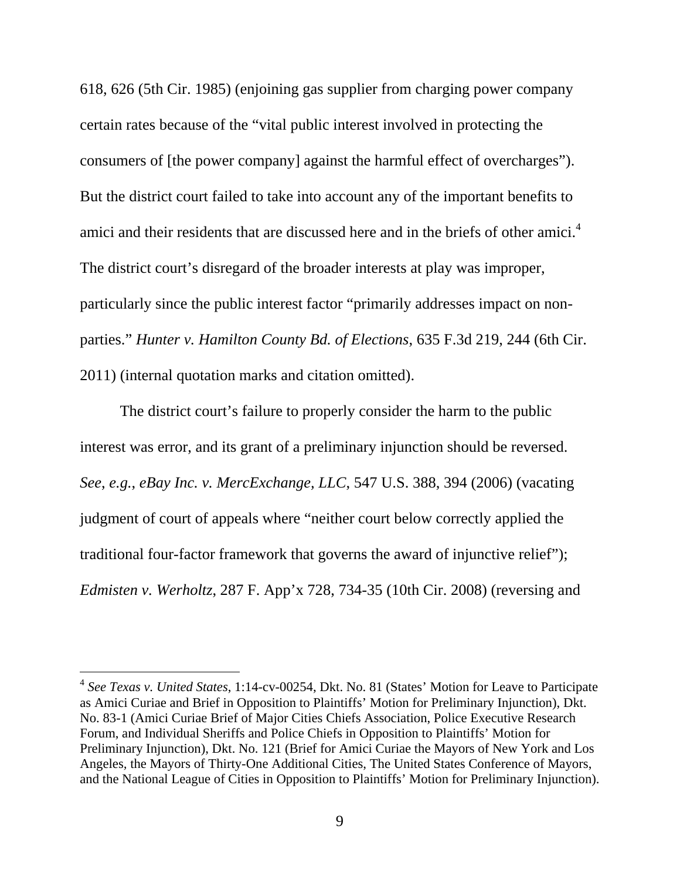618, 626 (5th Cir. 1985) (enjoining gas supplier from charging power company certain rates because of the "vital public interest involved in protecting the consumers of [the power company] against the harmful effect of overcharges"). But the district court failed to take into account any of the important benefits to amici and their residents that are discussed here and in the briefs of other amici.[4] The district court's disregard of the broader interests at play was improper, particularly since the public interest factor "primarily addresses impact on non-parties." *Hunter v. Hamilton County Bd. of Elections*, 635 F.3d 219, 244 (6th Cir. 2011) (internal quotation marks and citation omitted).

The district court's failure to properly consider the harm to the public interest was error, and its grant of a preliminary injunction should be reversed. *See, e.g.*, *eBay Inc. v. MercExchange, LLC*, 547 U.S. 388, 394 (2006) (vacating judgment of court of appeals where "neither court below correctly applied the traditional four-factor framework that governs the award of injunctive relief"); *Edmisten v. Werholtz*, 287 F. App'x 728, 734-35 (10th Cir. 2008) (reversing and

---

[4] *See Texas v. United States*, 1:14-cv-00254, Dkt. No. 81 (States' Motion for Leave to Participate as Amici Curiae and Brief in Opposition to Plaintiffs' Motion for Preliminary Injunction), Dkt. No. 83-1 (Amici Curiae Brief of Major Cities Chiefs Association, Police Executive Research Forum, and Individual Sheriffs and Police Chiefs in Opposition to Plaintiffs' Motion for Preliminary Injunction), Dkt. No. 121 (Brief for Amici Curiae the Mayors of New York and Los Angeles, the Mayors of Thirty-One Additional Cities, The United States Conference of Mayors, and the National League of Cities in Opposition to Plaintiffs' Motion for Preliminary Injunction).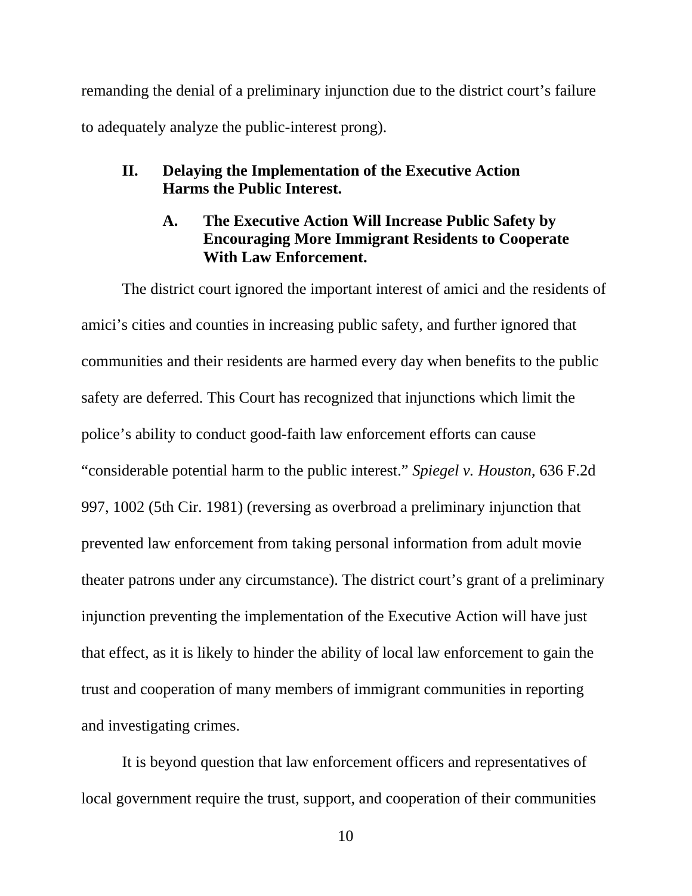remanding the denial of a preliminary injunction due to the district court's failure to adequately analyze the public-interest prong).

## II. Delaying the Implementation of the Executive Action Harms the Public Interest.

### A. The Executive Action Will Increase Public Safety by Encouraging More Immigrant Residents to Cooperate With Law Enforcement.

The district court ignored the important interest of amici and the residents of amici's cities and counties in increasing public safety, and further ignored that communities and their residents are harmed every day when benefits to the public safety are deferred. This Court has recognized that injunctions which limit the police's ability to conduct good-faith law enforcement efforts can cause "considerable potential harm to the public interest." *Spiegel v. Houston*, 636 F.2d 997, 1002 (5th Cir. 1981) (reversing as overbroad a preliminary injunction that prevented law enforcement from taking personal information from adult movie theater patrons under any circumstance). The district court's grant of a preliminary injunction preventing the implementation of the Executive Action will have just that effect, as it is likely to hinder the ability of local law enforcement to gain the trust and cooperation of many members of immigrant communities in reporting and investigating crimes.

It is beyond question that law enforcement officers and representatives of local government require the trust, support, and cooperation of their communities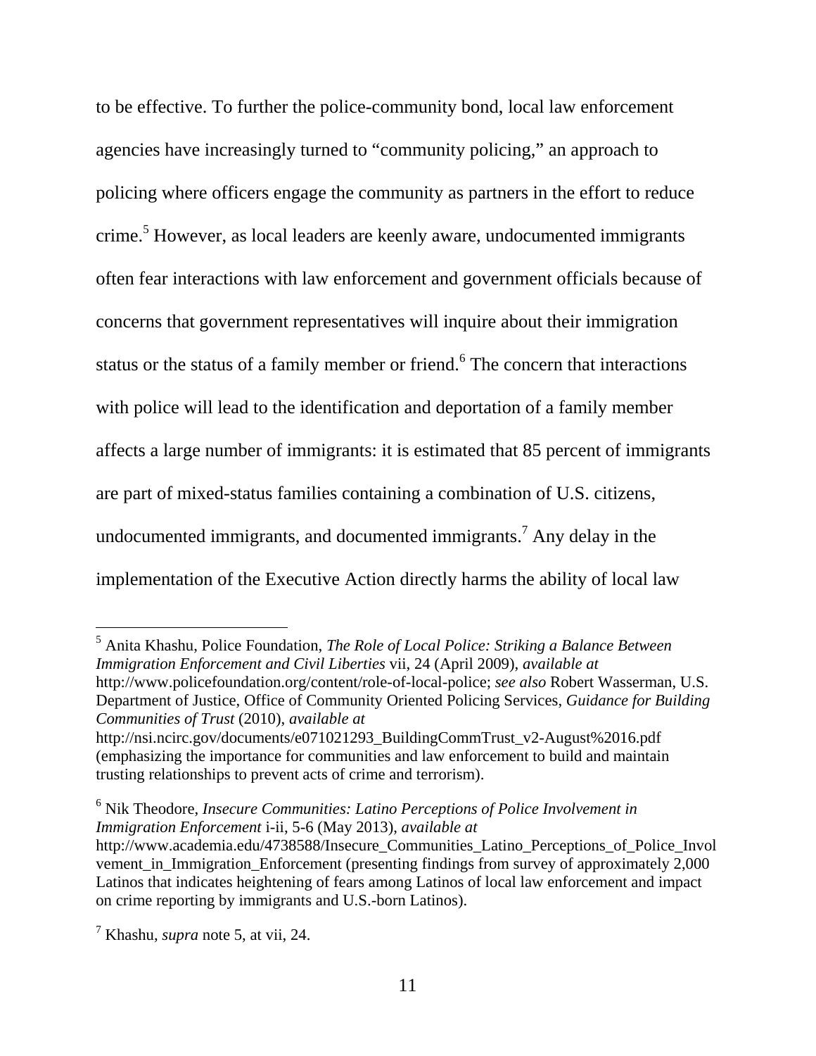to be effective. To further the police-community bond, local law enforcement agencies have increasingly turned to "community policing," an approach to policing where officers engage the community as partners in the effort to reduce crime.[5] However, as local leaders are keenly aware, undocumented immigrants often fear interactions with law enforcement and government officials because of concerns that government representatives will inquire about their immigration status or the status of a family member or friend.[6] The concern that interactions with police will lead to the identification and deportation of a family member affects a large number of immigrants: it is estimated that 85 percent of immigrants are part of mixed-status families containing a combination of U.S. citizens, undocumented immigrants, and documented immigrants.[7] Any delay in the implementation of the Executive Action directly harms the ability of local law

---

[5] Anita Khashu, Police Foundation, *The Role of Local Police: Striking a Balance Between Immigration Enforcement and Civil Liberties* vii, 24 (April 2009), *available at* http://www.policefoundation.org/content/role-of-local-police; *see also* Robert Wasserman, U.S. Department of Justice, Office of Community Oriented Policing Services, *Guidance for Building Communities of Trust* (2010), *available at* http://nsi.ncirc.gov/documents/e071021293_BuildingCommTrust_v2-August%2016.pdf (emphasizing the importance for communities and law enforcement to build and maintain trusting relationships to prevent acts of crime and terrorism).

[6] Nik Theodore, *Insecure Communities: Latino Perceptions of Police Involvement in Immigration Enforcement* i-ii, 5-6 (May 2013), *available at* http://www.academia.edu/4738588/Insecure_Communities_Latino_Perceptions_of_Police_Involvement_in_Immigration_Enforcement (presenting findings from survey of approximately 2,000 Latinos that indicates heightening of fears among Latinos of local law enforcement and impact on crime reporting by immigrants and U.S.-born Latinos).

[7] Khashu, *supra* note 5, at vii, 24.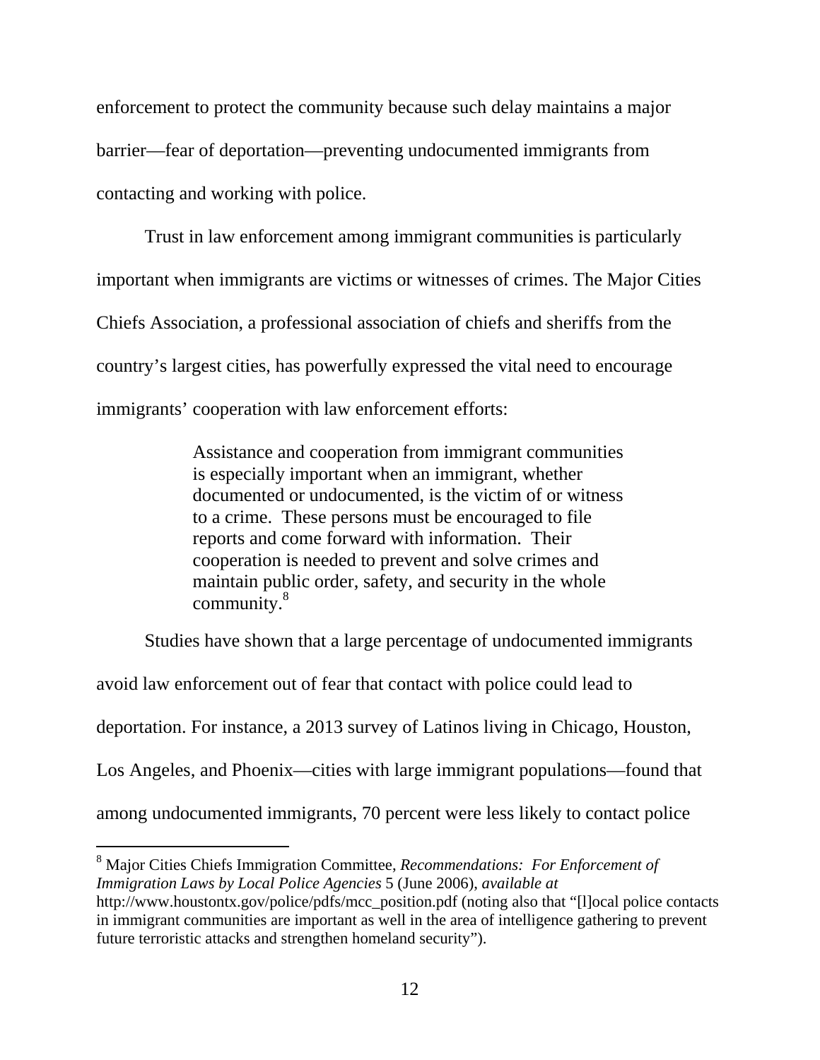enforcement to protect the community because such delay maintains a major barrier—fear of deportation—preventing undocumented immigrants from contacting and working with police.

Trust in law enforcement among immigrant communities is particularly important when immigrants are victims or witnesses of crimes. The Major Cities Chiefs Association, a professional association of chiefs and sheriffs from the country's largest cities, has powerfully expressed the vital need to encourage immigrants' cooperation with law enforcement efforts:

> Assistance and cooperation from immigrant communities is especially important when an immigrant, whether documented or undocumented, is the victim of or witness to a crime. These persons must be encouraged to file reports and come forward with information. Their cooperation is needed to prevent and solve crimes and maintain public order, safety, and security in the whole community.[8]

Studies have shown that a large percentage of undocumented immigrants avoid law enforcement out of fear that contact with police could lead to deportation. For instance, a 2013 survey of Latinos living in Chicago, Houston, Los Angeles, and Phoenix—cities with large immigrant populations—found that among undocumented immigrants, 70 percent were less likely to contact police

---

[8] Major Cities Chiefs Immigration Committee, *Recommendations: For Enforcement of Immigration Laws by Local Police Agencies* 5 (June 2006), *available at* http://www.houstontx.gov/police/pdfs/mcc_position.pdf (noting also that "[l]ocal police contacts in immigrant communities are important as well in the area of intelligence gathering to prevent future terroristic attacks and strengthen homeland security").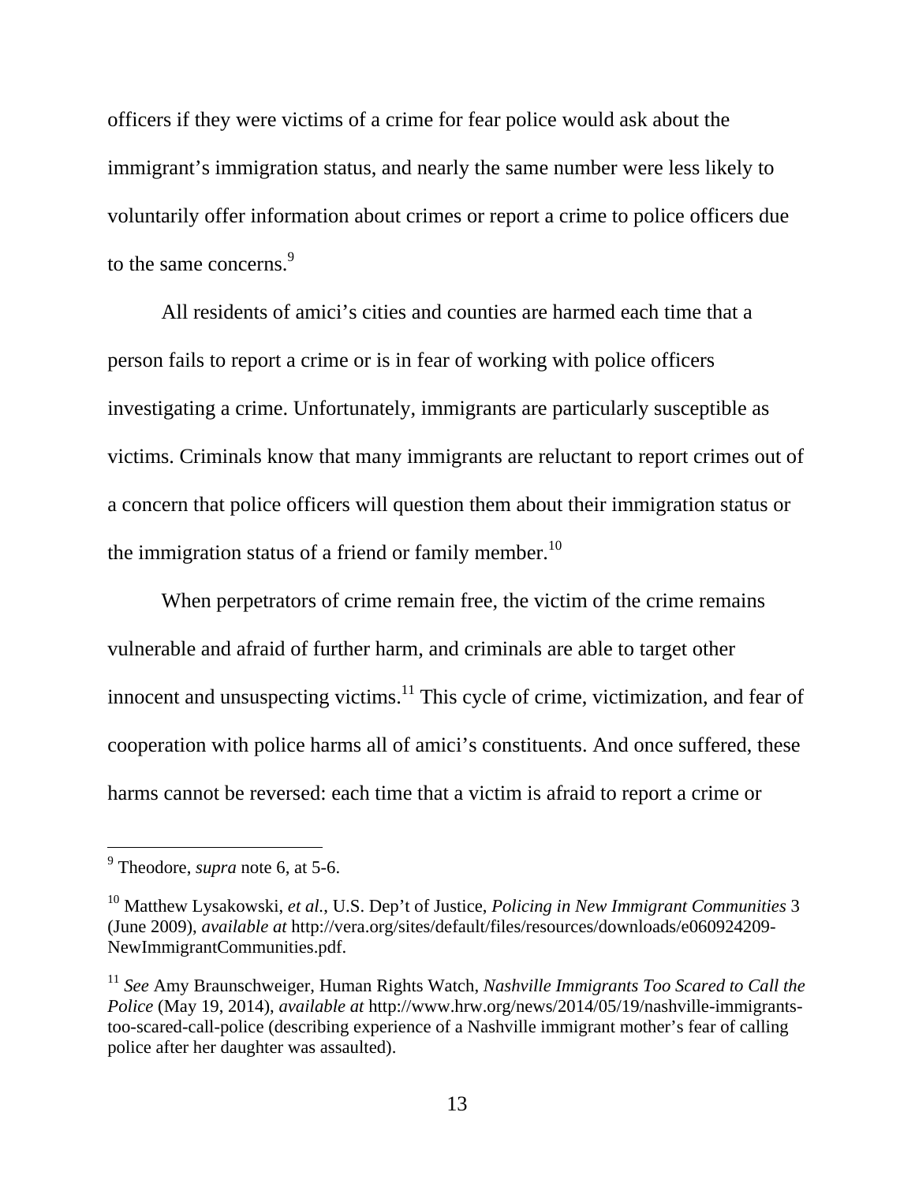officers if they were victims of a crime for fear police would ask about the immigrant's immigration status, and nearly the same number were less likely to voluntarily offer information about crimes or report a crime to police officers due to the same concerns.[9]

All residents of amici's cities and counties are harmed each time that a person fails to report a crime or is in fear of working with police officers investigating a crime. Unfortunately, immigrants are particularly susceptible as victims. Criminals know that many immigrants are reluctant to report crimes out of a concern that police officers will question them about their immigration status or the immigration status of a friend or family member.[10]

When perpetrators of crime remain free, the victim of the crime remains vulnerable and afraid of further harm, and criminals are able to target other innocent and unsuspecting victims.[11] This cycle of crime, victimization, and fear of cooperation with police harms all of amici's constituents. And once suffered, these harms cannot be reversed: each time that a victim is afraid to report a crime or

---

[9] Theodore, *supra* note 6, at 5-6.

[10] Matthew Lysakowski, *et al.*, U.S. Dep't of Justice, *Policing in New Immigrant Communities* 3 (June 2009), *available at* http://vera.org/sites/default/files/resources/downloads/e060924209-NewImmigrantCommunities.pdf.

[11] *See* Amy Braunschweiger, Human Rights Watch, *Nashville Immigrants Too Scared to Call the Police* (May 19, 2014), *available at* http://www.hrw.org/news/2014/05/19/nashville-immigrants-too-scared-call-police (describing experience of a Nashville immigrant mother's fear of calling police after her daughter was assaulted).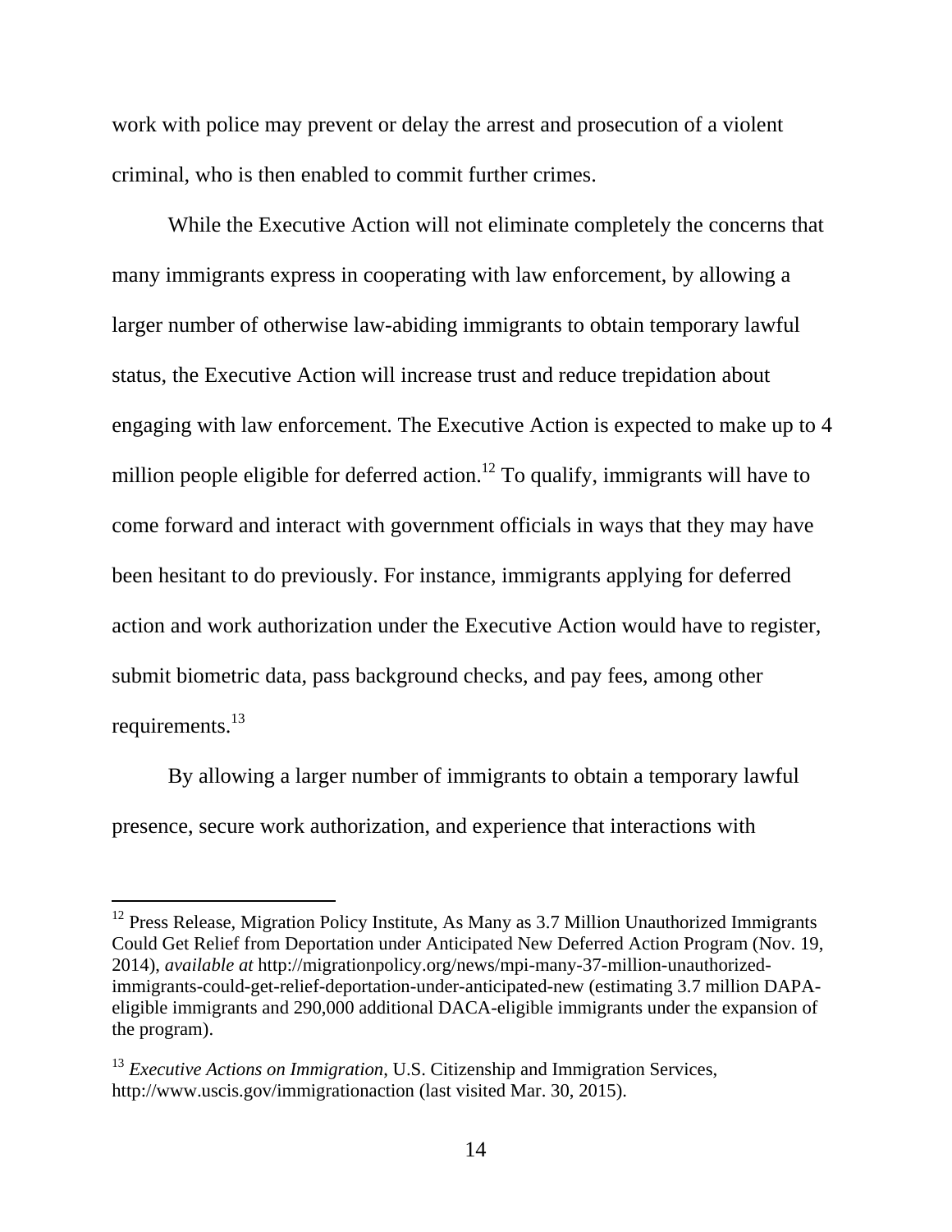work with police may prevent or delay the arrest and prosecution of a violent criminal, who is then enabled to commit further crimes.

While the Executive Action will not eliminate completely the concerns that many immigrants express in cooperating with law enforcement, by allowing a larger number of otherwise law-abiding immigrants to obtain temporary lawful status, the Executive Action will increase trust and reduce trepidation about engaging with law enforcement. The Executive Action is expected to make up to 4 million people eligible for deferred action.[12] To qualify, immigrants will have to come forward and interact with government officials in ways that they may have been hesitant to do previously. For instance, immigrants applying for deferred action and work authorization under the Executive Action would have to register, submit biometric data, pass background checks, and pay fees, among other requirements.[13]

By allowing a larger number of immigrants to obtain a temporary lawful presence, secure work authorization, and experience that interactions with

---

[12] Press Release, Migration Policy Institute, As Many as 3.7 Million Unauthorized Immigrants Could Get Relief from Deportation under Anticipated New Deferred Action Program (Nov. 19, 2014), *available at* http://migrationpolicy.org/news/mpi-many-37-million-unauthorized-immigrants-could-get-relief-deportation-under-anticipated-new (estimating 3.7 million DAPA-eligible immigrants and 290,000 additional DACA-eligible immigrants under the expansion of the program).

[13] *Executive Actions on Immigration*, U.S. Citizenship and Immigration Services, http://www.uscis.gov/immigrationaction (last visited Mar. 30, 2015).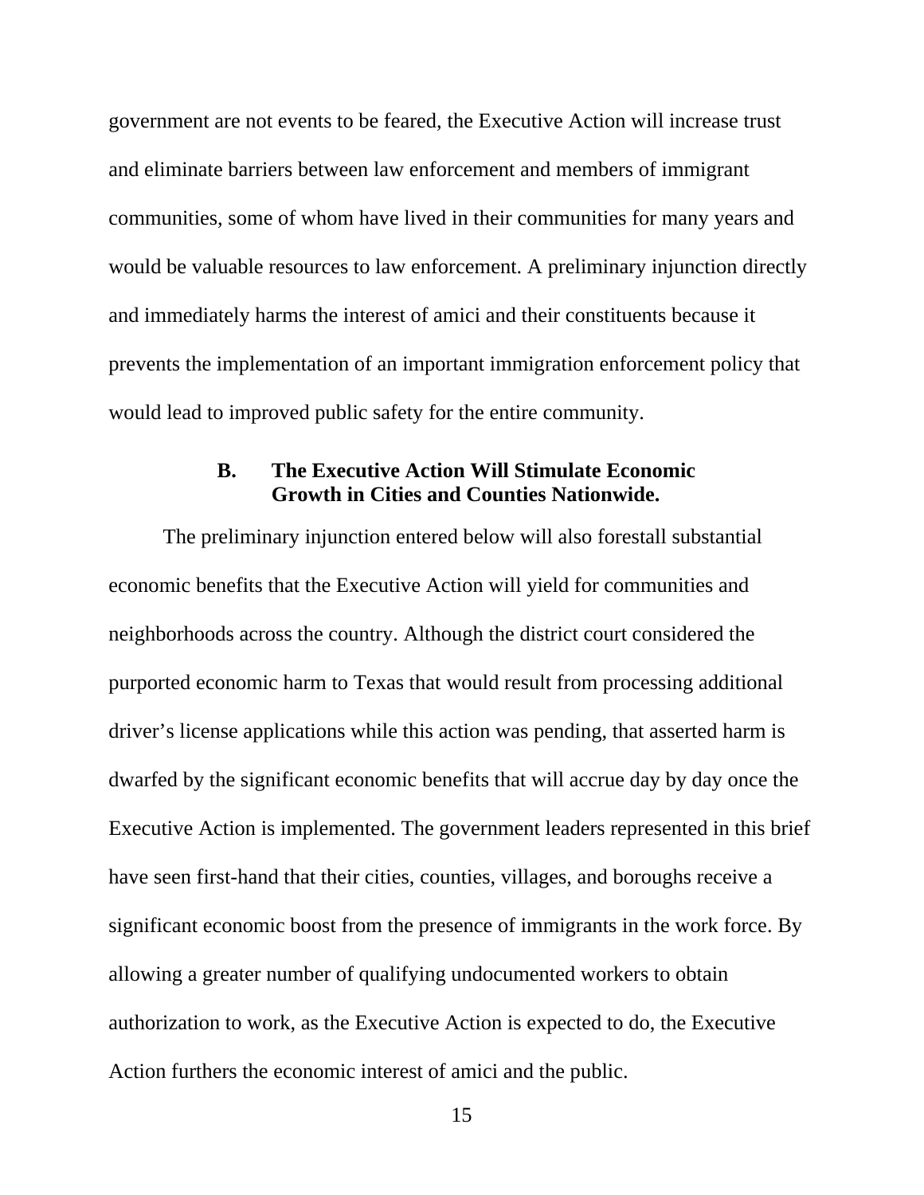government are not events to be feared, the Executive Action will increase trust and eliminate barriers between law enforcement and members of immigrant communities, some of whom have lived in their communities for many years and would be valuable resources to law enforcement. A preliminary injunction directly and immediately harms the interest of amici and their constituents because it prevents the implementation of an important immigration enforcement policy that would lead to improved public safety for the entire community.

### B. The Executive Action Will Stimulate Economic Growth in Cities and Counties Nationwide.

The preliminary injunction entered below will also forestall substantial economic benefits that the Executive Action will yield for communities and neighborhoods across the country. Although the district court considered the purported economic harm to Texas that would result from processing additional driver's license applications while this action was pending, that asserted harm is dwarfed by the significant economic benefits that will accrue day by day once the Executive Action is implemented. The government leaders represented in this brief have seen first-hand that their cities, counties, villages, and boroughs receive a significant economic boost from the presence of immigrants in the work force. By allowing a greater number of qualifying undocumented workers to obtain authorization to work, as the Executive Action is expected to do, the Executive Action furthers the economic interest of amici and the public.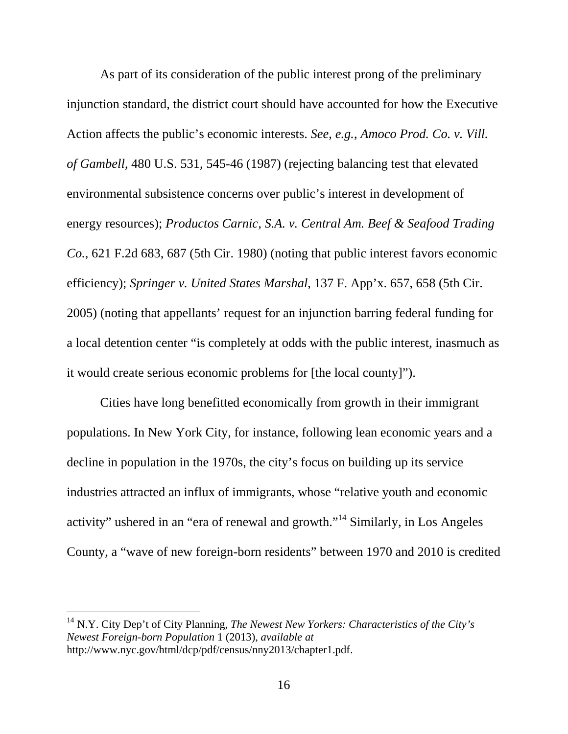As part of its consideration of the public interest prong of the preliminary injunction standard, the district court should have accounted for how the Executive Action affects the public's economic interests. *See, e.g.*, *Amoco Prod. Co. v. Vill. of Gambell*, 480 U.S. 531, 545-46 (1987) (rejecting balancing test that elevated environmental subsistence concerns over public's interest in development of energy resources); *Productos Carnic, S.A. v. Central Am. Beef & Seafood Trading Co.*, 621 F.2d 683, 687 (5th Cir. 1980) (noting that public interest favors economic efficiency); *Springer v. United States Marshal*, 137 F. App'x. 657, 658 (5th Cir. 2005) (noting that appellants' request for an injunction barring federal funding for a local detention center "is completely at odds with the public interest, inasmuch as it would create serious economic problems for [the local county]").

Cities have long benefitted economically from growth in their immigrant populations. In New York City, for instance, following lean economic years and a decline in population in the 1970s, the city's focus on building up its service industries attracted an influx of immigrants, whose "relative youth and economic activity" ushered in an "era of renewal and growth."[14] Similarly, in Los Angeles County, a "wave of new foreign-born residents" between 1970 and 2010 is credited

[14] N.Y. City Dep't of City Planning, *The Newest New Yorkers: Characteristics of the City's Newest Foreign-born Population* 1 (2013), *available at* http://www.nyc.gov/html/dcp/pdf/census/nny2013/chapter1.pdf.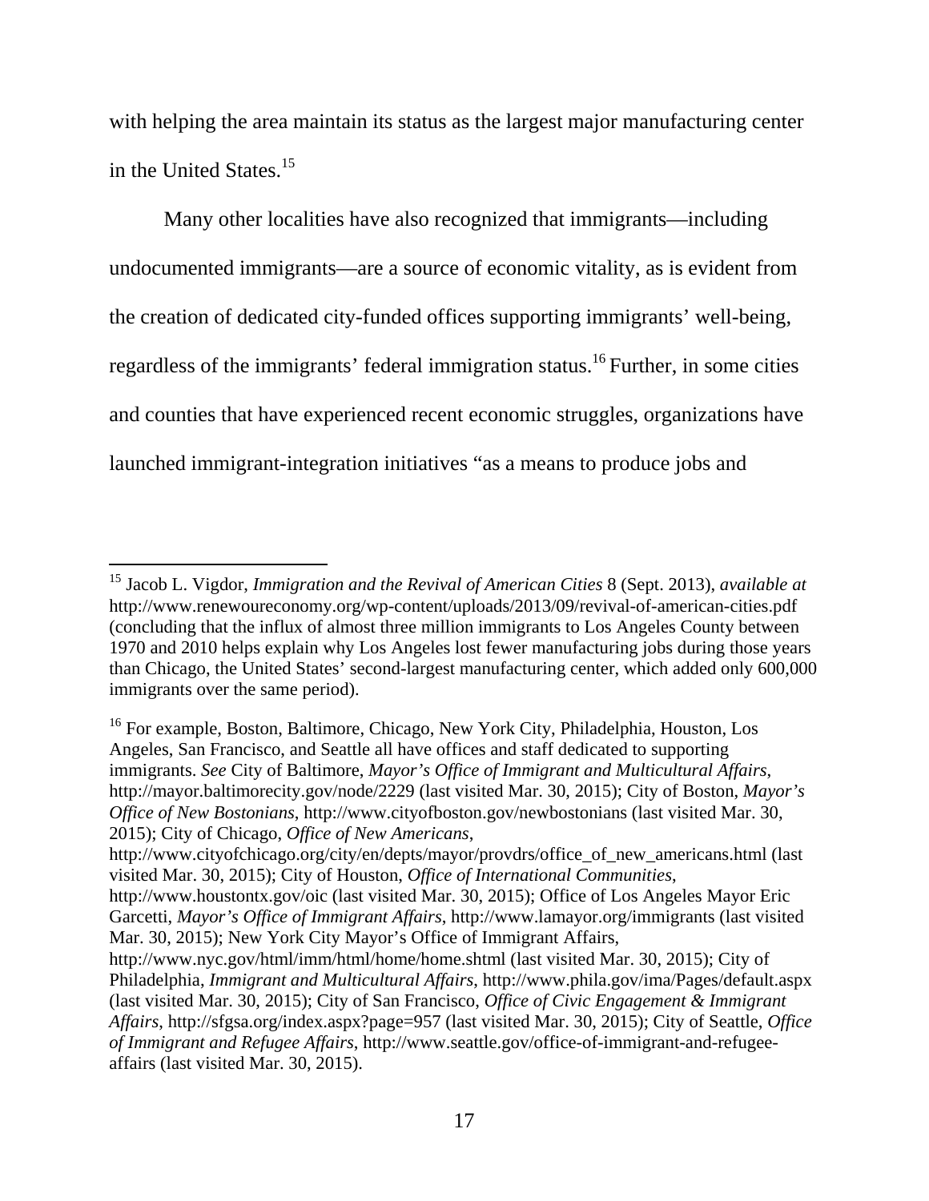with helping the area maintain its status as the largest major manufacturing center in the United States.[15]

Many other localities have also recognized that immigrants—including undocumented immigrants—are a source of economic vitality, as is evident from the creation of dedicated city-funded offices supporting immigrants' well-being, regardless of the immigrants' federal immigration status.[16] Further, in some cities and counties that have experienced recent economic struggles, organizations have launched immigrant-integration initiatives "as a means to produce jobs and

---

[15] Jacob L. Vigdor, *Immigration and the Revival of American Cities* 8 (Sept. 2013), *available at* http://www.renewoureconomy.org/wp-content/uploads/2013/09/revival-of-american-cities.pdf (concluding that the influx of almost three million immigrants to Los Angeles County between 1970 and 2010 helps explain why Los Angeles lost fewer manufacturing jobs during those years than Chicago, the United States' second-largest manufacturing center, which added only 600,000 immigrants over the same period).

[16] For example, Boston, Baltimore, Chicago, New York City, Philadelphia, Houston, Los Angeles, San Francisco, and Seattle all have offices and staff dedicated to supporting immigrants. *See* City of Baltimore, *Mayor's Office of Immigrant and Multicultural Affairs*, http://mayor.baltimorecity.gov/node/2229 (last visited Mar. 30, 2015); City of Boston, *Mayor's Office of New Bostonians*, http://www.cityofboston.gov/newbostonians (last visited Mar. 30, 2015); City of Chicago, *Office of New Americans*, http://www.cityofchicago.org/city/en/depts/mayor/provdrs/office_of_new_americans.html (last visited Mar. 30, 2015); City of Houston, *Office of International Communities*, http://www.houstontx.gov/oic (last visited Mar. 30, 2015); Office of Los Angeles Mayor Eric Garcetti, *Mayor's Office of Immigrant Affairs*, http://www.lamayor.org/immigrants (last visited Mar. 30, 2015); New York City Mayor's Office of Immigrant Affairs, http://www.nyc.gov/html/imm/html/home/home.shtml (last visited Mar. 30, 2015); City of Philadelphia, *Immigrant and Multicultural Affairs*, http://www.phila.gov/ima/Pages/default.aspx (last visited Mar. 30, 2015); City of San Francisco, *Office of Civic Engagement & Immigrant Affairs*, http://sfgsa.org/index.aspx?page=957 (last visited Mar. 30, 2015); City of Seattle, *Office of Immigrant and Refugee Affairs*, http://www.seattle.gov/office-of-immigrant-and-refugee-affairs (last visited Mar. 30, 2015).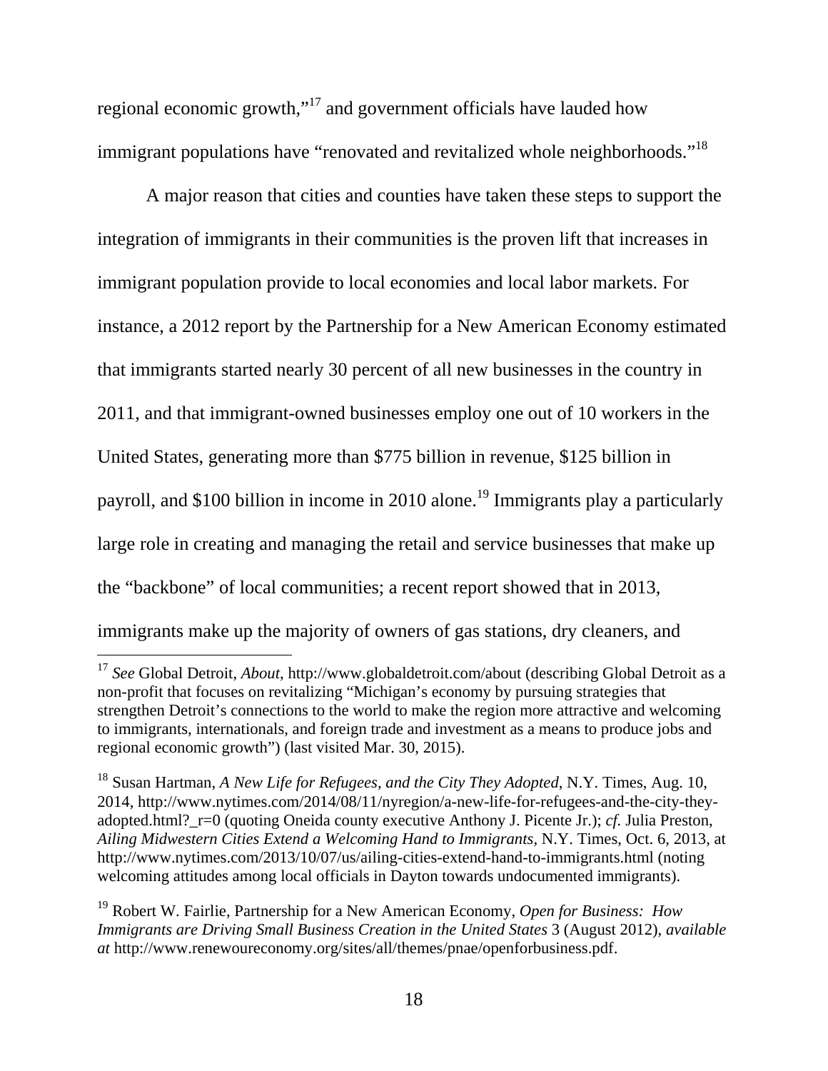regional economic growth,"[17] and government officials have lauded how immigrant populations have "renovated and revitalized whole neighborhoods."[18]

A major reason that cities and counties have taken these steps to support the integration of immigrants in their communities is the proven lift that increases in immigrant population provide to local economies and local labor markets. For instance, a 2012 report by the Partnership for a New American Economy estimated that immigrants started nearly 30 percent of all new businesses in the country in 2011, and that immigrant-owned businesses employ one out of 10 workers in the United States, generating more than $775 billion in revenue, $125 billion in payroll, and $100 billion in income in 2010 alone.[19] Immigrants play a particularly large role in creating and managing the retail and service businesses that make up the "backbone" of local communities; a recent report showed that in 2013, immigrants make up the majority of owners of gas stations, dry cleaners, and

---

[17] *See* Global Detroit, *About*, http://www.globaldetroit.com/about (describing Global Detroit as a non-profit that focuses on revitalizing "Michigan's economy by pursuing strategies that strengthen Detroit's connections to the world to make the region more attractive and welcoming to immigrants, internationals, and foreign trade and investment as a means to produce jobs and regional economic growth") (last visited Mar. 30, 2015).

[18] Susan Hartman, *A New Life for Refugees, and the City They Adopted*, N.Y. Times, Aug. 10, 2014, http://www.nytimes.com/2014/08/11/nyregion/a-new-life-for-refugees-and-the-city-they-adopted.html?_r=0 (quoting Oneida county executive Anthony J. Picente Jr.); *cf.* Julia Preston, *Ailing Midwestern Cities Extend a Welcoming Hand to Immigrants*, N.Y. Times, Oct. 6, 2013, at http://www.nytimes.com/2013/10/07/us/ailing-cities-extend-hand-to-immigrants.html (noting welcoming attitudes among local officials in Dayton towards undocumented immigrants).

[19] Robert W. Fairlie, Partnership for a New American Economy, *Open for Business: How Immigrants are Driving Small Business Creation in the United States* 3 (August 2012), *available at* http://www.renewoureconomy.org/sites/all/themes/pnae/openforbusiness.pdf.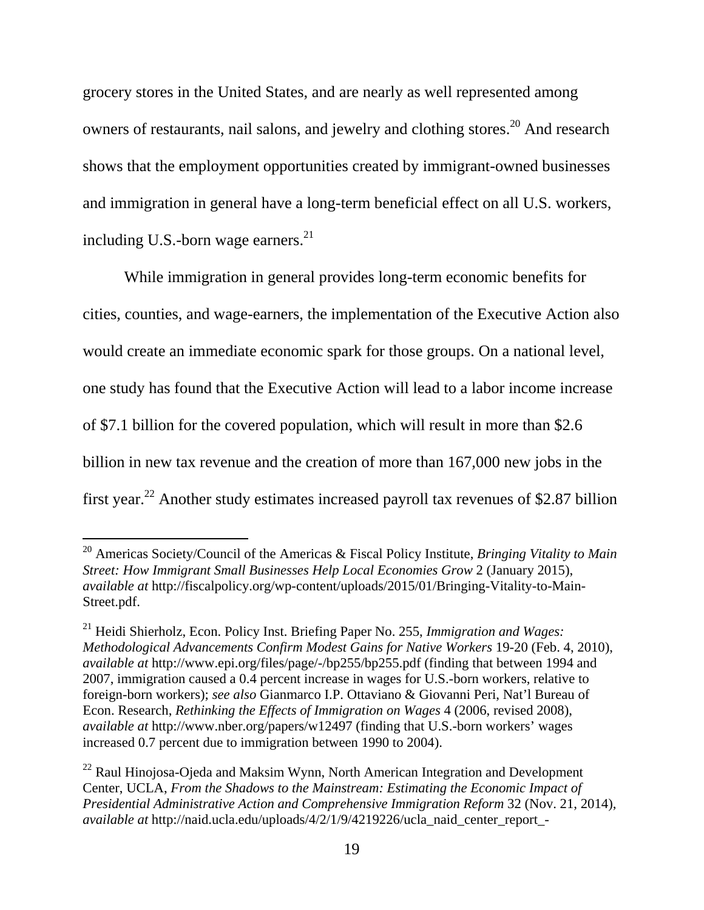grocery stores in the United States, and are nearly as well represented among owners of restaurants, nail salons, and jewelry and clothing stores.[20] And research shows that the employment opportunities created by immigrant-owned businesses and immigration in general have a long-term beneficial effect on all U.S. workers, including U.S.-born wage earners.[21]

While immigration in general provides long-term economic benefits for cities, counties, and wage-earners, the implementation of the Executive Action also would create an immediate economic spark for those groups. On a national level, one study has found that the Executive Action will lead to a labor income increase of $7.1 billion for the covered population, which will result in more than $2.6 billion in new tax revenue and the creation of more than 167,000 new jobs in the first year.[22] Another study estimates increased payroll tax revenues of $2.87 billion

---

[20] Americas Society/Council of the Americas & Fiscal Policy Institute, *Bringing Vitality to Main Street: How Immigrant Small Businesses Help Local Economies Grow* 2 (January 2015), *available at* http://fiscalpolicy.org/wp-content/uploads/2015/01/Bringing-Vitality-to-Main-Street.pdf.

[21] Heidi Shierholz, Econ. Policy Inst. Briefing Paper No. 255, *Immigration and Wages: Methodological Advancements Confirm Modest Gains for Native Workers* 19-20 (Feb. 4, 2010), *available at* http://www.epi.org/files/page/-/bp255/bp255.pdf (finding that between 1994 and 2007, immigration caused a 0.4 percent increase in wages for U.S.-born workers, relative to foreign-born workers); *see also* Gianmarco I.P. Ottaviano & Giovanni Peri, Nat'l Bureau of Econ. Research, *Rethinking the Effects of Immigration on Wages* 4 (2006, revised 2008), *available at* http://www.nber.org/papers/w12497 (finding that U.S.-born workers' wages increased 0.7 percent due to immigration between 1990 to 2004).

[22] Raul Hinojosa-Ojeda and Maksim Wynn, North American Integration and Development Center, UCLA, *From the Shadows to the Mainstream: Estimating the Economic Impact of Presidential Administrative Action and Comprehensive Immigration Reform* 32 (Nov. 21, 2014), *available at* http://naid.ucla.edu/uploads/4/2/1/9/4219226/ucla_naid_center_report_-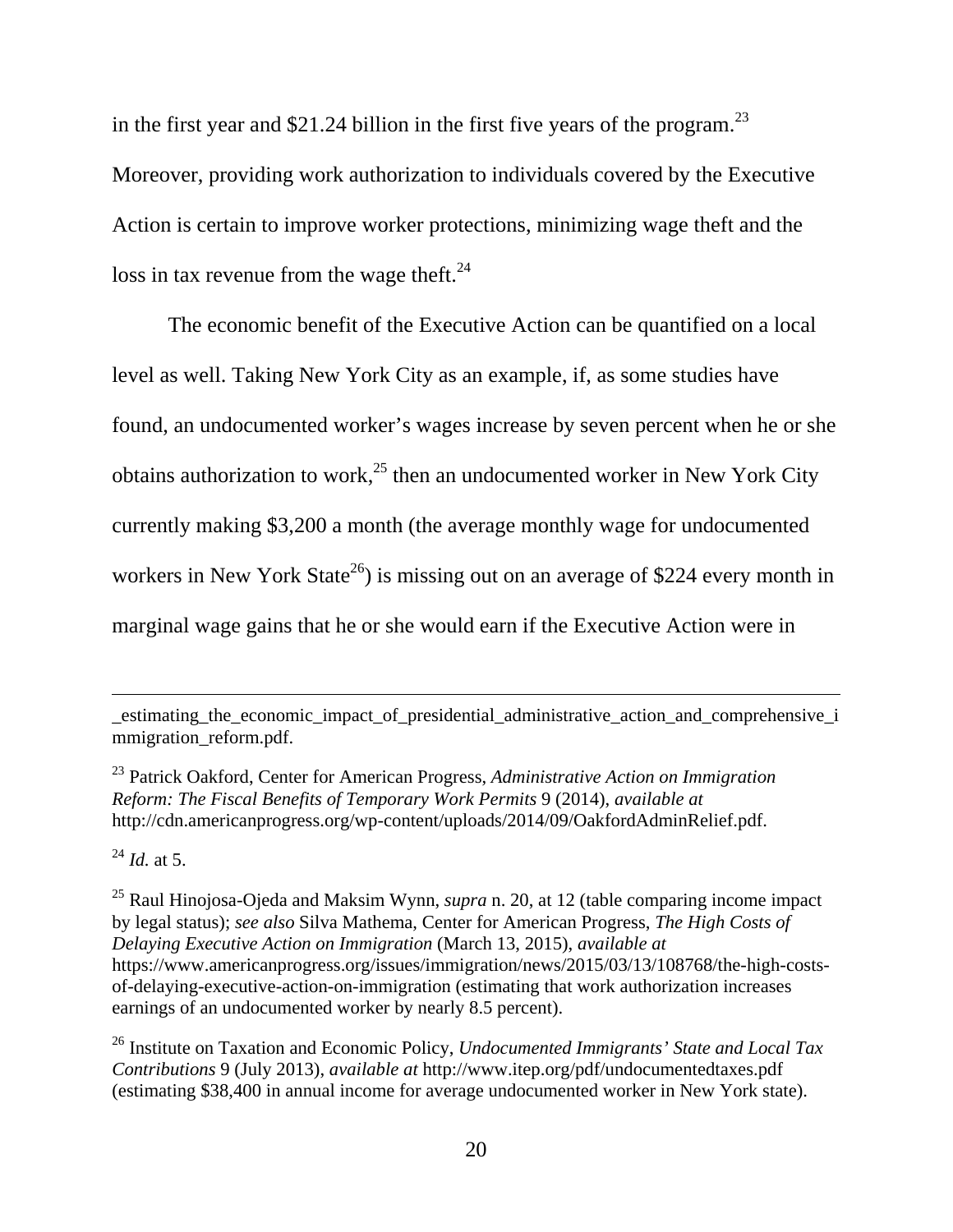in the first year and $21.24 billion in the first five years of the program.[23] Moreover, providing work authorization to individuals covered by the Executive Action is certain to improve worker protections, minimizing wage theft and the loss in tax revenue from the wage theft.[24]

The economic benefit of the Executive Action can be quantified on a local level as well. Taking New York City as an example, if, as some studies have found, an undocumented worker's wages increase by seven percent when he or she obtains authorization to work,[25] then an undocumented worker in New York City currently making $3,200 a month (the average monthly wage for undocumented workers in New York State[26]) is missing out on an average of $224 every month in marginal wage gains that he or she would earn if the Executive Action were in

---

_estimating_the_economic_impact_of_presidential_administrative_action_and_comprehensive_immigration_reform.pdf.

[23] Patrick Oakford, Center for American Progress, *Administrative Action on Immigration Reform: The Fiscal Benefits of Temporary Work Permits* 9 (2014), *available at* http://cdn.americanprogress.org/wp-content/uploads/2014/09/OakfordAdminRelief.pdf.

[24] *Id.* at 5.

[25] Raul Hinojosa-Ojeda and Maksim Wynn, *supra* n. 20, at 12 (table comparing income impact by legal status); *see also* Silva Mathema, Center for American Progress, *The High Costs of Delaying Executive Action on Immigration* (March 13, 2015), *available at* https://www.americanprogress.org/issues/immigration/news/2015/03/13/108768/the-high-costs-of-delaying-executive-action-on-immigration (estimating that work authorization increases earnings of an undocumented worker by nearly 8.5 percent).

[26] Institute on Taxation and Economic Policy, *Undocumented Immigrants' State and Local Tax Contributions* 9 (July 2013), *available at* http://www.itep.org/pdf/undocumentedtaxes.pdf (estimating $38,400 in annual income for average undocumented worker in New York state).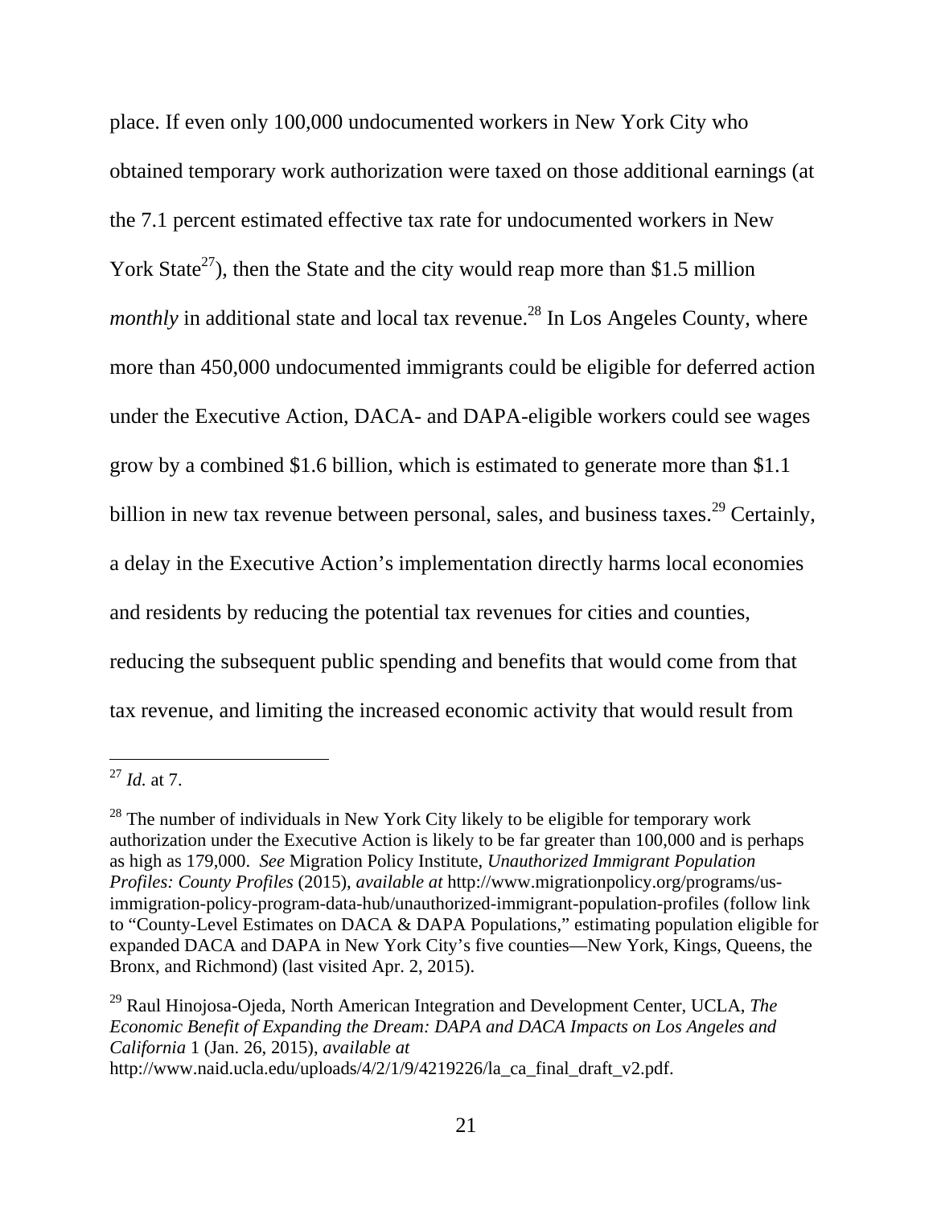place. If even only 100,000 undocumented workers in New York City who obtained temporary work authorization were taxed on those additional earnings (at the 7.1 percent estimated effective tax rate for undocumented workers in New York State[27]), then the State and the city would reap more than $1.5 million *monthly* in additional state and local tax revenue.[28] In Los Angeles County, where more than 450,000 undocumented immigrants could be eligible for deferred action under the Executive Action, DACA- and DAPA-eligible workers could see wages grow by a combined $1.6 billion, which is estimated to generate more than $1.1 billion in new tax revenue between personal, sales, and business taxes.[29] Certainly, a delay in the Executive Action's implementation directly harms local economies and residents by reducing the potential tax revenues for cities and counties, reducing the subsequent public spending and benefits that would come from that tax revenue, and limiting the increased economic activity that would result from

---

[27] *Id.* at 7.

[28] The number of individuals in New York City likely to be eligible for temporary work authorization under the Executive Action is likely to be far greater than 100,000 and is perhaps as high as 179,000. *See* Migration Policy Institute, *Unauthorized Immigrant Population Profiles: County Profiles* (2015), *available at* http://www.migrationpolicy.org/programs/us-immigration-policy-program-data-hub/unauthorized-immigrant-population-profiles (follow link to "County-Level Estimates on DACA & DAPA Populations," estimating population eligible for expanded DACA and DAPA in New York City's five counties—New York, Kings, Queens, the Bronx, and Richmond) (last visited Apr. 2, 2015).

[29] Raul Hinojosa-Ojeda, North American Integration and Development Center, UCLA, *The Economic Benefit of Expanding the Dream: DAPA and DACA Impacts on Los Angeles and California* 1 (Jan. 26, 2015), *available at* http://www.naid.ucla.edu/uploads/4/2/1/9/4219226/la_ca_final_draft_v2.pdf.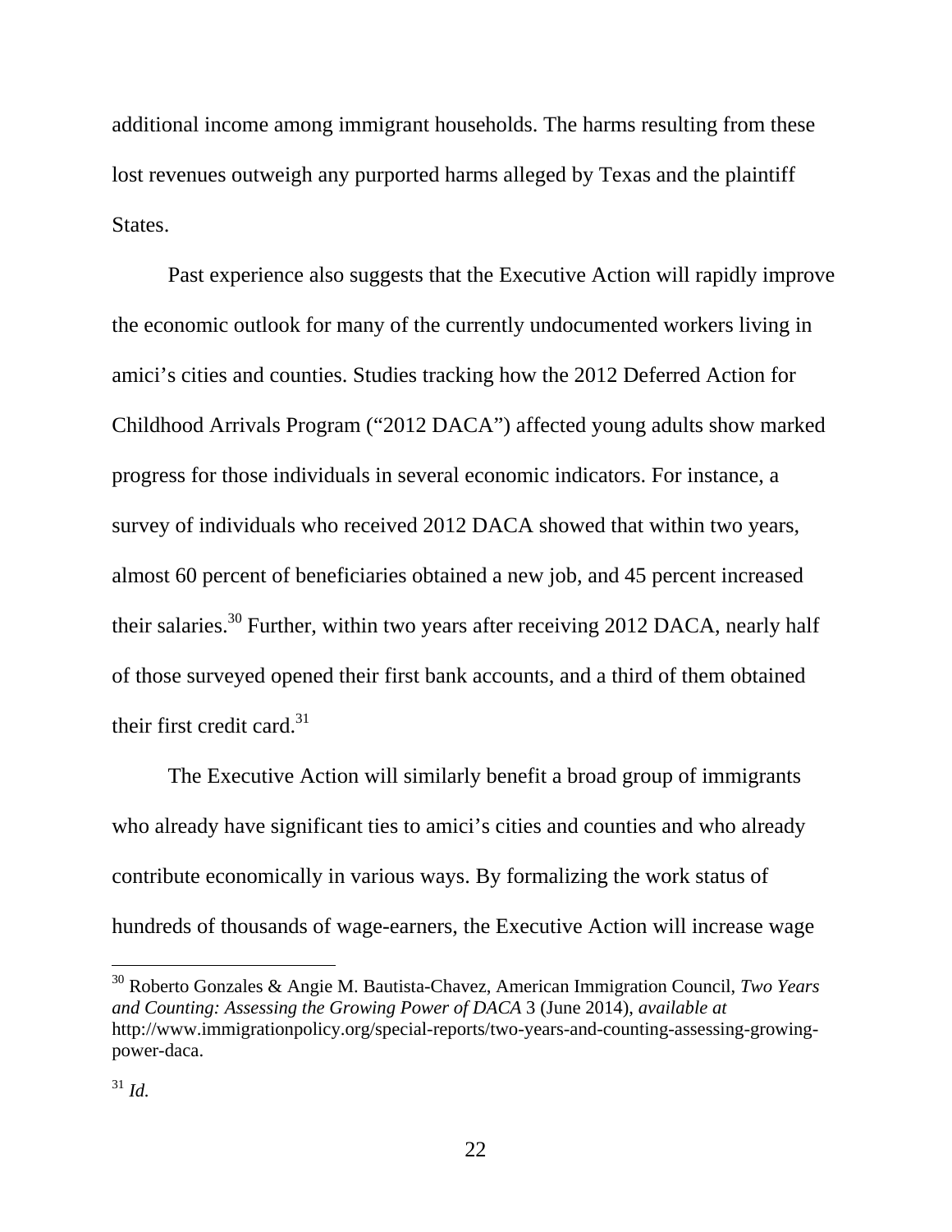additional income among immigrant households. The harms resulting from these lost revenues outweigh any purported harms alleged by Texas and the plaintiff States.

Past experience also suggests that the Executive Action will rapidly improve the economic outlook for many of the currently undocumented workers living in amici's cities and counties. Studies tracking how the 2012 Deferred Action for Childhood Arrivals Program ("2012 DACA") affected young adults show marked progress for those individuals in several economic indicators. For instance, a survey of individuals who received 2012 DACA showed that within two years, almost 60 percent of beneficiaries obtained a new job, and 45 percent increased their salaries.[30] Further, within two years after receiving 2012 DACA, nearly half of those surveyed opened their first bank accounts, and a third of them obtained their first credit card.[31]

The Executive Action will similarly benefit a broad group of immigrants who already have significant ties to amici's cities and counties and who already contribute economically in various ways. By formalizing the work status of hundreds of thousands of wage-earners, the Executive Action will increase wage

---

[30] Roberto Gonzales & Angie M. Bautista-Chavez, American Immigration Council, *Two Years and Counting: Assessing the Growing Power of DACA* 3 (June 2014), *available at* http://www.immigrationpolicy.org/special-reports/two-years-and-counting-assessing-growing-power-daca.

[31] *Id.*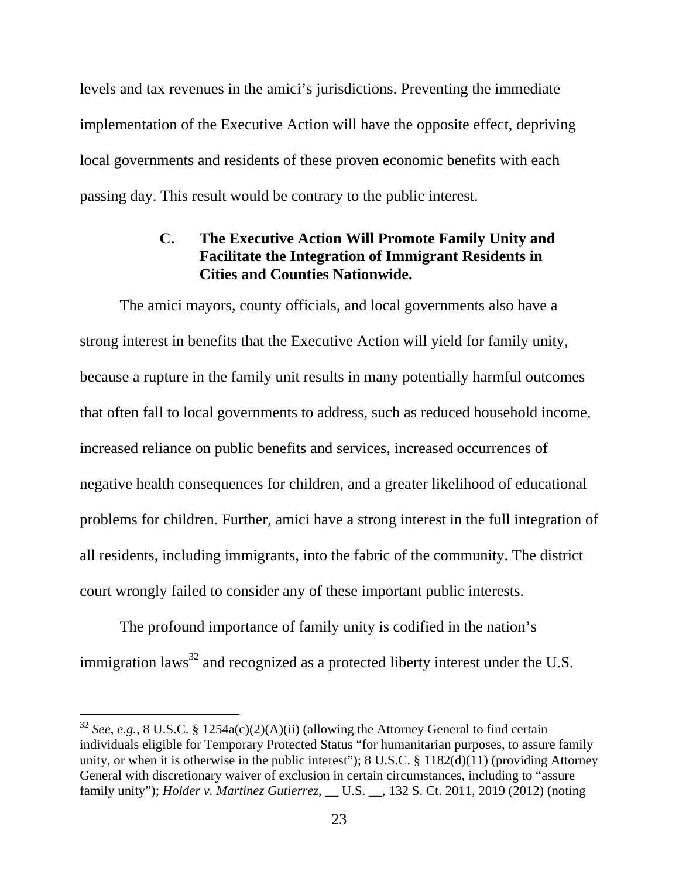levels and tax revenues in the amici's jurisdictions. Preventing the immediate implementation of the Executive Action will have the opposite effect, depriving local governments and residents of these proven economic benefits with each passing day. This result would be contrary to the public interest.

### C. The Executive Action Will Promote Family Unity and Facilitate the Integration of Immigrant Residents in Cities and Counties Nationwide.

The amici mayors, county officials, and local governments also have a strong interest in benefits that the Executive Action will yield for family unity, because a rupture in the family unit results in many potentially harmful outcomes that often fall to local governments to address, such as reduced household income, increased reliance on public benefits and services, increased occurrences of negative health consequences for children, and a greater likelihood of educational problems for children. Further, amici have a strong interest in the full integration of all residents, including immigrants, into the fabric of the community. The district court wrongly failed to consider any of these important public interests.

The profound importance of family unity is codified in the nation's immigration laws[32] and recognized as a protected liberty interest under the U.S.

---

[32] *See*, *e.g.*, 8 U.S.C. § 1254a(c)(2)(A)(ii) (allowing the Attorney General to find certain individuals eligible for Temporary Protected Status "for humanitarian purposes, to assure family unity, or when it is otherwise in the public interest"); 8 U.S.C. § 1182(d)(11) (providing Attorney General with discretionary waiver of exclusion in certain circumstances, including to "assure family unity"); *Holder v. Martinez Gutierrez*, __ U.S. __, 132 S. Ct. 2011, 2019 (2012) (noting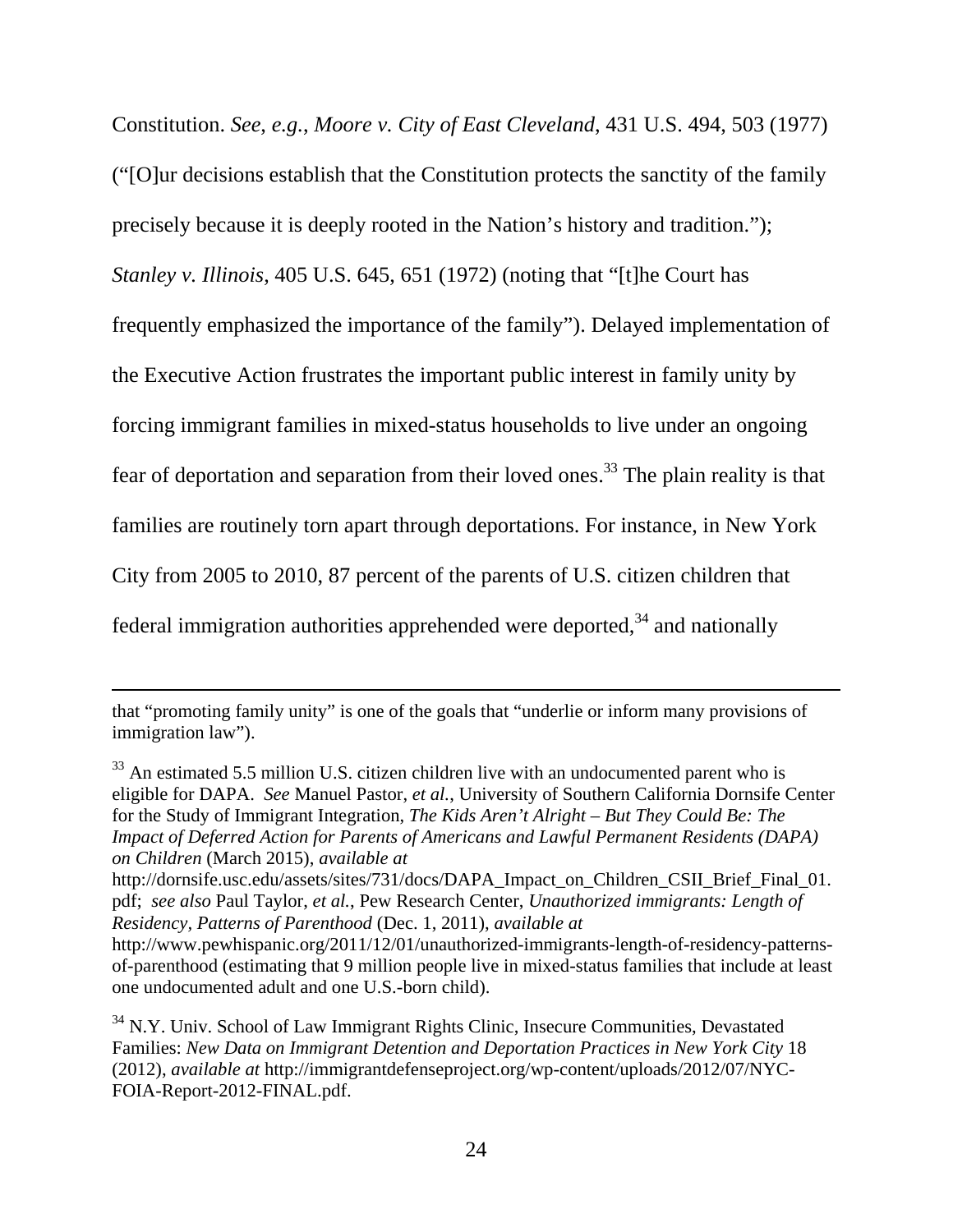Constitution. *See, e.g.*, *Moore v. City of East Cleveland*, 431 U.S. 494, 503 (1977) ("[O]ur decisions establish that the Constitution protects the sanctity of the family precisely because it is deeply rooted in the Nation's history and tradition."); *Stanley v. Illinois*, 405 U.S. 645, 651 (1972) (noting that "[t]he Court has frequently emphasized the importance of the family"). Delayed implementation of the Executive Action frustrates the important public interest in family unity by forcing immigrant families in mixed-status households to live under an ongoing fear of deportation and separation from their loved ones.[33] The plain reality is that families are routinely torn apart through deportations. For instance, in New York City from 2005 to 2010, 87 percent of the parents of U.S. citizen children that federal immigration authorities apprehended were deported,[34] and nationally

---

that "promoting family unity" is one of the goals that "underlie or inform many provisions of immigration law").

[33] An estimated 5.5 million U.S. citizen children live with an undocumented parent who is eligible for DAPA. *See* Manuel Pastor, *et al.*, University of Southern California Dornsife Center for the Study of Immigrant Integration, *The Kids Aren't Alright – But They Could Be: The Impact of Deferred Action for Parents of Americans and Lawful Permanent Residents (DAPA) on Children* (March 2015), *available at* http://dornsife.usc.edu/assets/sites/731/docs/DAPA_Impact_on_Children_CSII_Brief_Final_01.pdf; *see also* Paul Taylor, *et al.*, Pew Research Center, *Unauthorized immigrants: Length of Residency, Patterns of Parenthood* (Dec. 1, 2011), *available at* http://www.pewhispanic.org/2011/12/01/unauthorized-immigrants-length-of-residency-patterns-of-parenthood (estimating that 9 million people live in mixed-status families that include at least one undocumented adult and one U.S.-born child).

[34] N.Y. Univ. School of Law Immigrant Rights Clinic, Insecure Communities, Devastated Families: *New Data on Immigrant Detention and Deportation Practices in New York City* 18 (2012), *available at* http://immigrantdefenseproject.org/wp-content/uploads/2012/07/NYC-FOIA-Report-2012-FINAL.pdf.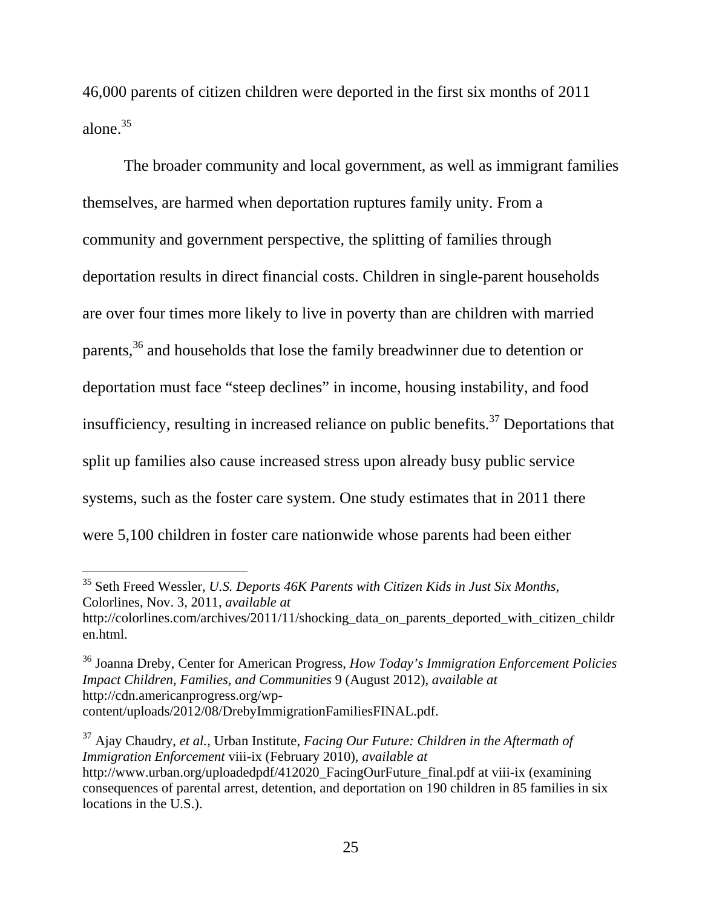46,000 parents of citizen children were deported in the first six months of 2011 alone.[35]

The broader community and local government, as well as immigrant families themselves, are harmed when deportation ruptures family unity. From a community and government perspective, the splitting of families through deportation results in direct financial costs. Children in single-parent households are over four times more likely to live in poverty than are children with married parents,[36] and households that lose the family breadwinner due to detention or deportation must face "steep declines" in income, housing instability, and food insufficiency, resulting in increased reliance on public benefits.[37] Deportations that split up families also cause increased stress upon already busy public service systems, such as the foster care system. One study estimates that in 2011 there were 5,100 children in foster care nationwide whose parents had been either

---

[35] Seth Freed Wessler, *U.S. Deports 46K Parents with Citizen Kids in Just Six Months*, Colorlines, Nov. 3, 2011, *available at* http://colorlines.com/archives/2011/11/shocking_data_on_parents_deported_with_citizen_children.html.

[36] Joanna Dreby, Center for American Progress, *How Today's Immigration Enforcement Policies Impact Children, Families, and Communities* 9 (August 2012), *available at* http://cdn.americanprogress.org/wp-content/uploads/2012/08/DrebyImmigrationFamiliesFINAL.pdf.

[37] Ajay Chaudry, *et al.*, Urban Institute, *Facing Our Future: Children in the Aftermath of Immigration Enforcement* viii-ix (February 2010), *available at* http://www.urban.org/uploadedpdf/412020_FacingOurFuture_final.pdf at viii-ix (examining consequences of parental arrest, detention, and deportation on 190 children in 85 families in six locations in the U.S.).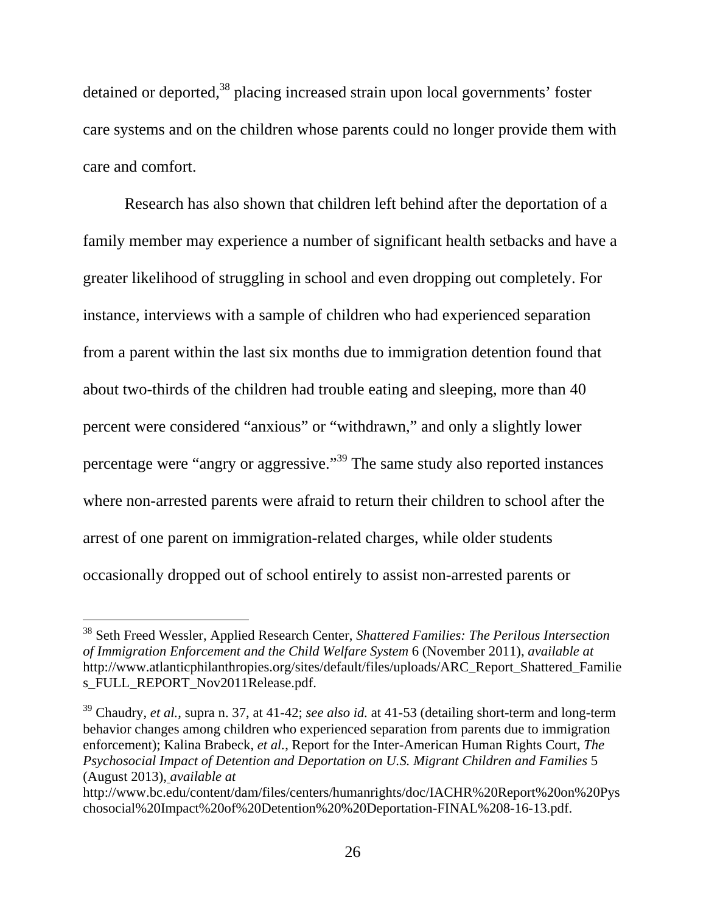detained or deported,[38] placing increased strain upon local governments' foster care systems and on the children whose parents could no longer provide them with care and comfort.

Research has also shown that children left behind after the deportation of a family member may experience a number of significant health setbacks and have a greater likelihood of struggling in school and even dropping out completely. For instance, interviews with a sample of children who had experienced separation from a parent within the last six months due to immigration detention found that about two-thirds of the children had trouble eating and sleeping, more than 40 percent were considered "anxious" or "withdrawn," and only a slightly lower percentage were "angry or aggressive."[39] The same study also reported instances where non-arrested parents were afraid to return their children to school after the arrest of one parent on immigration-related charges, while older students occasionally dropped out of school entirely to assist non-arrested parents or

---

[38] Seth Freed Wessler, Applied Research Center, *Shattered Families: The Perilous Intersection of Immigration Enforcement and the Child Welfare System* 6 (November 2011), *available at* http://www.atlanticphilanthropies.org/sites/default/files/uploads/ARC_Report_Shattered_Families_FULL_REPORT_Nov2011Release.pdf.

[39] Chaudry, *et al.*, supra n. 37, at 41-42; *see also id.* at 41-53 (detailing short-term and long-term behavior changes among children who experienced separation from parents due to immigration enforcement); Kalina Brabeck, *et al.*, Report for the Inter-American Human Rights Court, *The Psychosocial Impact of Detention and Deportation on U.S. Migrant Children and Families* 5 (August 2013), *available at* http://www.bc.edu/content/dam/files/centers/humanrights/doc/IACHR%20Report%20on%20Pyschosocial%20Impact%20of%20Detention%20%20Deportation-FINAL%208-16-13.pdf.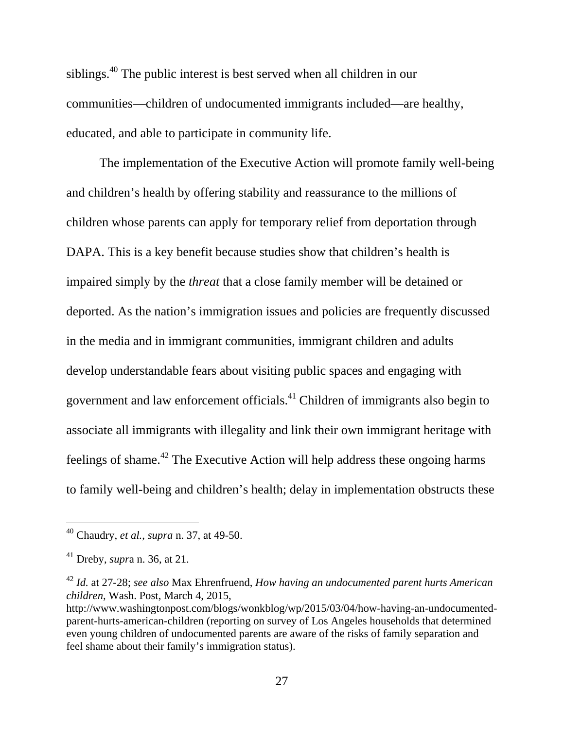siblings.[40] The public interest is best served when all children in our communities—children of undocumented immigrants included—are healthy, educated, and able to participate in community life.

The implementation of the Executive Action will promote family well-being and children's health by offering stability and reassurance to the millions of children whose parents can apply for temporary relief from deportation through DAPA. This is a key benefit because studies show that children's health is impaired simply by the *threat* that a close family member will be detained or deported. As the nation's immigration issues and policies are frequently discussed in the media and in immigrant communities, immigrant children and adults develop understandable fears about visiting public spaces and engaging with government and law enforcement officials.[41] Children of immigrants also begin to associate all immigrants with illegality and link their own immigrant heritage with feelings of shame.[42] The Executive Action will help address these ongoing harms to family well-being and children's health; delay in implementation obstructs these

---

[40] Chaudry, *et al.*, *supra* n. 37, at 49-50.

[41] Dreby, *supr*a n. 36, at 21.

[42] *Id.* at 27-28; *see also* Max Ehrenfruend, *How having an undocumented parent hurts American children*, Wash. Post, March 4, 2015, http://www.washingtonpost.com/blogs/wonkblog/wp/2015/03/04/how-having-an-undocumented-parent-hurts-american-children (reporting on survey of Los Angeles households that determined even young children of undocumented parents are aware of the risks of family separation and feel shame about their family's immigration status).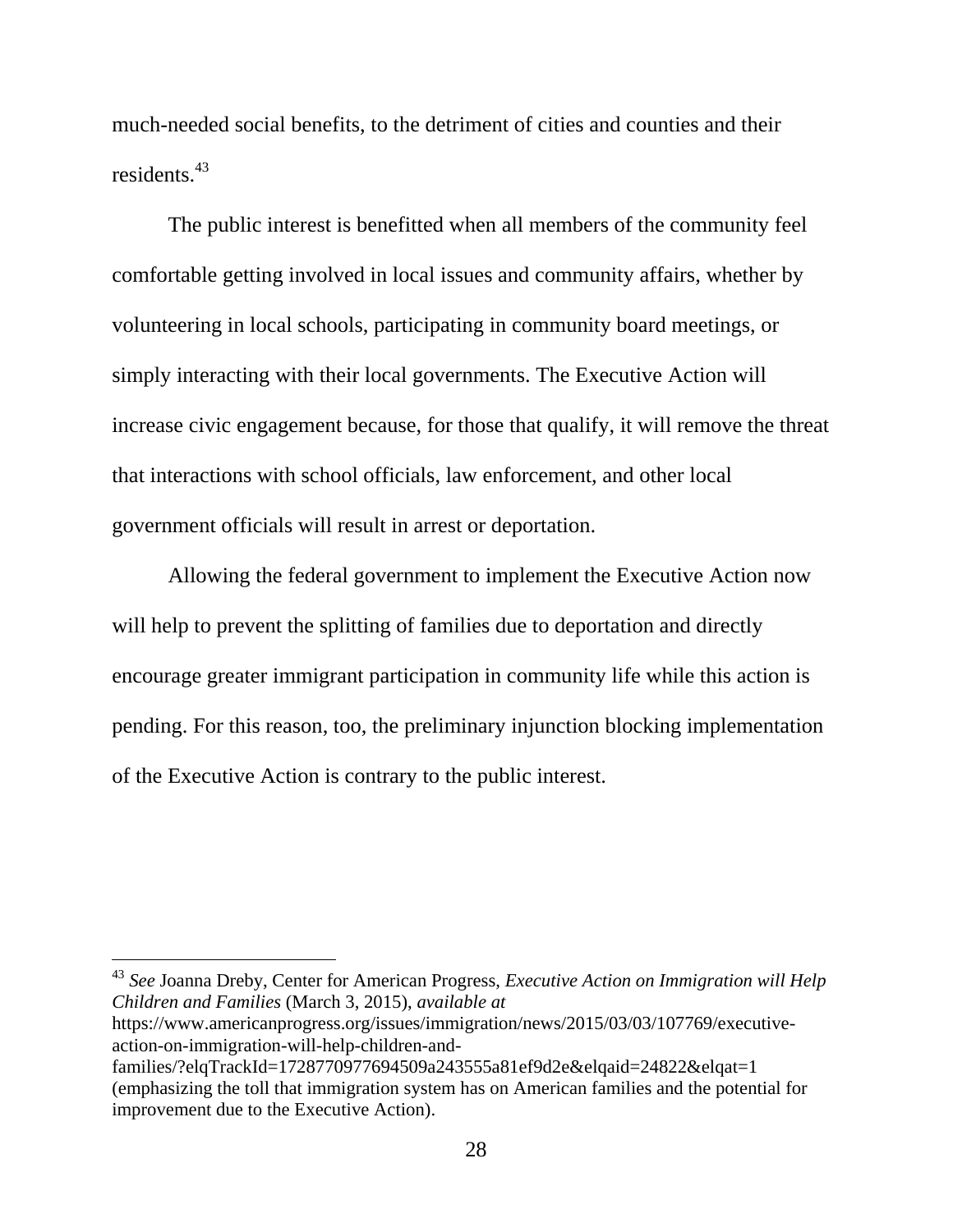much-needed social benefits, to the detriment of cities and counties and their residents.[43]

The public interest is benefitted when all members of the community feel comfortable getting involved in local issues and community affairs, whether by volunteering in local schools, participating in community board meetings, or simply interacting with their local governments. The Executive Action will increase civic engagement because, for those that qualify, it will remove the threat that interactions with school officials, law enforcement, and other local government officials will result in arrest or deportation.

Allowing the federal government to implement the Executive Action now will help to prevent the splitting of families due to deportation and directly encourage greater immigrant participation in community life while this action is pending. For this reason, too, the preliminary injunction blocking implementation of the Executive Action is contrary to the public interest.

---

[43] *See* Joanna Dreby, Center for American Progress, *Executive Action on Immigration will Help Children and Families* (March 3, 2015), *available at* https://www.americanprogress.org/issues/immigration/news/2015/03/03/107769/executive-action-on-immigration-will-help-children-and-families/?elqTrackId=1728770977694509a243555a81ef9d2e&elqaid=24822&elqat=1 (emphasizing the toll that immigration system has on American families and the potential for improvement due to the Executive Action).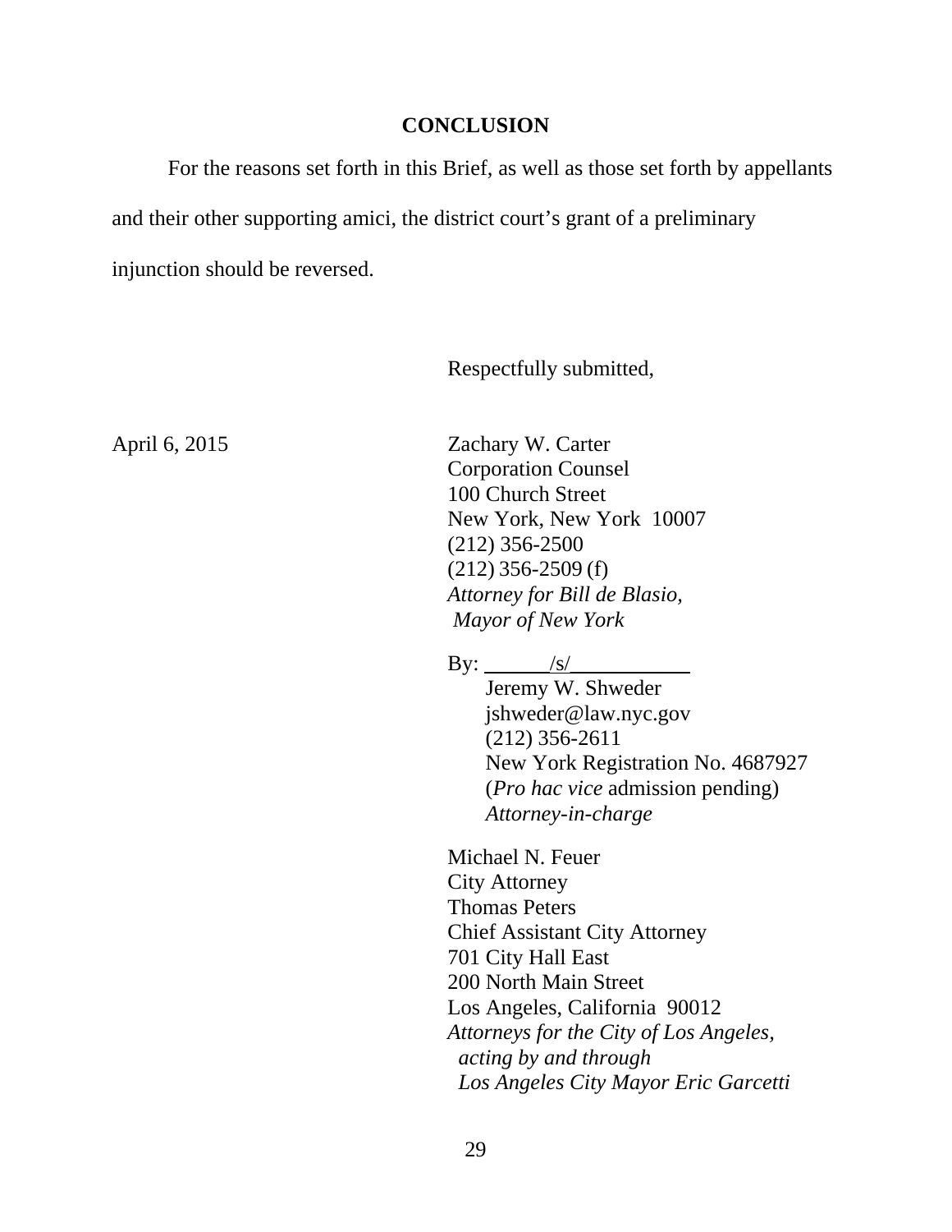## CONCLUSION

For the reasons set forth in this Brief, as well as those set forth by appellants and their other supporting amici, the district court's grant of a preliminary injunction should be reversed.

Respectfully submitted,

April 6, 2015

Zachary W. Carter
Corporation Counsel
100 Church Street
New York, New York 10007
(212) 356-2500
(212) 356-2509 (f)
*Attorney for Bill de Blasio, Mayor of New York*

By: /s/
Jeremy W. Shweder
jshweder@law.nyc.gov
(212) 356-2611
New York Registration No. 4687927
(*Pro hac vice* admission pending)
*Attorney-in-charge*

Michael N. Feuer
City Attorney
Thomas Peters
Chief Assistant City Attorney
701 City Hall East
200 North Main Street
Los Angeles, California 90012
*Attorneys for the City of Los Angeles, acting by and through Los Angeles City Mayor Eric Garcetti*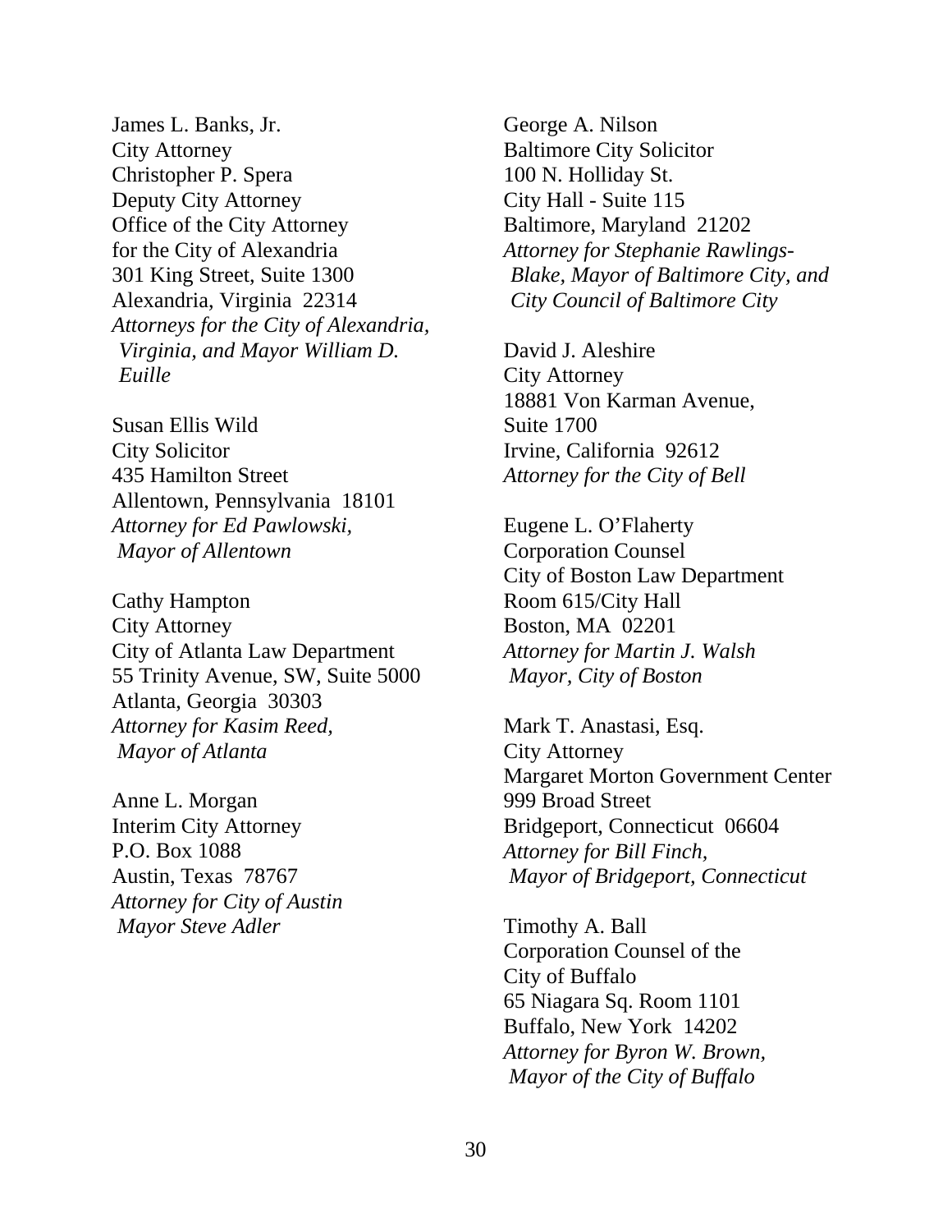James L. Banks, Jr.
City Attorney
Christopher P. Spera
Deputy City Attorney
Office of the City Attorney
for the City of Alexandria
301 King Street, Suite 1300
Alexandria, Virginia 22314
*Attorneys for the City of Alexandria, Virginia, and Mayor William D. Euille*

Susan Ellis Wild
City Solicitor
435 Hamilton Street
Allentown, Pennsylvania 18101
*Attorney for Ed Pawlowski, Mayor of Allentown*

Cathy Hampton
City Attorney
City of Atlanta Law Department
55 Trinity Avenue, SW, Suite 5000
Atlanta, Georgia 30303
*Attorney for Kasim Reed, Mayor of Atlanta*

Anne L. Morgan
Interim City Attorney
P.O. Box 1088
Austin, Texas 78767
*Attorney for City of Austin Mayor Steve Adler*

George A. Nilson
Baltimore City Solicitor
100 N. Holliday St.
City Hall - Suite 115
Baltimore, Maryland 21202
*Attorney for Stephanie Rawlings-Blake, Mayor of Baltimore City, and City Council of Baltimore City*

David J. Aleshire
City Attorney
18881 Von Karman Avenue,
Suite 1700
Irvine, California 92612
*Attorney for the City of Bell*

Eugene L. O'Flaherty
Corporation Counsel
City of Boston Law Department
Room 615/City Hall
Boston, MA 02201
*Attorney for Martin J. Walsh Mayor, City of Boston*

Mark T. Anastasi, Esq.
City Attorney
Margaret Morton Government Center
999 Broad Street
Bridgeport, Connecticut 06604
*Attorney for Bill Finch, Mayor of Bridgeport, Connecticut*

Timothy A. Ball
Corporation Counsel of the
City of Buffalo
65 Niagara Sq. Room 1101
Buffalo, New York 14202
*Attorney for Byron W. Brown, Mayor of the City of Buffalo*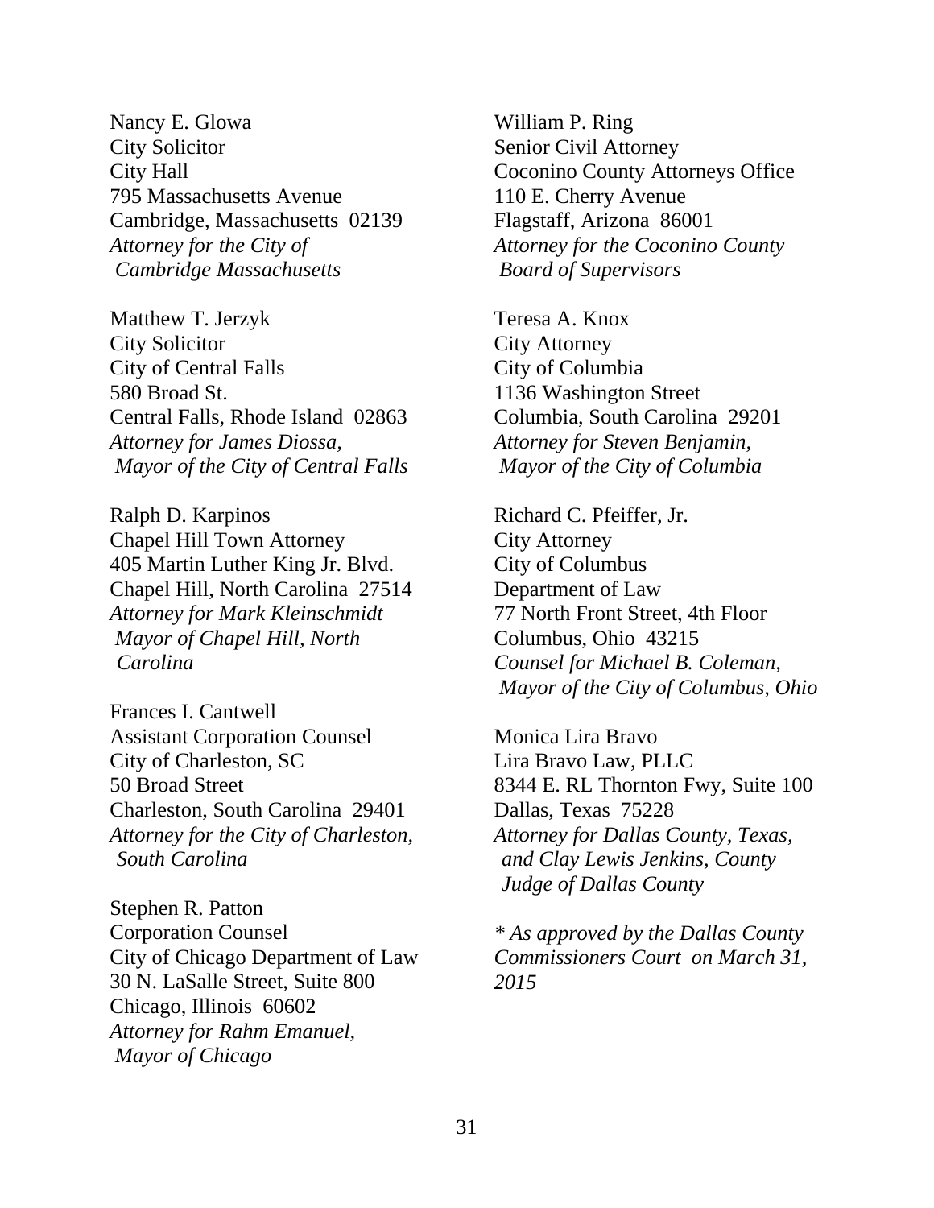Nancy E. Glowa
City Solicitor
City Hall
795 Massachusetts Avenue
Cambridge, Massachusetts 02139
*Attorney for the City of Cambridge Massachusetts*

Matthew T. Jerzyk
City Solicitor
City of Central Falls
580 Broad St.
Central Falls, Rhode Island 02863
*Attorney for James Diossa, Mayor of the City of Central Falls*

Ralph D. Karpinos
Chapel Hill Town Attorney
405 Martin Luther King Jr. Blvd.
Chapel Hill, North Carolina 27514
*Attorney for Mark Kleinschmidt Mayor of Chapel Hill, North Carolina*

Frances I. Cantwell
Assistant Corporation Counsel
City of Charleston, SC
50 Broad Street
Charleston, South Carolina 29401
*Attorney for the City of Charleston, South Carolina*

Stephen R. Patton
Corporation Counsel
City of Chicago Department of Law
30 N. LaSalle Street, Suite 800
Chicago, Illinois 60602
*Attorney for Rahm Emanuel, Mayor of Chicago*

William P. Ring
Senior Civil Attorney
Coconino County Attorneys Office
110 E. Cherry Avenue
Flagstaff, Arizona 86001
*Attorney for the Coconino County Board of Supervisors*

Teresa A. Knox
City Attorney
City of Columbia
1136 Washington Street
Columbia, South Carolina 29201
*Attorney for Steven Benjamin, Mayor of the City of Columbia*

Richard C. Pfeiffer, Jr.
City Attorney
City of Columbus
Department of Law
77 North Front Street, 4th Floor
Columbus, Ohio 43215
*Counsel for Michael B. Coleman, Mayor of the City of Columbus, Ohio*

Monica Lira Bravo
Lira Bravo Law, PLLC
8344 E. RL Thornton Fwy, Suite 100
Dallas, Texas 75228
*Attorney for Dallas County, Texas, and Clay Lewis Jenkins, County Judge of Dallas County*

*\* As approved by the Dallas County Commissioners Court on March 31, 2015*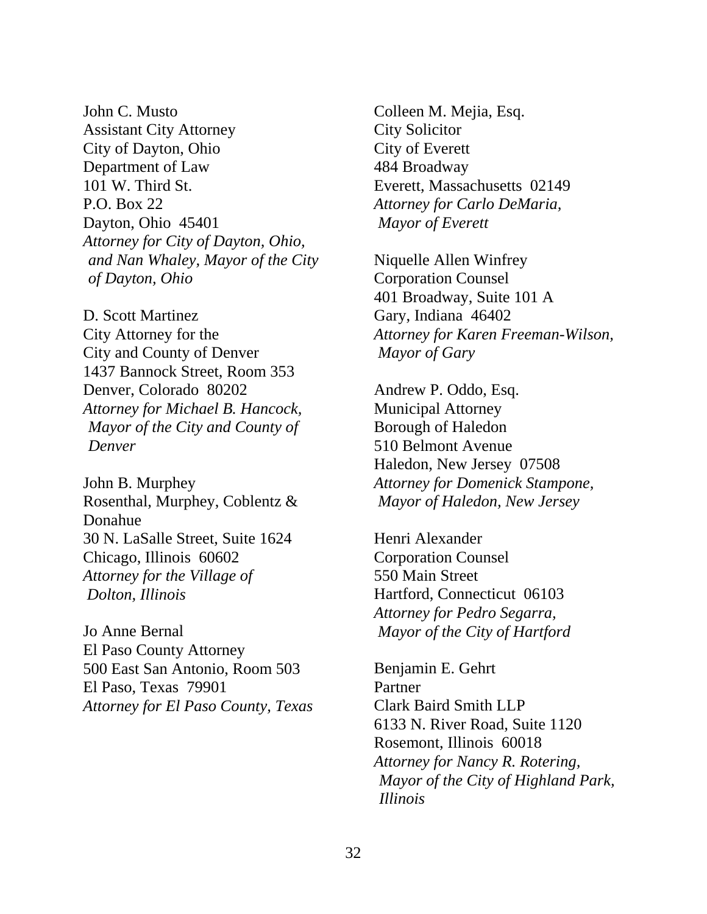John C. Musto
Assistant City Attorney
City of Dayton, Ohio
Department of Law
101 W. Third St.
P.O. Box 22
Dayton, Ohio 45401
*Attorney for City of Dayton, Ohio, and Nan Whaley, Mayor of the City of Dayton, Ohio*

D. Scott Martinez
City Attorney for the
City and County of Denver
1437 Bannock Street, Room 353
Denver, Colorado 80202
*Attorney for Michael B. Hancock, Mayor of the City and County of Denver*

John B. Murphey
Rosenthal, Murphey, Coblentz & Donahue
30 N. LaSalle Street, Suite 1624
Chicago, Illinois 60602
*Attorney for the Village of Dolton, Illinois*

Jo Anne Bernal
El Paso County Attorney
500 East San Antonio, Room 503
El Paso, Texas 79901
*Attorney for El Paso County, Texas*

Colleen M. Mejia, Esq.
City Solicitor
City of Everett
484 Broadway
Everett, Massachusetts 02149
*Attorney for Carlo DeMaria, Mayor of Everett*

Niquelle Allen Winfrey
Corporation Counsel
401 Broadway, Suite 101 A
Gary, Indiana 46402
*Attorney for Karen Freeman-Wilson, Mayor of Gary*

Andrew P. Oddo, Esq.
Municipal Attorney
Borough of Haledon
510 Belmont Avenue
Haledon, New Jersey 07508
*Attorney for Domenick Stampone, Mayor of Haledon, New Jersey*

Henri Alexander
Corporation Counsel
550 Main Street
Hartford, Connecticut 06103
*Attorney for Pedro Segarra, Mayor of the City of Hartford*

Benjamin E. Gehrt
Partner
Clark Baird Smith LLP
6133 N. River Road, Suite 1120
Rosemont, Illinois 60018
*Attorney for Nancy R. Rotering, Mayor of the City of Highland Park, Illinois*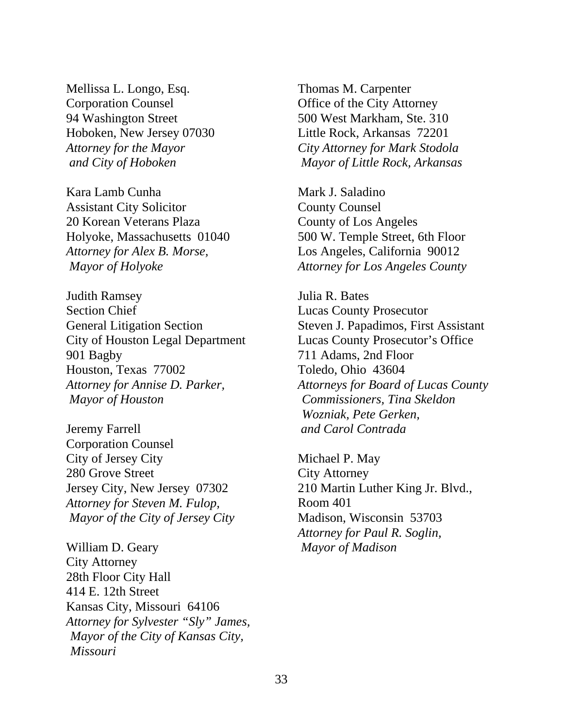Mellissa L. Longo, Esq.
Corporation Counsel
94 Washington Street
Hoboken, New Jersey 07030
*Attorney for the Mayor*
*and City of Hoboken*

Kara Lamb Cunha
Assistant City Solicitor
20 Korean Veterans Plaza
Holyoke, Massachusetts 01040
*Attorney for Alex B. Morse,*
*Mayor of Holyoke*

Judith Ramsey
Section Chief
General Litigation Section
City of Houston Legal Department
901 Bagby
Houston, Texas 77002
*Attorney for Annise D. Parker,*
*Mayor of Houston*

Jeremy Farrell
Corporation Counsel
City of Jersey City
280 Grove Street
Jersey City, New Jersey 07302
*Attorney for Steven M. Fulop,*
*Mayor of the City of Jersey City*

William D. Geary
City Attorney
28th Floor City Hall
414 E. 12th Street
Kansas City, Missouri 64106
*Attorney for Sylvester "Sly" James,*
*Mayor of the City of Kansas City,*
*Missouri*

Thomas M. Carpenter
Office of the City Attorney
500 West Markham, Ste. 310
Little Rock, Arkansas 72201
*City Attorney for Mark Stodola*
*Mayor of Little Rock, Arkansas*

Mark J. Saladino
County Counsel
County of Los Angeles
500 W. Temple Street, 6th Floor
Los Angeles, California 90012
*Attorney for Los Angeles County*

Julia R. Bates
Lucas County Prosecutor
Steven J. Papadimos, First Assistant
Lucas County Prosecutor's Office
711 Adams, 2nd Floor
Toledo, Ohio 43604
*Attorneys for Board of Lucas County*
*Commissioners, Tina Skeldon*
*Wozniak, Pete Gerken,*
*and Carol Contrada*

Michael P. May
City Attorney
210 Martin Luther King Jr. Blvd.,
Room 401
Madison, Wisconsin 53703
*Attorney for Paul R. Soglin,*
*Mayor of Madison*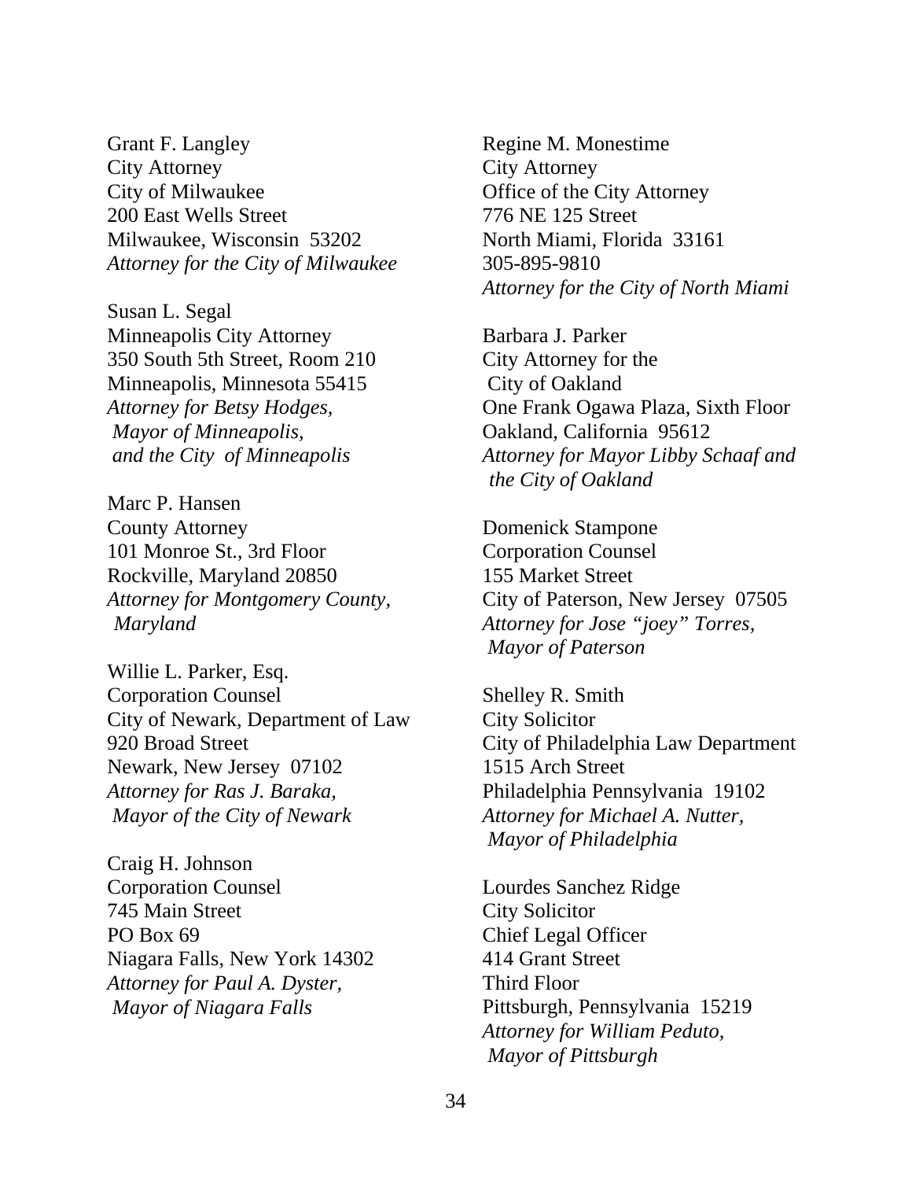Grant F. Langley
City Attorney
City of Milwaukee
200 East Wells Street
Milwaukee, Wisconsin 53202
*Attorney for the City of Milwaukee*

Susan L. Segal
Minneapolis City Attorney
350 South 5th Street, Room 210
Minneapolis, Minnesota 55415
*Attorney for Betsy Hodges, Mayor of Minneapolis, and the City of Minneapolis*

Marc P. Hansen
County Attorney
101 Monroe St., 3rd Floor
Rockville, Maryland 20850
*Attorney for Montgomery County, Maryland*

Willie L. Parker, Esq.
Corporation Counsel
City of Newark, Department of Law
920 Broad Street
Newark, New Jersey 07102
*Attorney for Ras J. Baraka, Mayor of the City of Newark*

Craig H. Johnson
Corporation Counsel
745 Main Street
PO Box 69
Niagara Falls, New York 14302
*Attorney for Paul A. Dyster, Mayor of Niagara Falls*

Regine M. Monestime
City Attorney
Office of the City Attorney
776 NE 125 Street
North Miami, Florida 33161
305-895-9810
*Attorney for the City of North Miami*

Barbara J. Parker
City Attorney for the City of Oakland
One Frank Ogawa Plaza, Sixth Floor
Oakland, California 95612
*Attorney for Mayor Libby Schaaf and the City of Oakland*

Domenick Stampone
Corporation Counsel
155 Market Street
City of Paterson, New Jersey 07505
*Attorney for Jose "joey" Torres, Mayor of Paterson*

Shelley R. Smith
City Solicitor
City of Philadelphia Law Department
1515 Arch Street
Philadelphia Pennsylvania 19102
*Attorney for Michael A. Nutter, Mayor of Philadelphia*

Lourdes Sanchez Ridge
City Solicitor
Chief Legal Officer
414 Grant Street
Third Floor
Pittsburgh, Pennsylvania 15219
*Attorney for William Peduto, Mayor of Pittsburgh*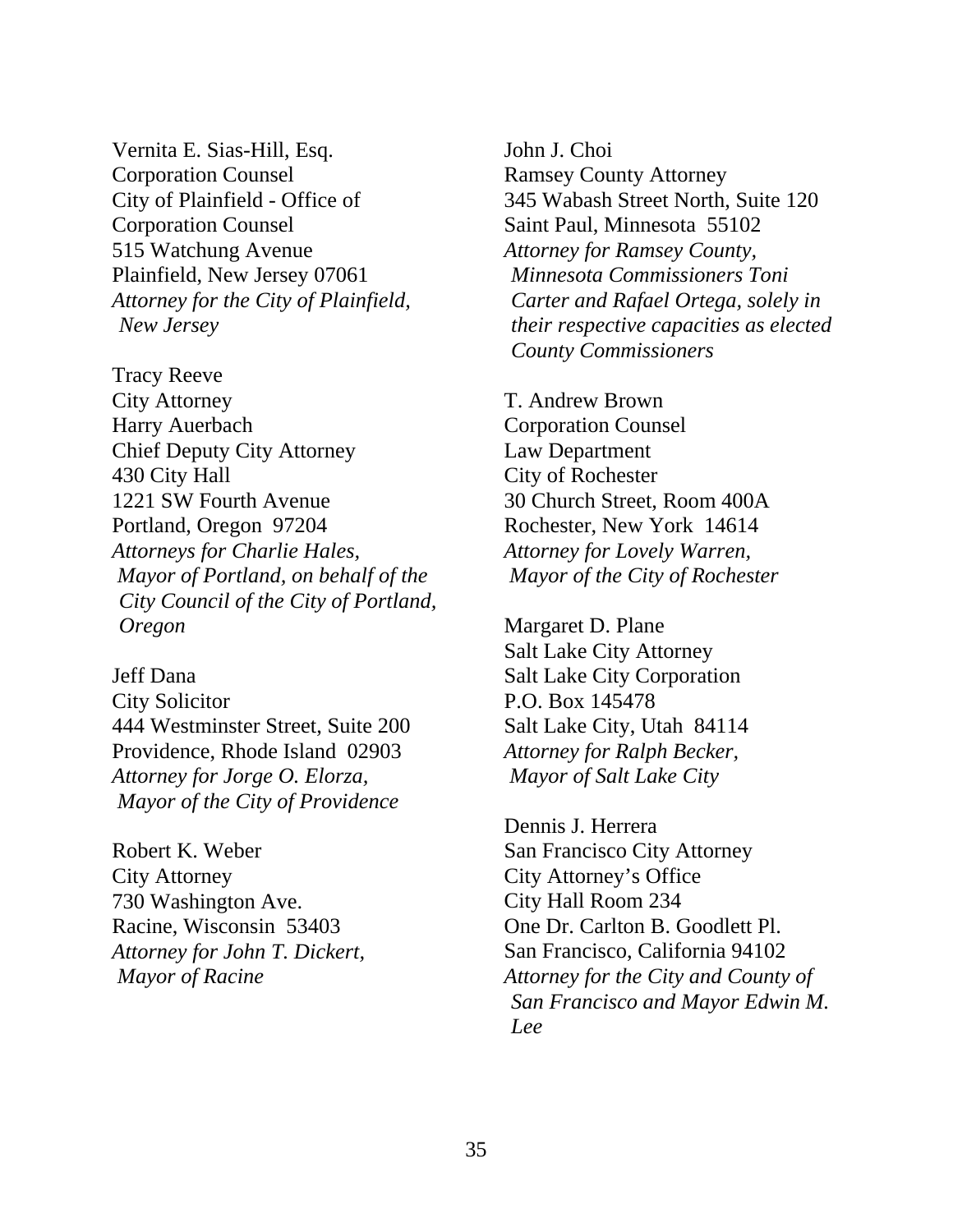Vernita E. Sias-Hill, Esq.
Corporation Counsel
City of Plainfield - Office of
Corporation Counsel
515 Watchung Avenue
Plainfield, New Jersey 07061
*Attorney for the City of Plainfield, New Jersey*

Tracy Reeve
City Attorney
Harry Auerbach
Chief Deputy City Attorney
430 City Hall
1221 SW Fourth Avenue
Portland, Oregon 97204
*Attorneys for Charlie Hales, Mayor of Portland, on behalf of the City Council of the City of Portland, Oregon*

Jeff Dana
City Solicitor
444 Westminster Street, Suite 200
Providence, Rhode Island 02903
*Attorney for Jorge O. Elorza, Mayor of the City of Providence*

Robert K. Weber
City Attorney
730 Washington Ave.
Racine, Wisconsin 53403
*Attorney for John T. Dickert, Mayor of Racine*

John J. Choi
Ramsey County Attorney
345 Wabash Street North, Suite 120
Saint Paul, Minnesota 55102
*Attorney for Ramsey County, Minnesota Commissioners Toni Carter and Rafael Ortega, solely in their respective capacities as elected County Commissioners*

T. Andrew Brown
Corporation Counsel
Law Department
City of Rochester
30 Church Street, Room 400A
Rochester, New York 14614
*Attorney for Lovely Warren, Mayor of the City of Rochester*

Margaret D. Plane
Salt Lake City Attorney
Salt Lake City Corporation
P.O. Box 145478
Salt Lake City, Utah 84114
*Attorney for Ralph Becker, Mayor of Salt Lake City*

Dennis J. Herrera
San Francisco City Attorney
City Attorney's Office
City Hall Room 234
One Dr. Carlton B. Goodlett Pl.
San Francisco, California 94102
*Attorney for the City and County of San Francisco and Mayor Edwin M. Lee*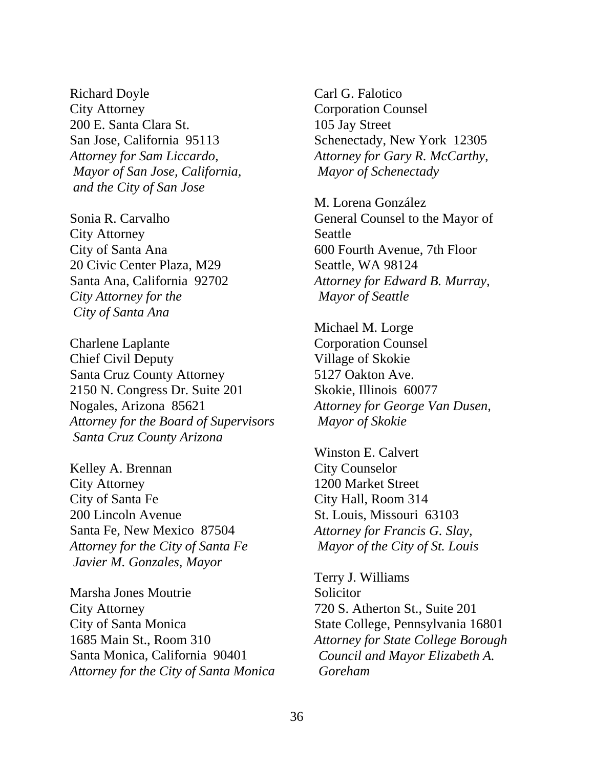Richard Doyle
City Attorney
200 E. Santa Clara St.
San Jose, California 95113
*Attorney for Sam Liccardo,*
*Mayor of San Jose, California,*
*and the City of San Jose*

Sonia R. Carvalho
City Attorney
City of Santa Ana
20 Civic Center Plaza, M29
Santa Ana, California 92702
*City Attorney for the*
*City of Santa Ana*

Charlene Laplante
Chief Civil Deputy
Santa Cruz County Attorney
2150 N. Congress Dr. Suite 201
Nogales, Arizona 85621
*Attorney for the Board of Supervisors*
*Santa Cruz County Arizona*

Kelley A. Brennan
City Attorney
City of Santa Fe
200 Lincoln Avenue
Santa Fe, New Mexico 87504
*Attorney for the City of Santa Fe*
*Javier M. Gonzales, Mayor*

Marsha Jones Moutrie
City Attorney
City of Santa Monica
1685 Main St., Room 310
Santa Monica, California 90401
*Attorney for the City of Santa Monica*

Carl G. Falotico
Corporation Counsel
105 Jay Street
Schenectady, New York 12305
*Attorney for Gary R. McCarthy,*
*Mayor of Schenectady*

M. Lorena González
General Counsel to the Mayor of Seattle
600 Fourth Avenue, 7th Floor
Seattle, WA 98124
*Attorney for Edward B. Murray,*
*Mayor of Seattle*

Michael M. Lorge
Corporation Counsel
Village of Skokie
5127 Oakton Ave.
Skokie, Illinois 60077
*Attorney for George Van Dusen,*
*Mayor of Skokie*

Winston E. Calvert
City Counselor
1200 Market Street
City Hall, Room 314
St. Louis, Missouri 63103
*Attorney for Francis G. Slay,*
*Mayor of the City of St. Louis*

Terry J. Williams
Solicitor
720 S. Atherton St., Suite 201
State College, Pennsylvania 16801
*Attorney for State College Borough*
*Council and Mayor Elizabeth A.*
*Goreham*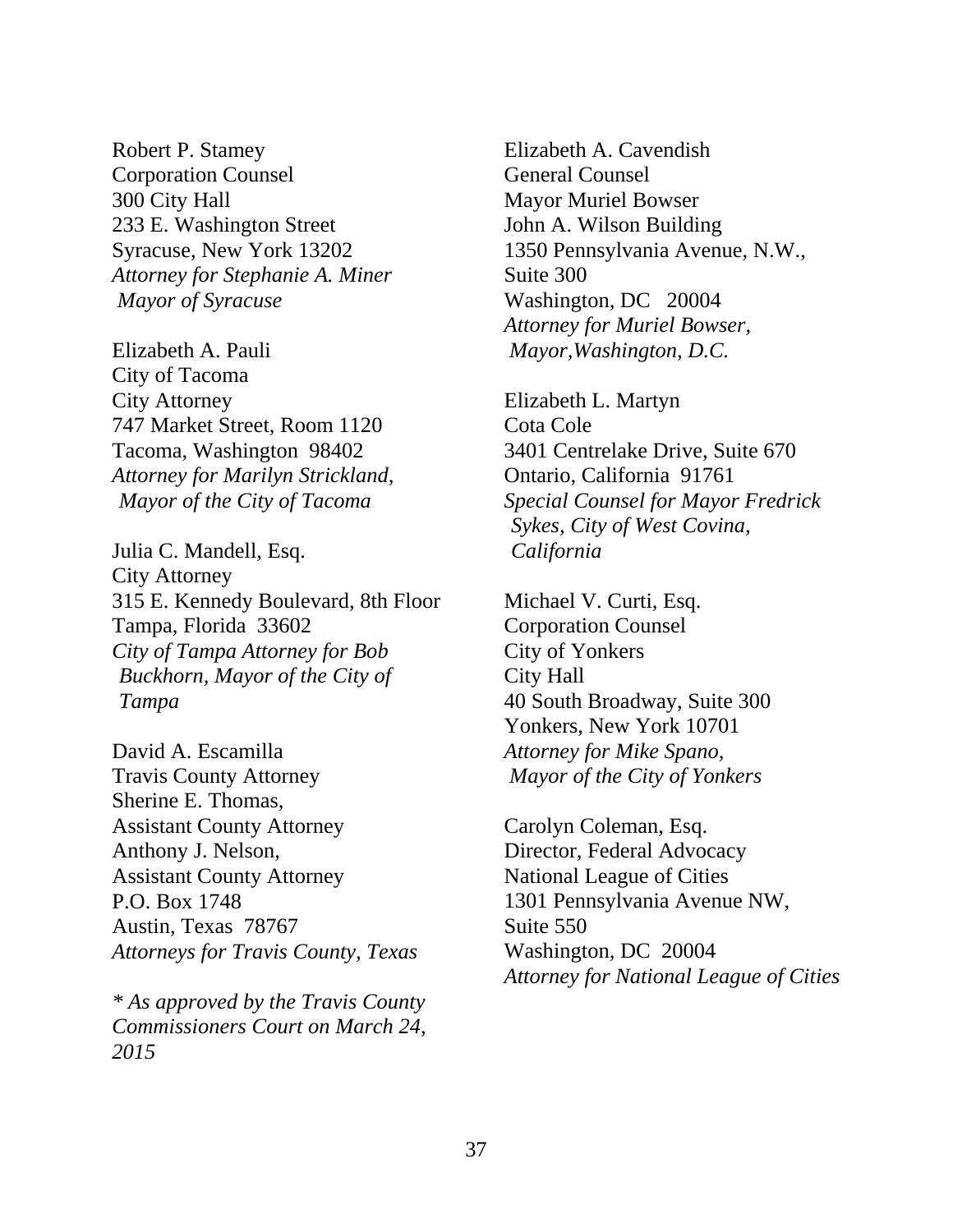Robert P. Stamey
Corporation Counsel
300 City Hall
233 E. Washington Street
Syracuse, New York 13202
*Attorney for Stephanie A. Miner Mayor of Syracuse*

Elizabeth A. Pauli
City of Tacoma
City Attorney
747 Market Street, Room 1120
Tacoma, Washington 98402
*Attorney for Marilyn Strickland, Mayor of the City of Tacoma*

Julia C. Mandell, Esq.
City Attorney
315 E. Kennedy Boulevard, 8th Floor
Tampa, Florida 33602
*City of Tampa Attorney for Bob Buckhorn, Mayor of the City of Tampa*

David A. Escamilla
Travis County Attorney
Sherine E. Thomas,
Assistant County Attorney
Anthony J. Nelson,
Assistant County Attorney
P.O. Box 1748
Austin, Texas 78767
*Attorneys for Travis County, Texas*

*\* As approved by the Travis County Commissioners Court on March 24, 2015*

Elizabeth A. Cavendish
General Counsel
Mayor Muriel Bowser
John A. Wilson Building
1350 Pennsylvania Avenue, N.W., Suite 300
Washington, DC 20004
*Attorney for Muriel Bowser, Mayor,Washington, D.C.*

Elizabeth L. Martyn
Cota Cole
3401 Centrelake Drive, Suite 670
Ontario, California 91761
*Special Counsel for Mayor Fredrick Sykes, City of West Covina, California*

Michael V. Curti, Esq.
Corporation Counsel
City of Yonkers
City Hall
40 South Broadway, Suite 300
Yonkers, New York 10701
*Attorney for Mike Spano, Mayor of the City of Yonkers*

Carolyn Coleman, Esq.
Director, Federal Advocacy
National League of Cities
1301 Pennsylvania Avenue NW, Suite 550
Washington, DC 20004
*Attorney for National League of Cities*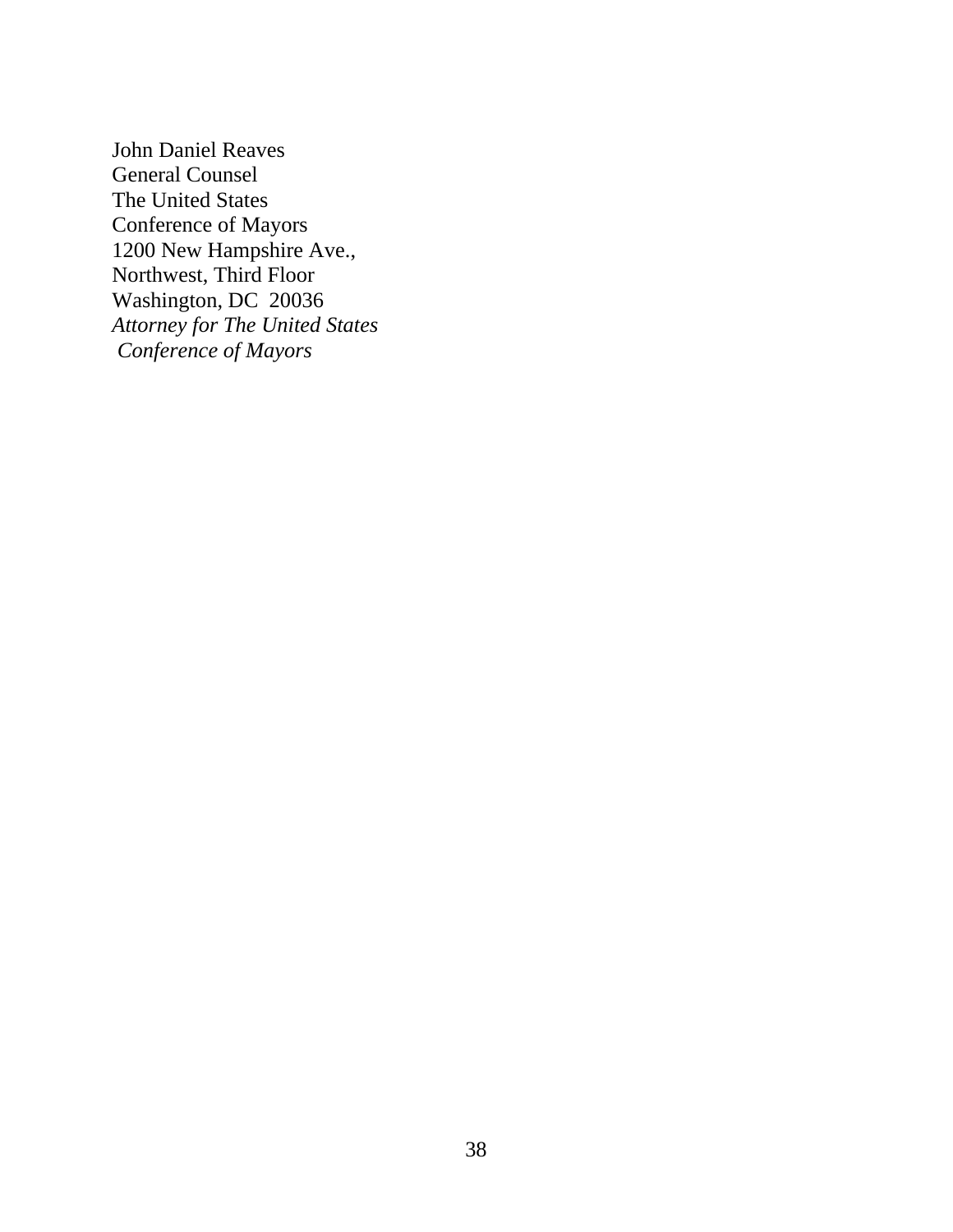John Daniel Reaves
General Counsel
The United States
Conference of Mayors
1200 New Hampshire Ave.,
Northwest, Third Floor
Washington, DC 20036
*Attorney for The United States*
*Conference of Mayors*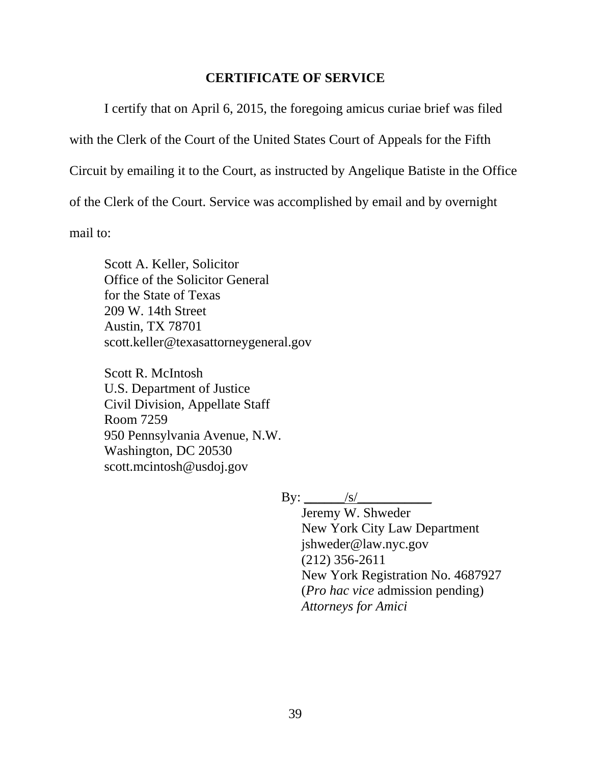## CERTIFICATE OF SERVICE

I certify that on April 6, 2015, the foregoing amicus curiae brief was filed with the Clerk of the Court of the United States Court of Appeals for the Fifth Circuit by emailing it to the Court, as instructed by Angelique Batiste in the Office of the Clerk of the Court. Service was accomplished by email and by overnight mail to:

Scott A. Keller, Solicitor
Office of the Solicitor General
for the State of Texas
209 W. 14th Street
Austin, TX 78701
scott.keller@texasattorneygeneral.gov

Scott R. McIntosh
U.S. Department of Justice
Civil Division, Appellate Staff
Room 7259
950 Pennsylvania Avenue, N.W.
Washington, DC 20530
scott.mcintosh@usdoj.gov

By: ______/s/___________
Jeremy W. Shweder
New York City Law Department
jshweder@law.nyc.gov
(212) 356-2611
New York Registration No. 4687927
(*Pro hac vice* admission pending)
*Attorneys for Amici*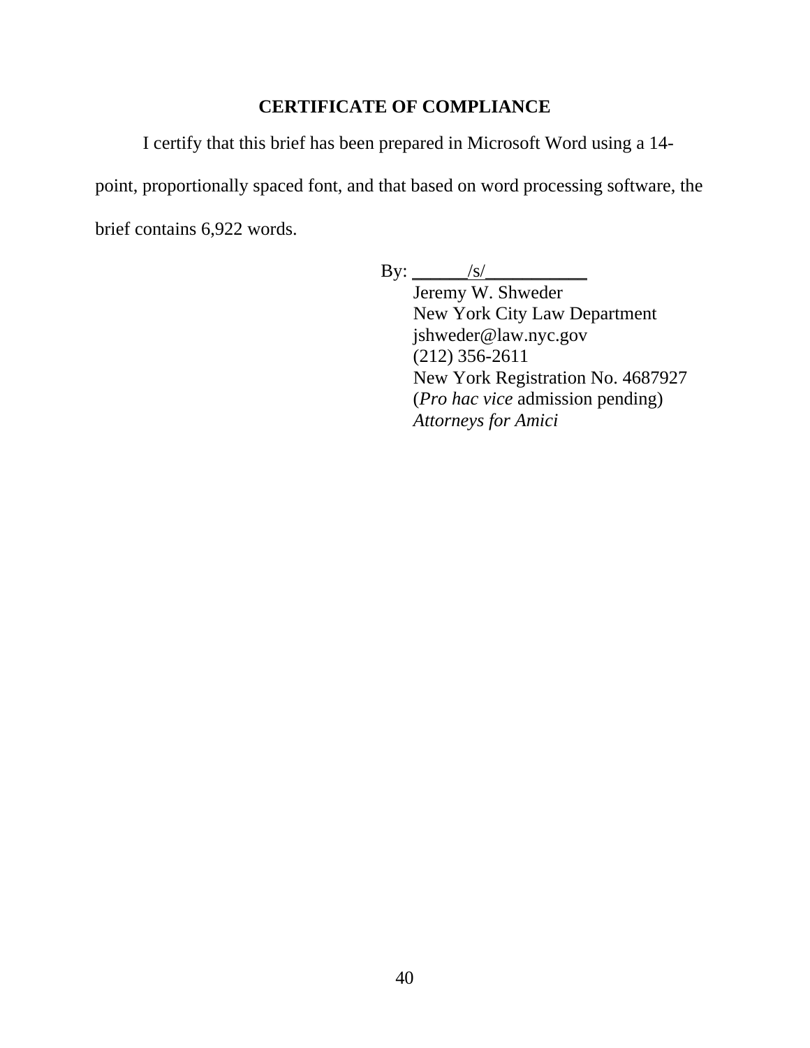## CERTIFICATE OF COMPLIANCE

I certify that this brief has been prepared in Microsoft Word using a 14-point, proportionally spaced font, and that based on word processing software, the brief contains 6,922 words.

By: ______/s/___________
Jeremy W. Shweder
New York City Law Department
jshweder@law.nyc.gov
(212) 356-2611
New York Registration No. 4687927
(*Pro hac vice* admission pending)
*Attorneys for Amici*